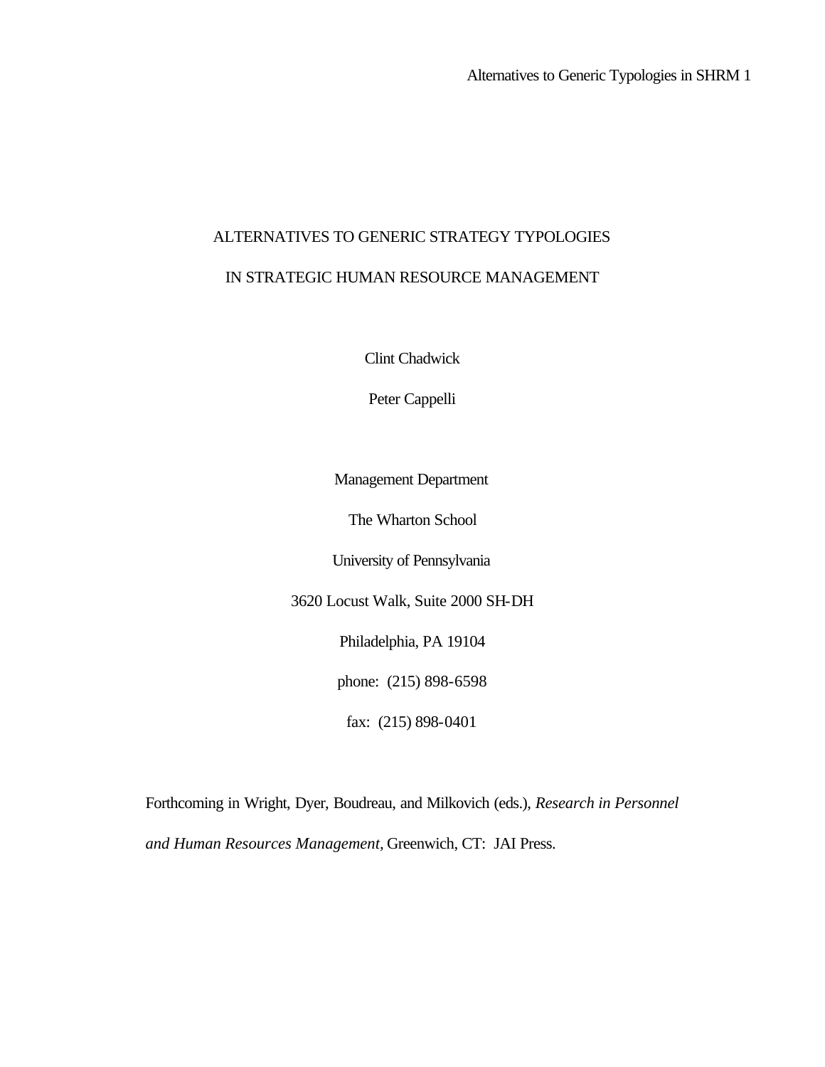# ALTERNATIVES TO GENERIC STRATEGY TYPOLOGIES IN STRATEGIC HUMAN RESOURCE MANAGEMENT

Clint Chadwick

Peter Cappelli

Management Department

The Wharton School

University of Pennsylvania

3620 Locust Walk, Suite 2000 SH-DH

Philadelphia, PA 19104

phone: (215) 898-6598

fax: (215) 898-0401

Forthcoming in Wright, Dyer, Boudreau, and Milkovich (eds.), *Research in Personnel and Human Resources Management*, Greenwich, CT: JAI Press.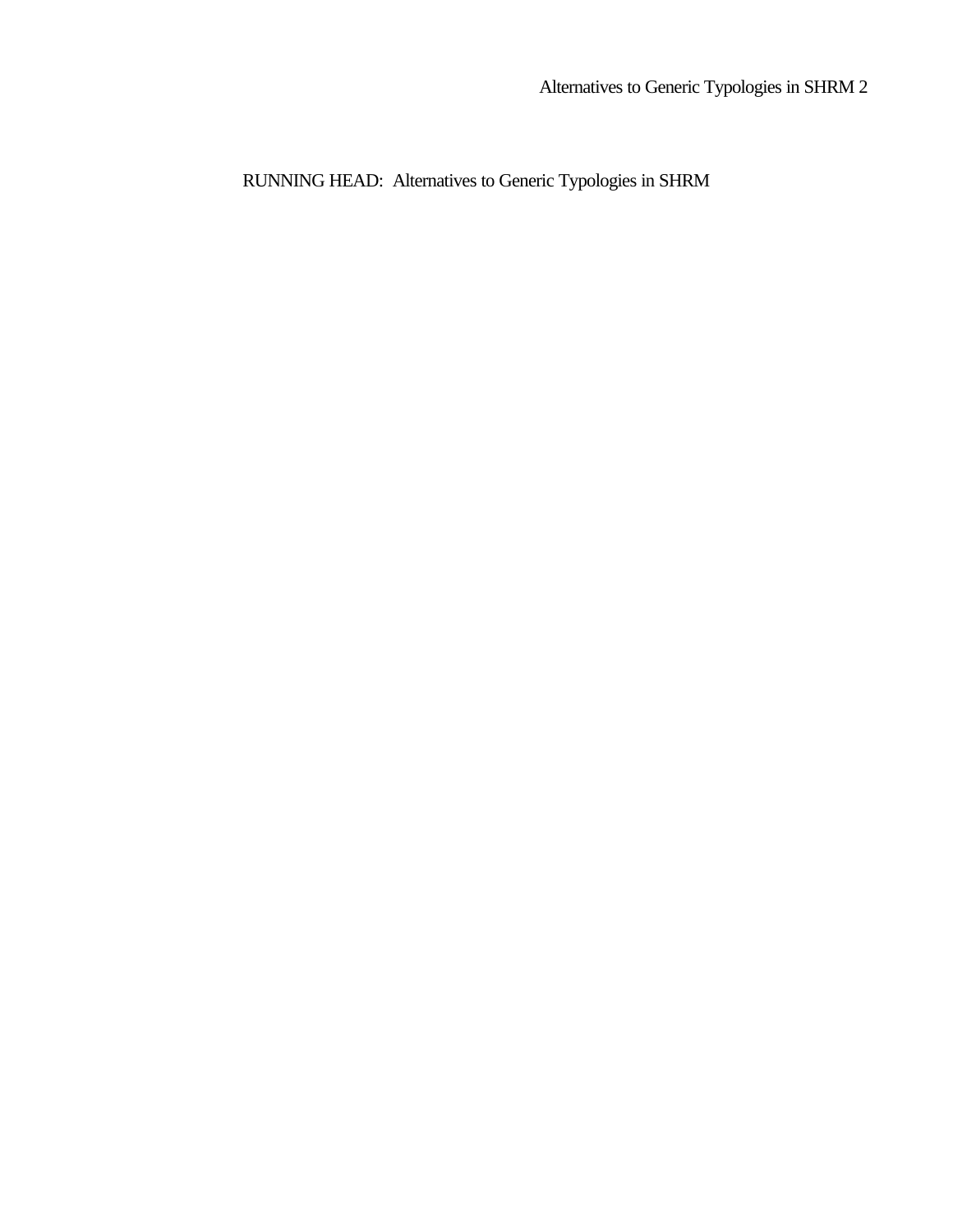RUNNING HEAD: Alternatives to Generic Typologies in SHRM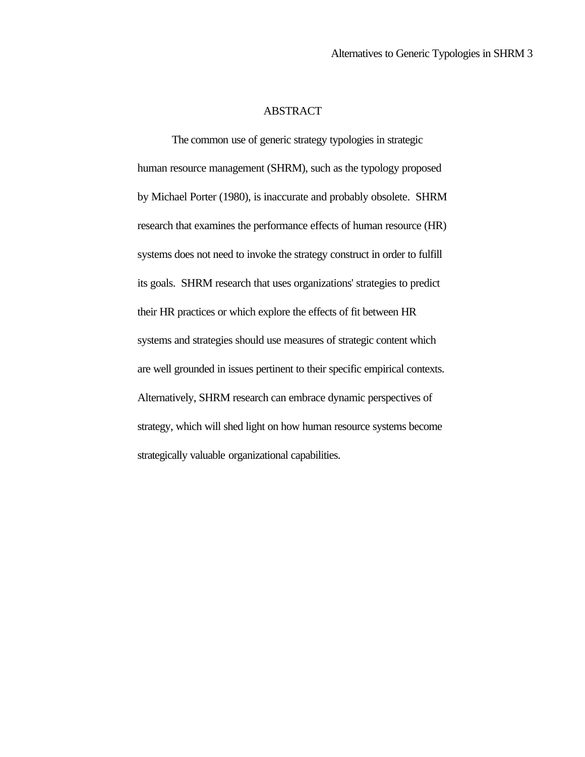# ABSTRACT

The common use of generic strategy typologies in strategic human resource management (SHRM), such as the typology proposed by Michael Porter (1980), is inaccurate and probably obsolete. SHRM research that examines the performance effects of human resource (HR) systems does not need to invoke the strategy construct in order to fulfill its goals. SHRM research that uses organizations' strategies to predict their HR practices or which explore the effects of fit between HR systems and strategies should use measures of strategic content which are well grounded in issues pertinent to their specific empirical contexts. Alternatively, SHRM research can embrace dynamic perspectives of strategy, which will shed light on how human resource systems become strategically valuable organizational capabilities.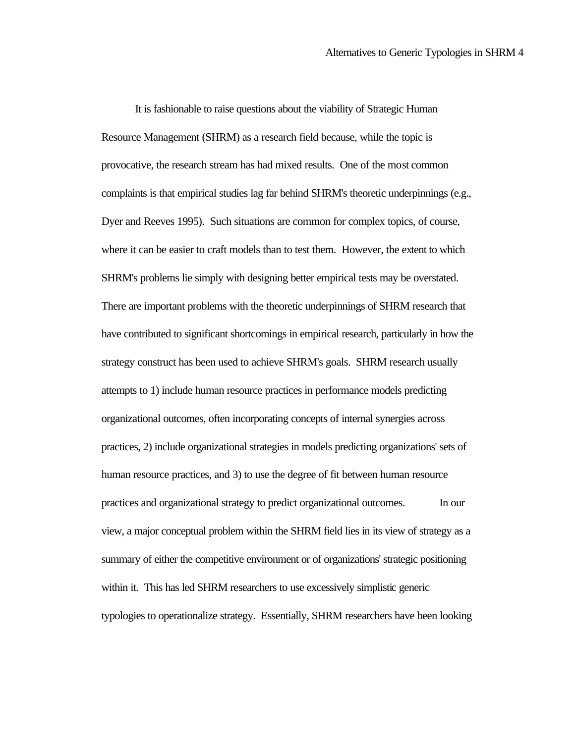It is fashionable to raise questions about the viability of Strategic Human Resource Management (SHRM) as a research field because, while the topic is provocative, the research stream has had mixed results. One of the most common complaints is that empirical studies lag far behind SHRM's theoretic underpinnings (e.g., Dyer and Reeves 1995). Such situations are common for complex topics, of course, where it can be easier to craft models than to test them. However, the extent to which SHRM's problems lie simply with designing better empirical tests may be overstated. There are important problems with the theoretic underpinnings of SHRM research that have contributed to significant shortcomings in empirical research, particularly in how the strategy construct has been used to achieve SHRM's goals. SHRM research usually attempts to 1) include human resource practices in performance models predicting organizational outcomes, often incorporating concepts of internal synergies across practices, 2) include organizational strategies in models predicting organizations' sets of human resource practices, and 3) to use the degree of fit between human resource practices and organizational strategy to predict organizational outcomes.

In our view, a major conceptual problem within the SHRM field lies in its view of strategy as a summary of either the competitive environment or of organizations' strategic positioning within it. This has led SHRM researchers to use excessively simplistic generic typologies to operationalize strategy. Essentially, SHRM researchers have been looking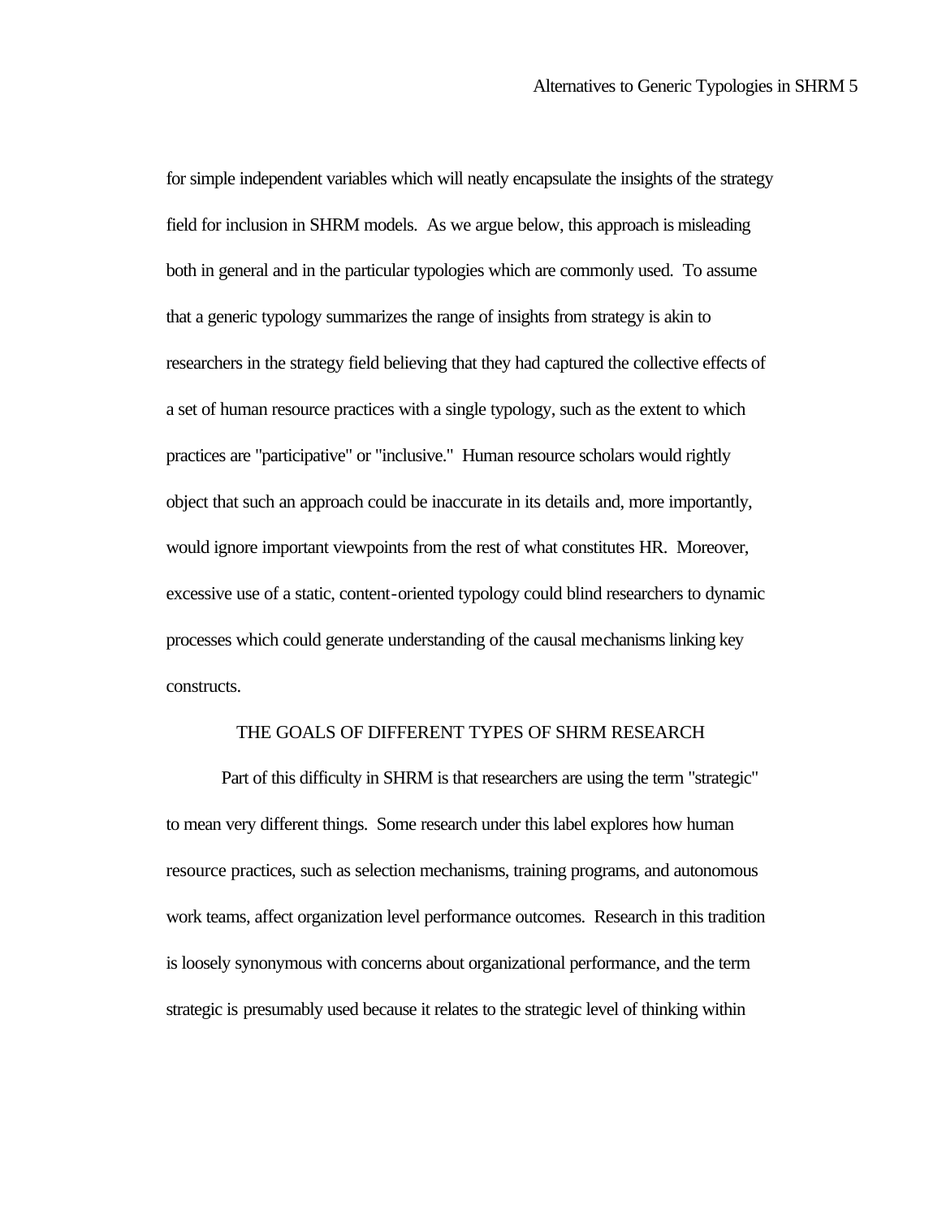for simple independent variables which will neatly encapsulate the insights of the strategy field for inclusion in SHRM models. As we argue below, this approach is misleading both in general and in the particular typologies which are commonly used. To assume that a generic typology summarizes the range of insights from strategy is akin to researchers in the strategy field believing that they had captured the collective effects of a set of human resource practices with a single typology, such as the extent to which practices are "participative" or "inclusive." Human resource scholars would rightly object that such an approach could be inaccurate in its details and, more importantly, would ignore important viewpoints from the rest of what constitutes HR. Moreover, excessive use of a static, content-oriented typology could blind researchers to dynamic processes which could generate understanding of the causal mechanisms linking key constructs.

## THE GOALS OF DIFFERENT TYPES OF SHRM RESEARCH

Part of this difficulty in SHRM is that researchers are using the term "strategic" to mean very different things. Some research under this label explores how human resource practices, such as selection mechanisms, training programs, and autonomous work teams, affect organization level performance outcomes. Research in this tradition is loosely synonymous with concerns about organizational performance, and the term strategic is presumably used because it relates to the strategic level of thinking within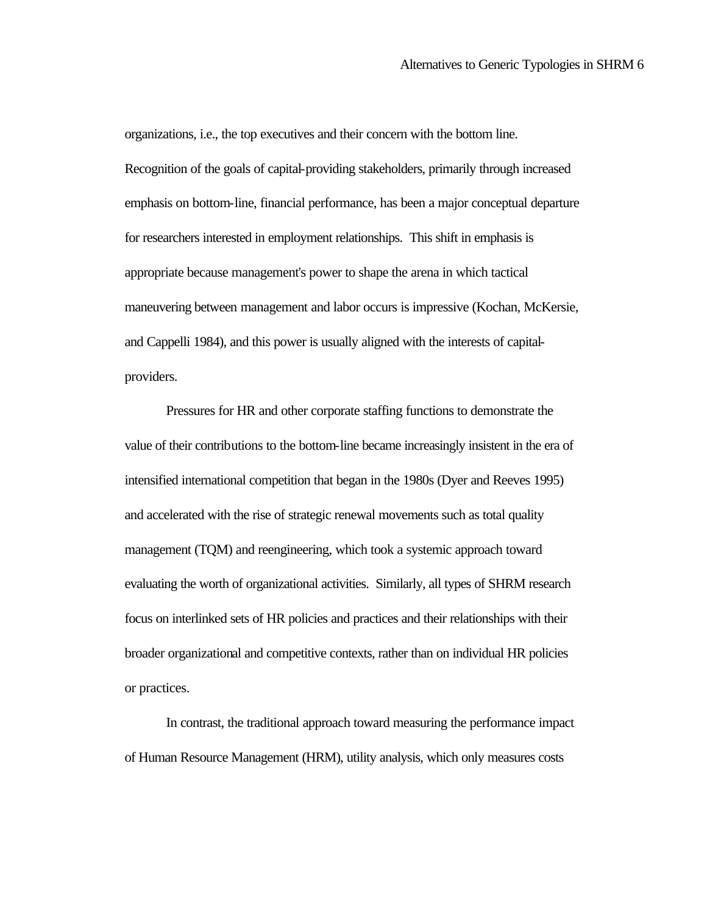organizations, i.e., the top executives and their concern with the bottom line. Recognition of the goals of capital-providing stakeholders, primarily through increased emphasis on bottom-line, financial performance, has been a major conceptual departure for researchers interested in employment relationships. This shift in emphasis is appropriate because management's power to shape the arena in which tactical maneuvering between management and labor occurs is impressive (Kochan, McKersie, and Cappelli 1984), and this power is usually aligned with the interests of capital-providers.

Pressures for HR and other corporate staffing functions to demonstrate the value of their contributions to the bottom-line became increasingly insistent in the era of intensified international competition that began in the 1980s (Dyer and Reeves 1995) and accelerated with the rise of strategic renewal movements such as total quality management (TQM) and reengineering, which took a systemic approach toward evaluating the worth of organizational activities. Similarly, all types of SHRM research focus on interlinked sets of HR policies and practices and their relationships with their broader organizational and competitive contexts, rather than on individual HR policies or practices.

In contrast, the traditional approach toward measuring the performance impact of Human Resource Management (HRM), utility analysis, which only measures costs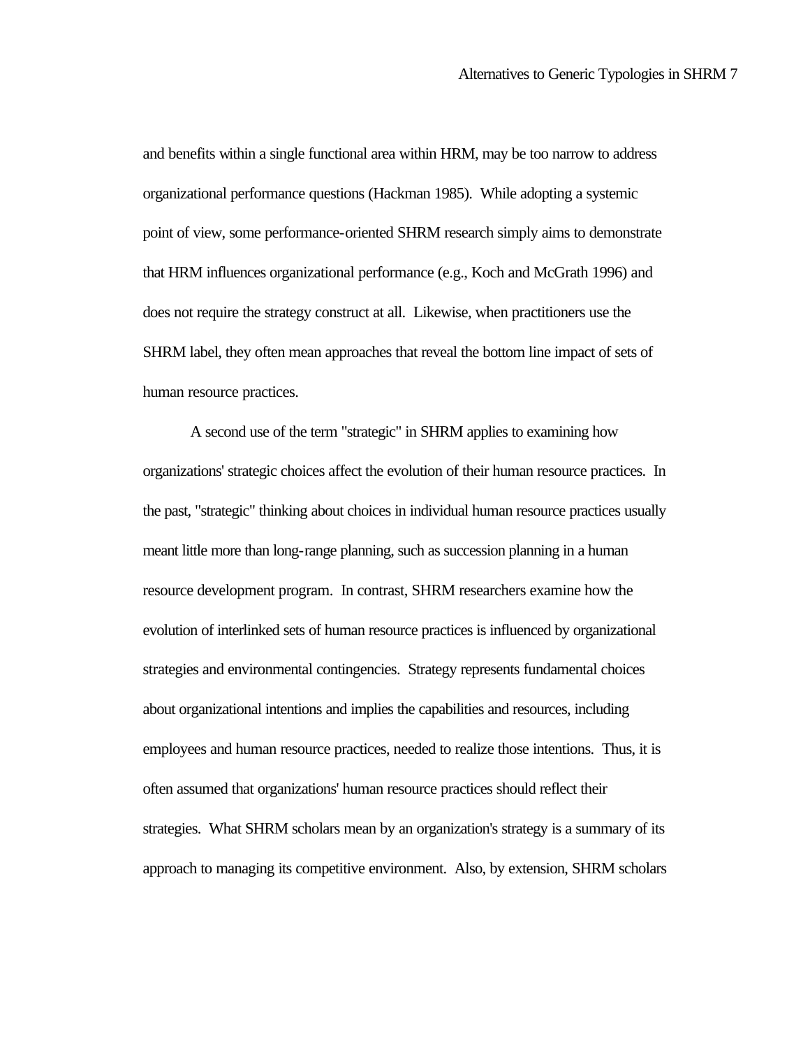and benefits within a single functional area within HRM, may be too narrow to address organizational performance questions (Hackman 1985). While adopting a systemic point of view, some performance-oriented SHRM research simply aims to demonstrate that HRM influences organizational performance (e.g., Koch and McGrath 1996) and does not require the strategy construct at all. Likewise, when practitioners use the SHRM label, they often mean approaches that reveal the bottom line impact of sets of human resource practices.

A second use of the term "strategic" in SHRM applies to examining how organizations' strategic choices affect the evolution of their human resource practices. In the past, "strategic" thinking about choices in individual human resource practices usually meant little more than long-range planning, such as succession planning in a human resource development program. In contrast, SHRM researchers examine how the evolution of interlinked sets of human resource practices is influenced by organizational strategies and environmental contingencies. Strategy represents fundamental choices about organizational intentions and implies the capabilities and resources, including employees and human resource practices, needed to realize those intentions. Thus, it is often assumed that organizations' human resource practices should reflect their strategies. What SHRM scholars mean by an organization's strategy is a summary of its approach to managing its competitive environment. Also, by extension, SHRM scholars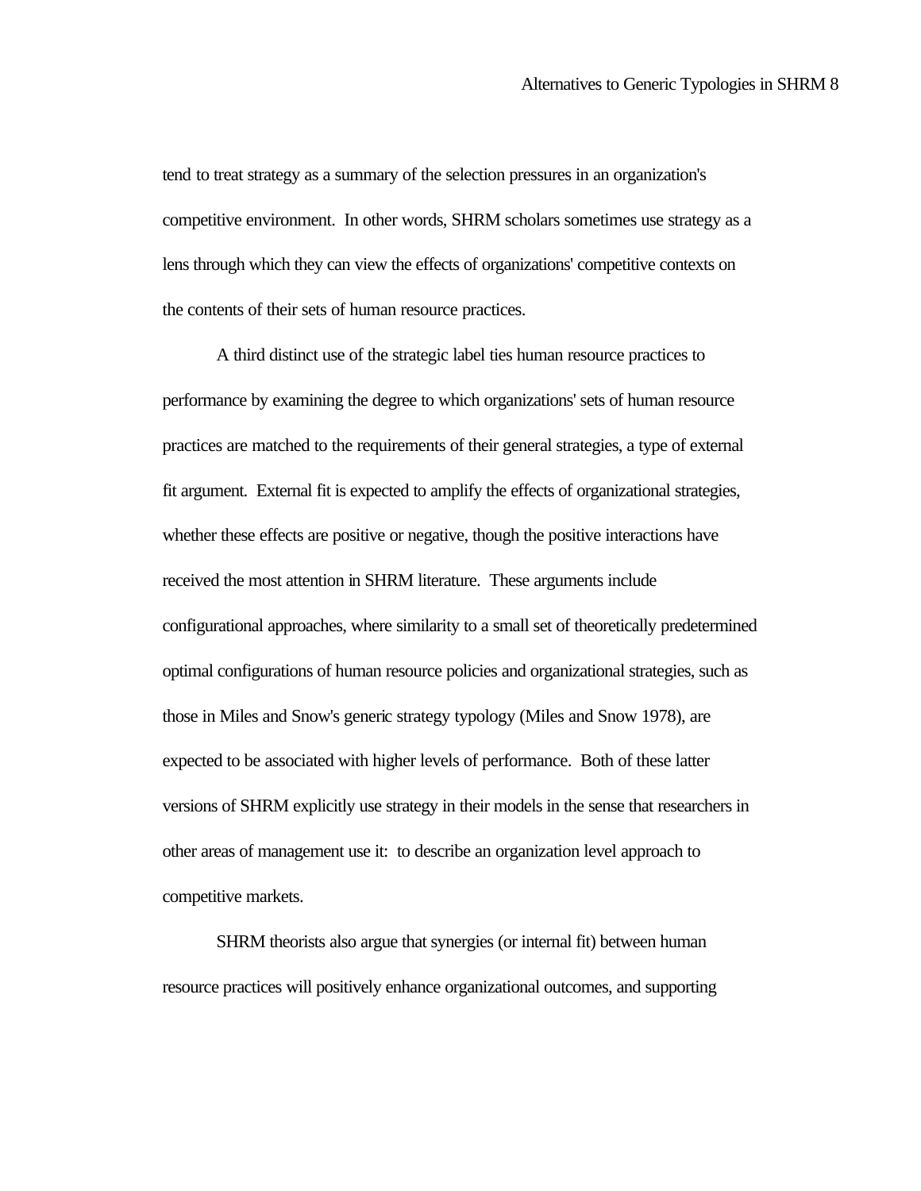tend to treat strategy as a summary of the selection pressures in an organization's competitive environment. In other words, SHRM scholars sometimes use strategy as a lens through which they can view the effects of organizations' competitive contexts on the contents of their sets of human resource practices.

A third distinct use of the strategic label ties human resource practices to performance by examining the degree to which organizations' sets of human resource practices are matched to the requirements of their general strategies, a type of external fit argument. External fit is expected to amplify the effects of organizational strategies, whether these effects are positive or negative, though the positive interactions have received the most attention in SHRM literature. These arguments include configurational approaches, where similarity to a small set of theoretically predetermined optimal configurations of human resource policies and organizational strategies, such as those in Miles and Snow's generic strategy typology (Miles and Snow 1978), are expected to be associated with higher levels of performance. Both of these latter versions of SHRM explicitly use strategy in their models in the sense that researchers in other areas of management use it: to describe an organization level approach to competitive markets.

SHRM theorists also argue that synergies (or internal fit) between human resource practices will positively enhance organizational outcomes, and supporting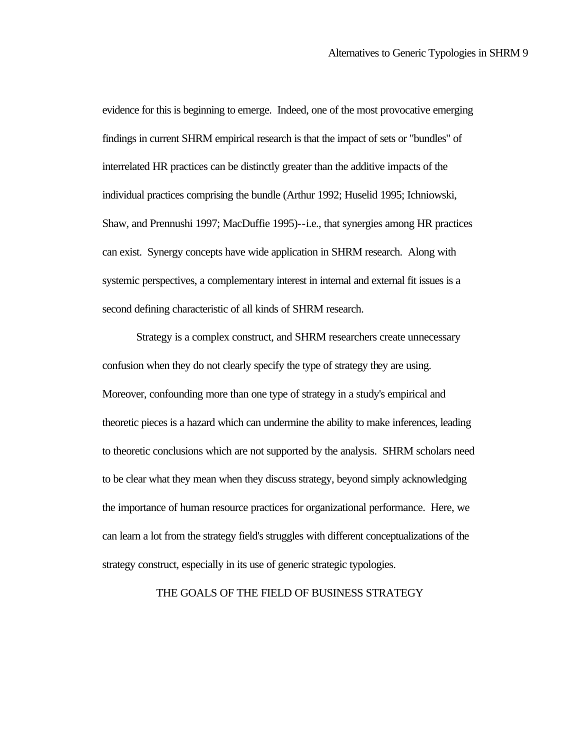evidence for this is beginning to emerge. Indeed, one of the most provocative emerging findings in current SHRM empirical research is that the impact of sets or "bundles" of interrelated HR practices can be distinctly greater than the additive impacts of the individual practices comprising the bundle (Arthur 1992; Huselid 1995; Ichniowski, Shaw, and Prennushi 1997; MacDuffie 1995)--i.e., that synergies among HR practices can exist. Synergy concepts have wide application in SHRM research. Along with systemic perspectives, a complementary interest in internal and external fit issues is a second defining characteristic of all kinds of SHRM research.

Strategy is a complex construct, and SHRM researchers create unnecessary confusion when they do not clearly specify the type of strategy they are using. Moreover, confounding more than one type of strategy in a study's empirical and theoretic pieces is a hazard which can undermine the ability to make inferences, leading to theoretic conclusions which are not supported by the analysis. SHRM scholars need to be clear what they mean when they discuss strategy, beyond simply acknowledging the importance of human resource practices for organizational performance. Here, we can learn a lot from the strategy field's struggles with different conceptualizations of the strategy construct, especially in its use of generic strategic typologies.

## THE GOALS OF THE FIELD OF BUSINESS STRATEGY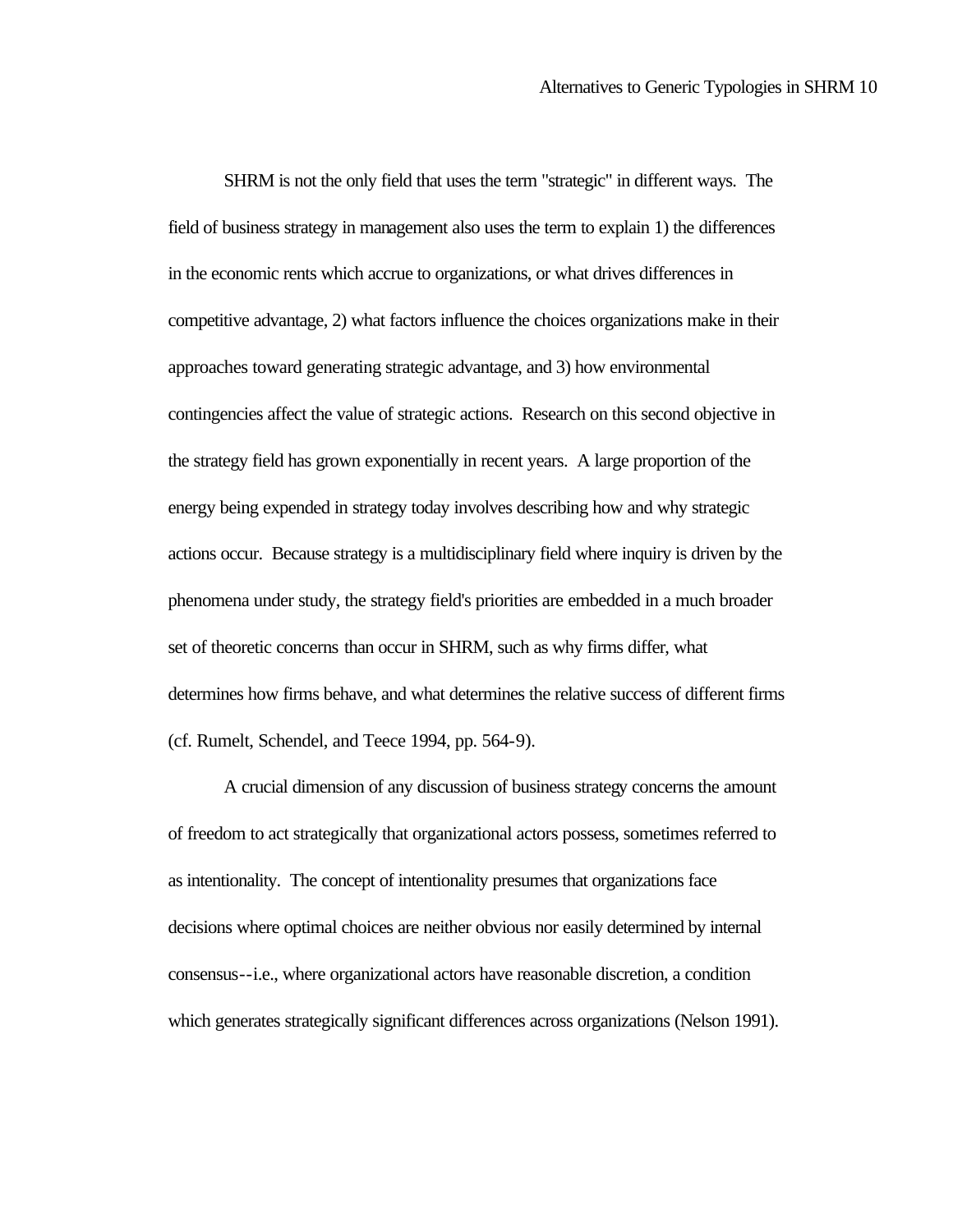SHRM is not the only field that uses the term "strategic" in different ways. The field of business strategy in management also uses the term to explain 1) the differences in the economic rents which accrue to organizations, or what drives differences in competitive advantage, 2) what factors influence the choices organizations make in their approaches toward generating strategic advantage, and 3) how environmental contingencies affect the value of strategic actions. Research on this second objective in the strategy field has grown exponentially in recent years. A large proportion of the energy being expended in strategy today involves describing how and why strategic actions occur. Because strategy is a multidisciplinary field where inquiry is driven by the phenomena under study, the strategy field's priorities are embedded in a much broader set of theoretic concerns than occur in SHRM, such as why firms differ, what determines how firms behave, and what determines the relative success of different firms (cf. Rumelt, Schendel, and Teece 1994, pp. 564-9).

A crucial dimension of any discussion of business strategy concerns the amount of freedom to act strategically that organizational actors possess, sometimes referred to as intentionality. The concept of intentionality presumes that organizations face decisions where optimal choices are neither obvious nor easily determined by internal consensus--i.e., where organizational actors have reasonable discretion, a condition which generates strategically significant differences across organizations (Nelson 1991).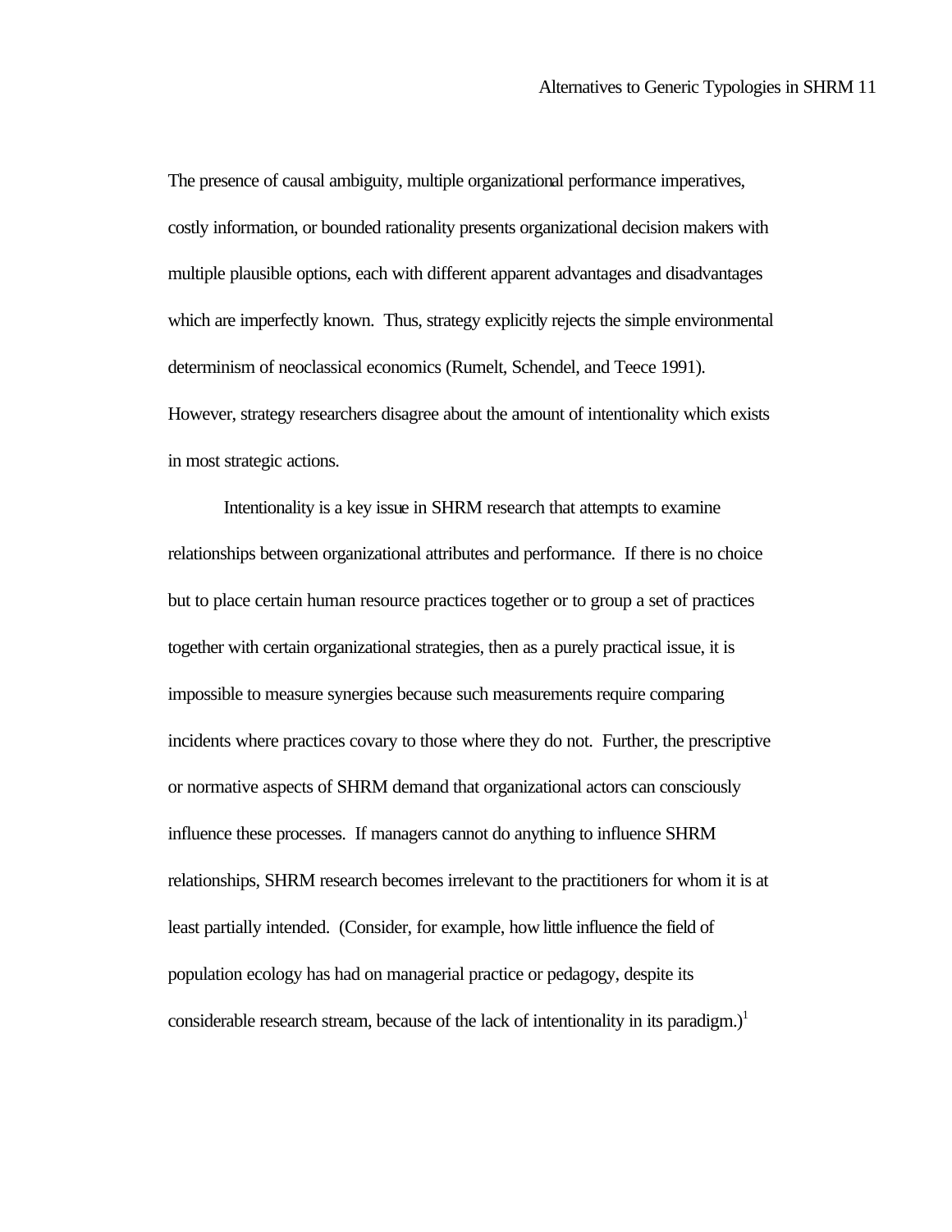The presence of causal ambiguity, multiple organizational performance imperatives, costly information, or bounded rationality presents organizational decision makers with multiple plausible options, each with different apparent advantages and disadvantages which are imperfectly known. Thus, strategy explicitly rejects the simple environmental determinism of neoclassical economics (Rumelt, Schendel, and Teece 1991). However, strategy researchers disagree about the amount of intentionality which exists in most strategic actions.

Intentionality is a key issue in SHRM research that attempts to examine relationships between organizational attributes and performance. If there is no choice but to place certain human resource practices together or to group a set of practices together with certain organizational strategies, then as a purely practical issue, it is impossible to measure synergies because such measurements require comparing incidents where practices covary to those where they do not. Further, the prescriptive or normative aspects of SHRM demand that organizational actors can consciously influence these processes. If managers cannot do anything to influence SHRM relationships, SHRM research becomes irrelevant to the practitioners for whom it is at least partially intended. (Consider, for example, how little influence the field of population ecology has had on managerial practice or pedagogy, despite its considerable research stream, because of the lack of intentionality in its paradigm.)[1]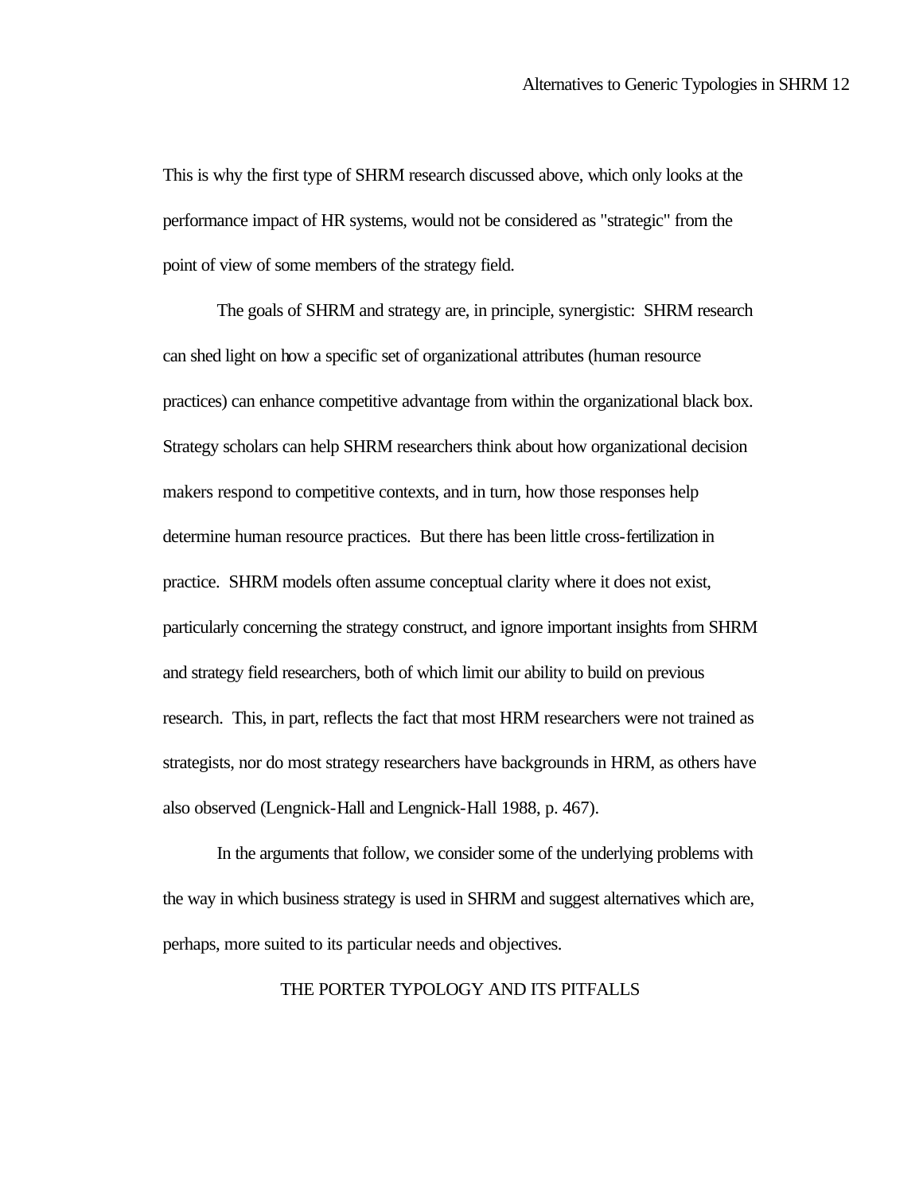This is why the first type of SHRM research discussed above, which only looks at the performance impact of HR systems, would not be considered as "strategic" from the point of view of some members of the strategy field.

The goals of SHRM and strategy are, in principle, synergistic: SHRM research can shed light on how a specific set of organizational attributes (human resource practices) can enhance competitive advantage from within the organizational black box. Strategy scholars can help SHRM researchers think about how organizational decision makers respond to competitive contexts, and in turn, how those responses help determine human resource practices. But there has been little cross-fertilization in practice. SHRM models often assume conceptual clarity where it does not exist, particularly concerning the strategy construct, and ignore important insights from SHRM and strategy field researchers, both of which limit our ability to build on previous research. This, in part, reflects the fact that most HRM researchers were not trained as strategists, nor do most strategy researchers have backgrounds in HRM, as others have also observed (Lengnick-Hall and Lengnick-Hall 1988, p. 467).

In the arguments that follow, we consider some of the underlying problems with the way in which business strategy is used in SHRM and suggest alternatives which are, perhaps, more suited to its particular needs and objectives.

## THE PORTER TYPOLOGY AND ITS PITFALLS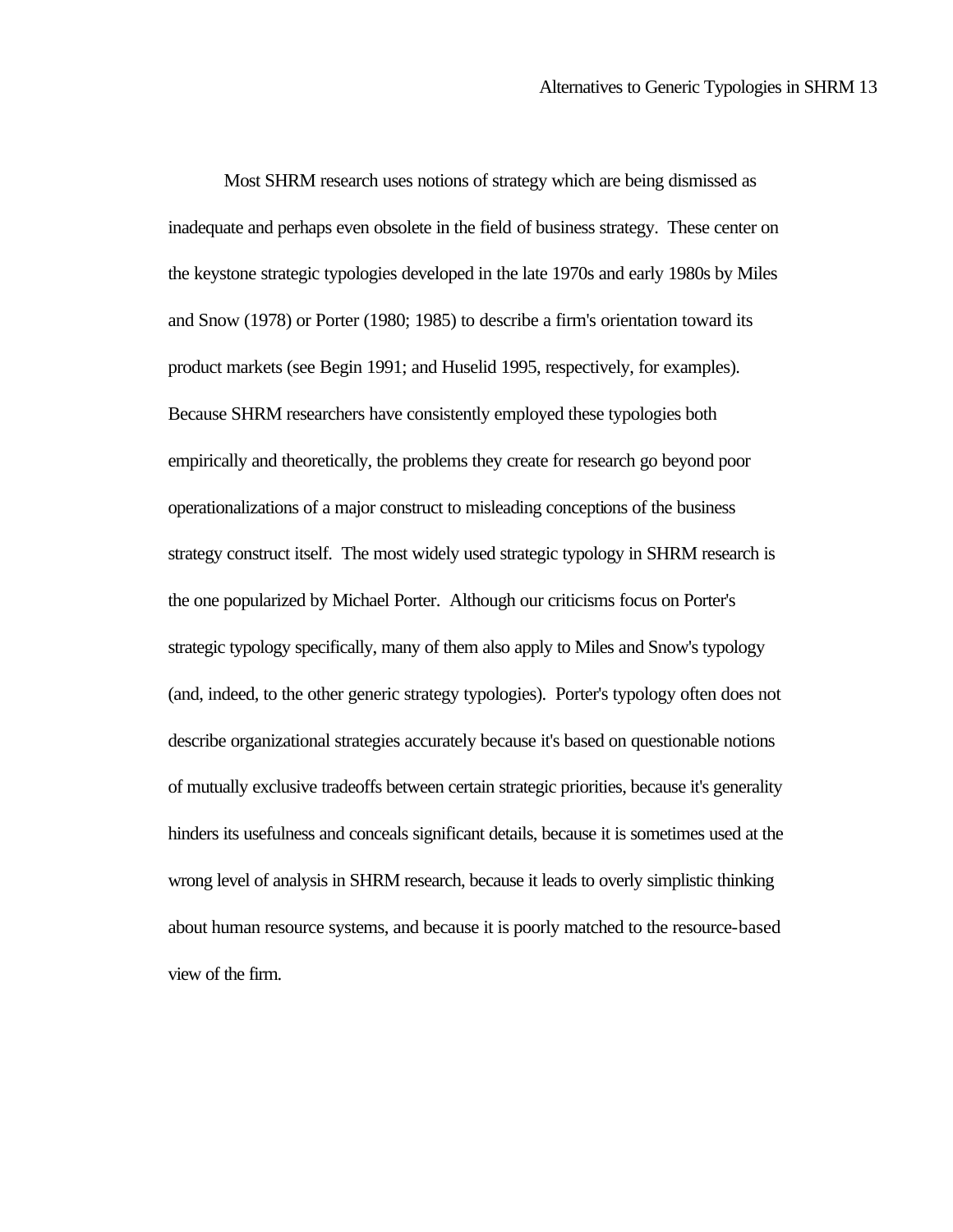Most SHRM research uses notions of strategy which are being dismissed as inadequate and perhaps even obsolete in the field of business strategy. These center on the keystone strategic typologies developed in the late 1970s and early 1980s by Miles and Snow (1978) or Porter (1980; 1985) to describe a firm's orientation toward its product markets (see Begin 1991; and Huselid 1995, respectively, for examples). Because SHRM researchers have consistently employed these typologies both empirically and theoretically, the problems they create for research go beyond poor operationalizations of a major construct to misleading conceptions of the business strategy construct itself. The most widely used strategic typology in SHRM research is the one popularized by Michael Porter. Although our criticisms focus on Porter's strategic typology specifically, many of them also apply to Miles and Snow's typology (and, indeed, to the other generic strategy typologies). Porter's typology often does not describe organizational strategies accurately because it's based on questionable notions of mutually exclusive tradeoffs between certain strategic priorities, because it's generality hinders its usefulness and conceals significant details, because it is sometimes used at the wrong level of analysis in SHRM research, because it leads to overly simplistic thinking about human resource systems, and because it is poorly matched to the resource-based view of the firm.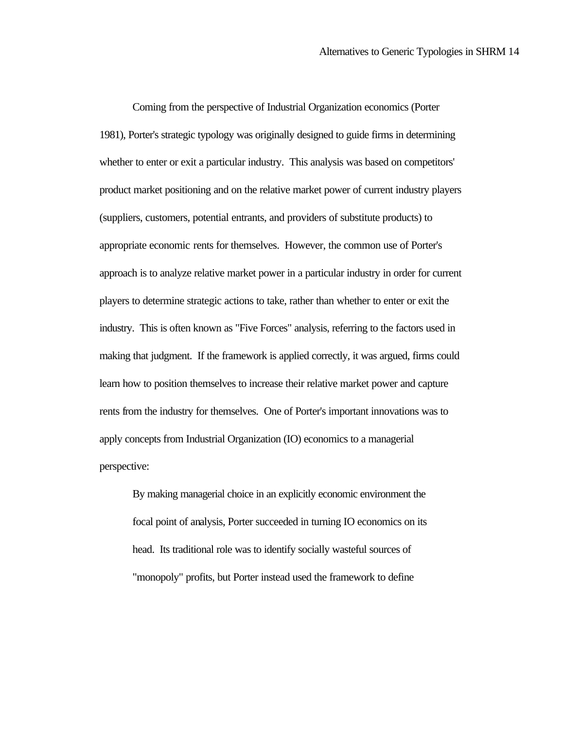Coming from the perspective of Industrial Organization economics (Porter 1981), Porter's strategic typology was originally designed to guide firms in determining whether to enter or exit a particular industry. This analysis was based on competitors' product market positioning and on the relative market power of current industry players (suppliers, customers, potential entrants, and providers of substitute products) to appropriate economic rents for themselves. However, the common use of Porter's approach is to analyze relative market power in a particular industry in order for current players to determine strategic actions to take, rather than whether to enter or exit the industry. This is often known as "Five Forces" analysis, referring to the factors used in making that judgment. If the framework is applied correctly, it was argued, firms could learn how to position themselves to increase their relative market power and capture rents from the industry for themselves. One of Porter's important innovations was to apply concepts from Industrial Organization (IO) economics to a managerial perspective:

> By making managerial choice in an explicitly economic environment the focal point of analysis, Porter succeeded in turning IO economics on its head. Its traditional role was to identify socially wasteful sources of "monopoly" profits, but Porter instead used the framework to define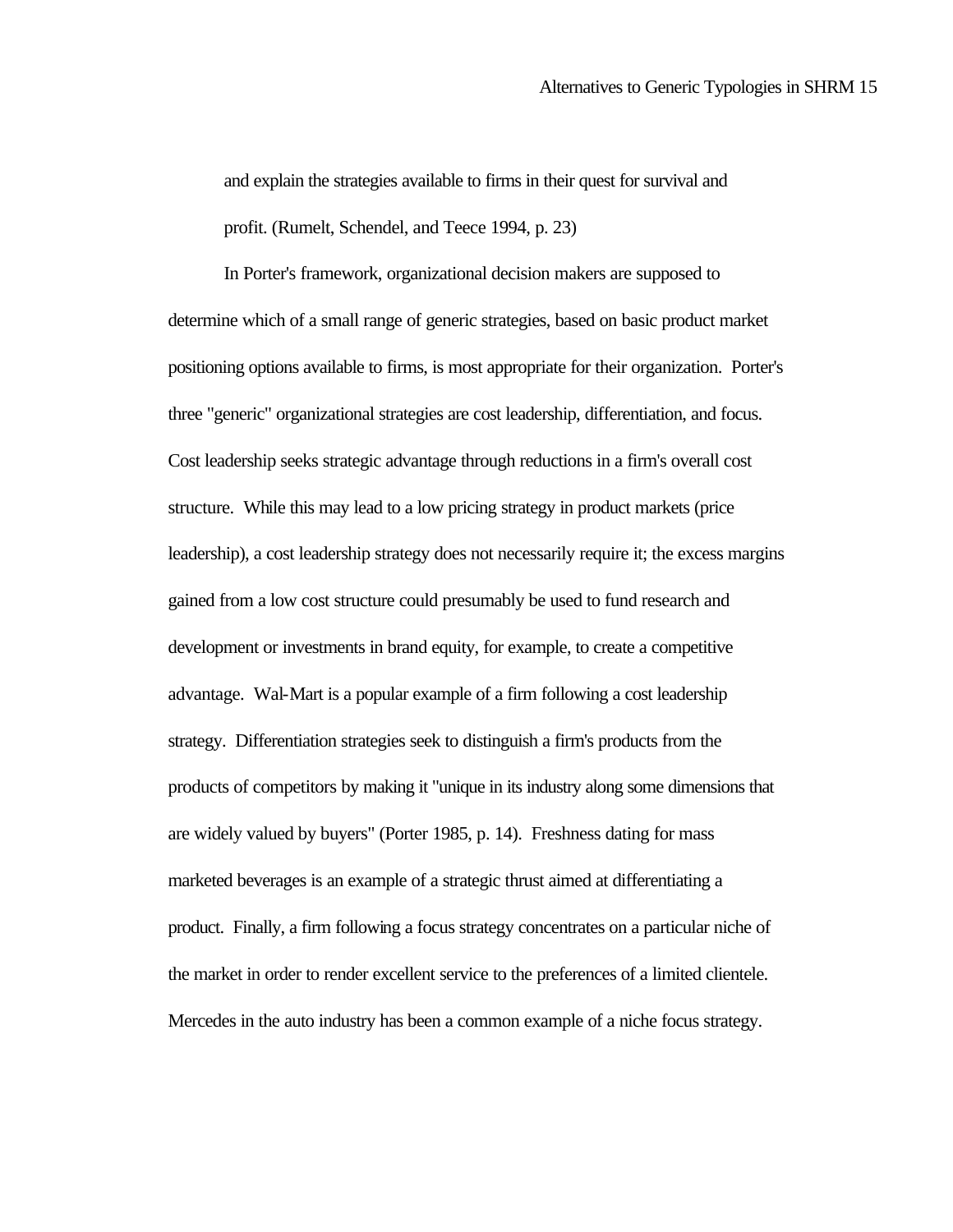> and explain the strategies available to firms in their quest for survival and profit. (Rumelt, Schendel, and Teece 1994, p. 23)

In Porter's framework, organizational decision makers are supposed to determine which of a small range of generic strategies, based on basic product market positioning options available to firms, is most appropriate for their organization. Porter's three "generic" organizational strategies are cost leadership, differentiation, and focus. Cost leadership seeks strategic advantage through reductions in a firm's overall cost structure. While this may lead to a low pricing strategy in product markets (price leadership), a cost leadership strategy does not necessarily require it; the excess margins gained from a low cost structure could presumably be used to fund research and development or investments in brand equity, for example, to create a competitive advantage. Wal-Mart is a popular example of a firm following a cost leadership strategy. Differentiation strategies seek to distinguish a firm's products from the products of competitors by making it "unique in its industry along some dimensions that are widely valued by buyers" (Porter 1985, p. 14). Freshness dating for mass marketed beverages is an example of a strategic thrust aimed at differentiating a product. Finally, a firm following a focus strategy concentrates on a particular niche of the market in order to render excellent service to the preferences of a limited clientele. Mercedes in the auto industry has been a common example of a niche focus strategy.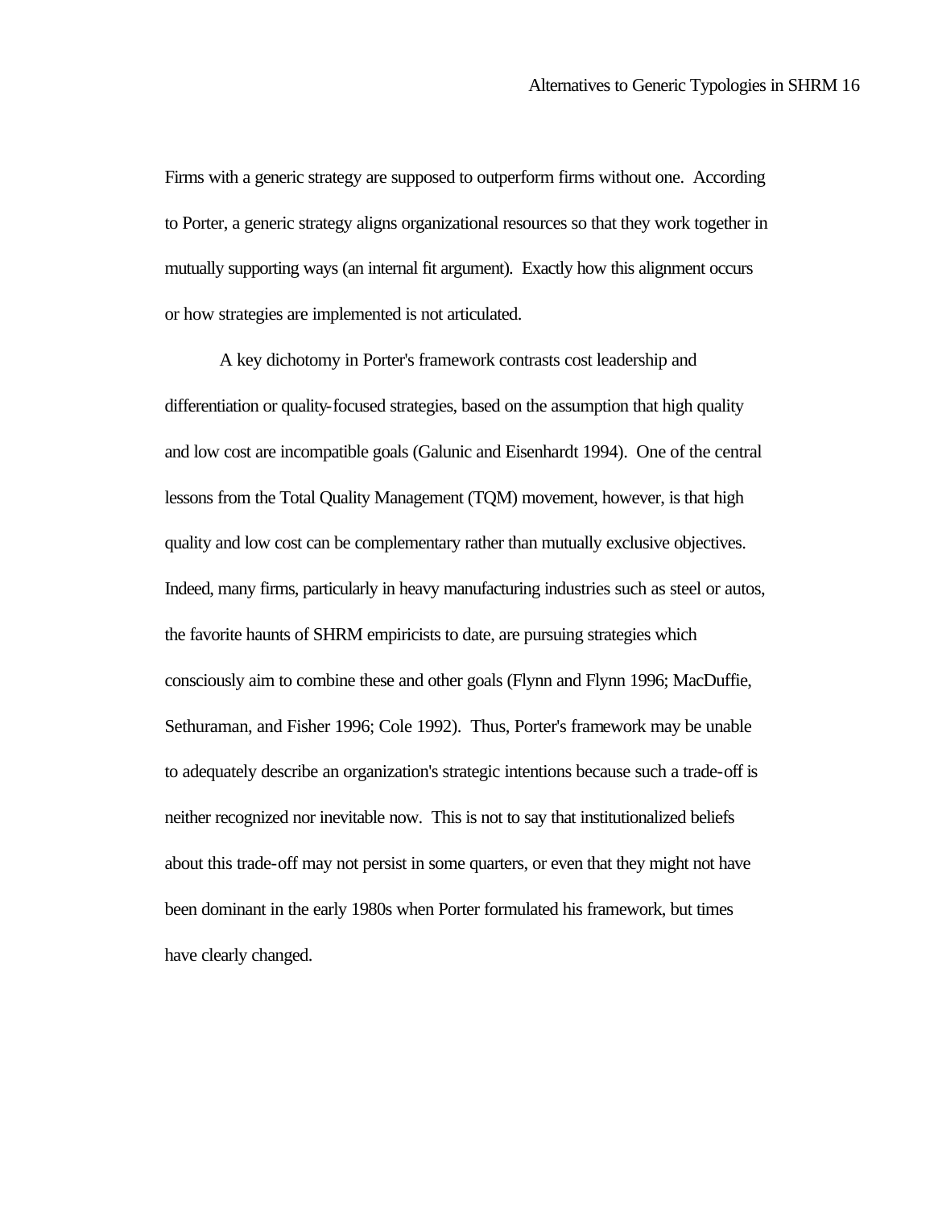Firms with a generic strategy are supposed to outperform firms without one. According to Porter, a generic strategy aligns organizational resources so that they work together in mutually supporting ways (an internal fit argument). Exactly how this alignment occurs or how strategies are implemented is not articulated.

A key dichotomy in Porter's framework contrasts cost leadership and differentiation or quality-focused strategies, based on the assumption that high quality and low cost are incompatible goals (Galunic and Eisenhardt 1994). One of the central lessons from the Total Quality Management (TQM) movement, however, is that high quality and low cost can be complementary rather than mutually exclusive objectives. Indeed, many firms, particularly in heavy manufacturing industries such as steel or autos, the favorite haunts of SHRM empiricists to date, are pursuing strategies which consciously aim to combine these and other goals (Flynn and Flynn 1996; MacDuffie, Sethuraman, and Fisher 1996; Cole 1992). Thus, Porter's framework may be unable to adequately describe an organization's strategic intentions because such a trade-off is neither recognized nor inevitable now. This is not to say that institutionalized beliefs about this trade-off may not persist in some quarters, or even that they might not have been dominant in the early 1980s when Porter formulated his framework, but times have clearly changed.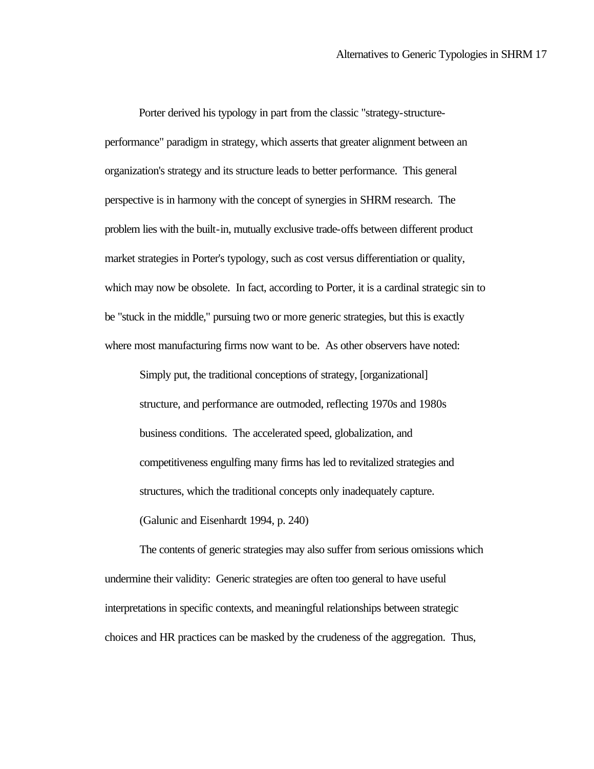Porter derived his typology in part from the classic "strategy-structure-performance" paradigm in strategy, which asserts that greater alignment between an organization's strategy and its structure leads to better performance. This general perspective is in harmony with the concept of synergies in SHRM research. The problem lies with the built-in, mutually exclusive trade-offs between different product market strategies in Porter's typology, such as cost versus differentiation or quality, which may now be obsolete. In fact, according to Porter, it is a cardinal strategic sin to be "stuck in the middle," pursuing two or more generic strategies, but this is exactly where most manufacturing firms now want to be. As other observers have noted:

> Simply put, the traditional conceptions of strategy, [organizational] structure, and performance are outmoded, reflecting 1970s and 1980s business conditions. The accelerated speed, globalization, and competitiveness engulfing many firms has led to revitalized strategies and structures, which the traditional concepts only inadequately capture. (Galunic and Eisenhardt 1994, p. 240)

The contents of generic strategies may also suffer from serious omissions which undermine their validity: Generic strategies are often too general to have useful interpretations in specific contexts, and meaningful relationships between strategic choices and HR practices can be masked by the crudeness of the aggregation. Thus,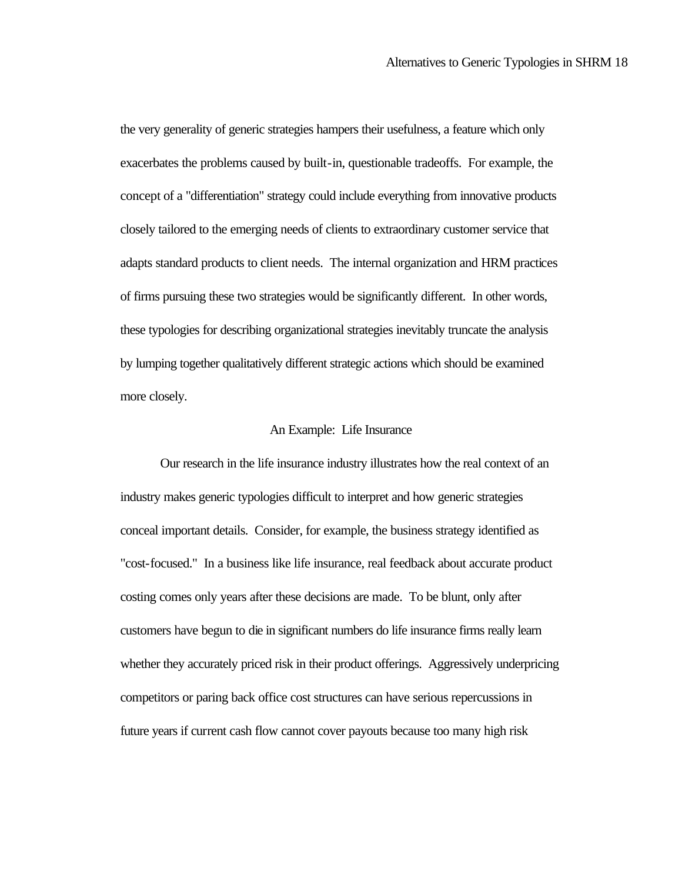the very generality of generic strategies hampers their usefulness, a feature which only exacerbates the problems caused by built-in, questionable tradeoffs. For example, the concept of a "differentiation" strategy could include everything from innovative products closely tailored to the emerging needs of clients to extraordinary customer service that adapts standard products to client needs. The internal organization and HRM practices of firms pursuing these two strategies would be significantly different. In other words, these typologies for describing organizational strategies inevitably truncate the analysis by lumping together qualitatively different strategic actions which should be examined more closely.

## An Example: Life Insurance

Our research in the life insurance industry illustrates how the real context of an industry makes generic typologies difficult to interpret and how generic strategies conceal important details. Consider, for example, the business strategy identified as "cost-focused." In a business like life insurance, real feedback about accurate product costing comes only years after these decisions are made. To be blunt, only after customers have begun to die in significant numbers do life insurance firms really learn whether they accurately priced risk in their product offerings. Aggressively underpricing competitors or paring back office cost structures can have serious repercussions in future years if current cash flow cannot cover payouts because too many high risk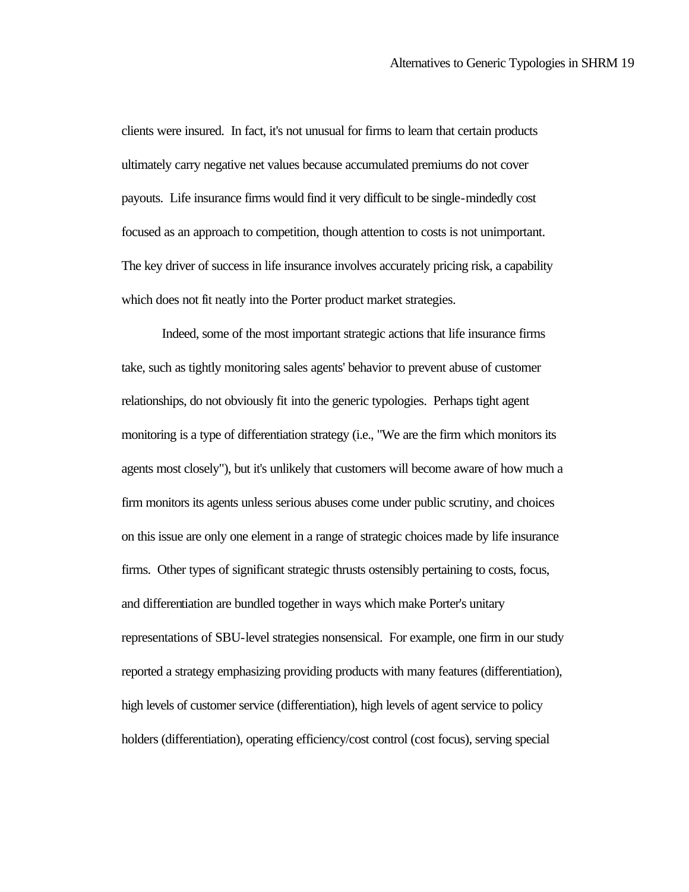clients were insured. In fact, it's not unusual for firms to learn that certain products ultimately carry negative net values because accumulated premiums do not cover payouts. Life insurance firms would find it very difficult to be single-mindedly cost focused as an approach to competition, though attention to costs is not unimportant. The key driver of success in life insurance involves accurately pricing risk, a capability which does not fit neatly into the Porter product market strategies.

Indeed, some of the most important strategic actions that life insurance firms take, such as tightly monitoring sales agents' behavior to prevent abuse of customer relationships, do not obviously fit into the generic typologies. Perhaps tight agent monitoring is a type of differentiation strategy (i.e., "We are the firm which monitors its agents most closely"), but it's unlikely that customers will become aware of how much a firm monitors its agents unless serious abuses come under public scrutiny, and choices on this issue are only one element in a range of strategic choices made by life insurance firms. Other types of significant strategic thrusts ostensibly pertaining to costs, focus, and differentiation are bundled together in ways which make Porter's unitary representations of SBU-level strategies nonsensical. For example, one firm in our study reported a strategy emphasizing providing products with many features (differentiation), high levels of customer service (differentiation), high levels of agent service to policy holders (differentiation), operating efficiency/cost control (cost focus), serving special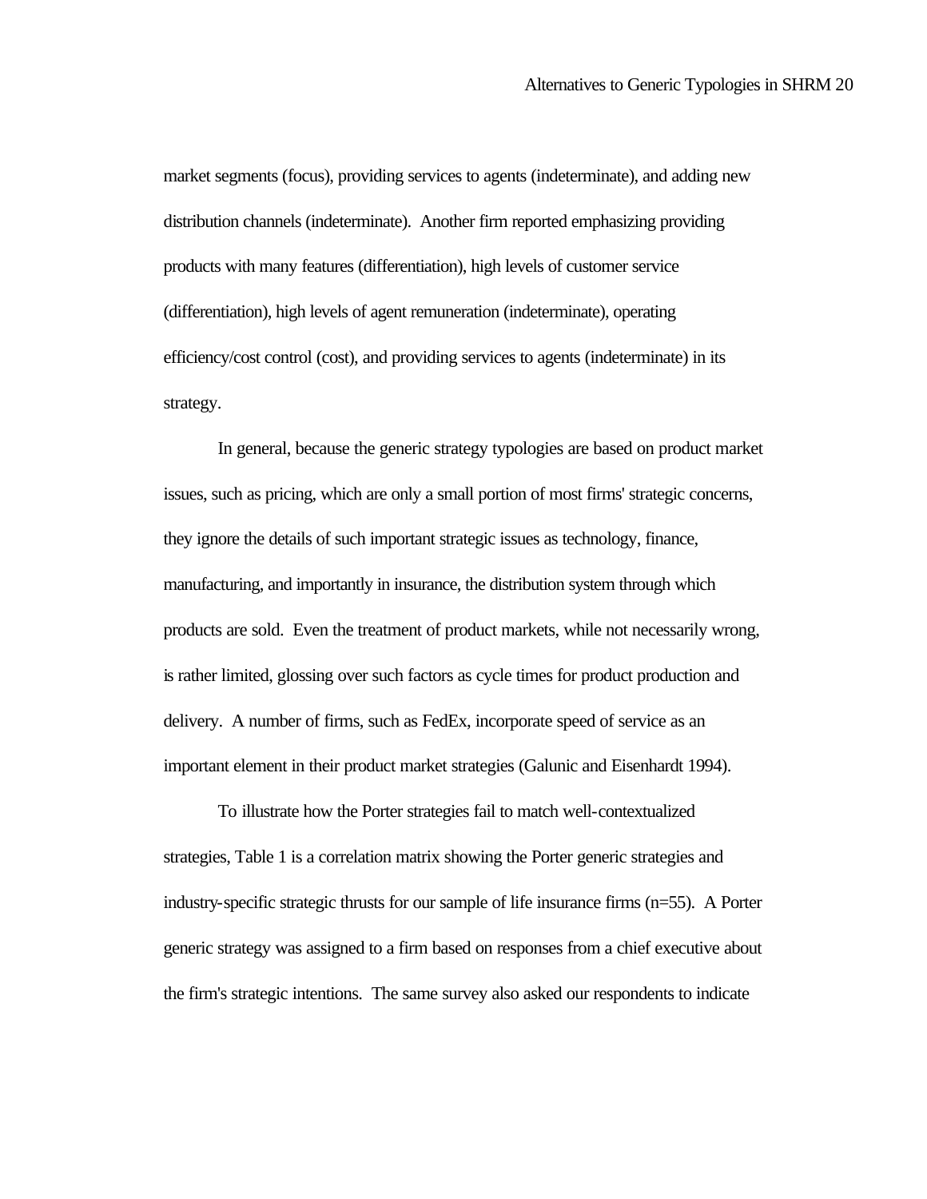market segments (focus), providing services to agents (indeterminate), and adding new distribution channels (indeterminate). Another firm reported emphasizing providing products with many features (differentiation), high levels of customer service (differentiation), high levels of agent remuneration (indeterminate), operating efficiency/cost control (cost), and providing services to agents (indeterminate) in its strategy.

In general, because the generic strategy typologies are based on product market issues, such as pricing, which are only a small portion of most firms' strategic concerns, they ignore the details of such important strategic issues as technology, finance, manufacturing, and importantly in insurance, the distribution system through which products are sold. Even the treatment of product markets, while not necessarily wrong, is rather limited, glossing over such factors as cycle times for product production and delivery. A number of firms, such as FedEx, incorporate speed of service as an important element in their product market strategies (Galunic and Eisenhardt 1994).

To illustrate how the Porter strategies fail to match well-contextualized strategies, Table 1 is a correlation matrix showing the Porter generic strategies and industry-specific strategic thrusts for our sample of life insurance firms (n=55). A Porter generic strategy was assigned to a firm based on responses from a chief executive about the firm's strategic intentions. The same survey also asked our respondents to indicate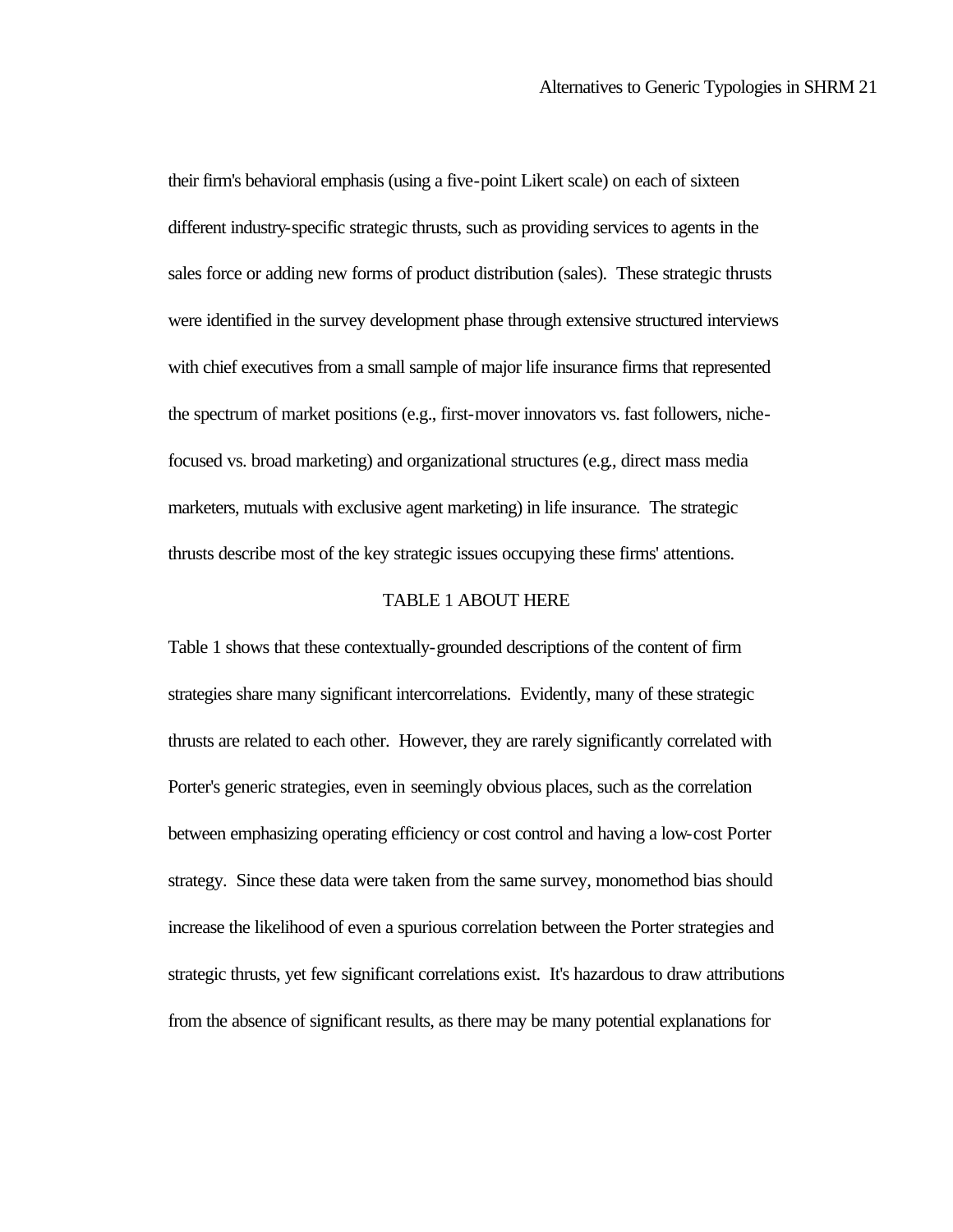their firm's behavioral emphasis (using a five-point Likert scale) on each of sixteen different industry-specific strategic thrusts, such as providing services to agents in the sales force or adding new forms of product distribution (sales). These strategic thrusts were identified in the survey development phase through extensive structured interviews with chief executives from a small sample of major life insurance firms that represented the spectrum of market positions (e.g., first-mover innovators vs. fast followers, niche-focused vs. broad marketing) and organizational structures (e.g., direct mass media marketers, mutuals with exclusive agent marketing) in life insurance. The strategic thrusts describe most of the key strategic issues occupying these firms' attentions.

TABLE 1 ABOUT HERE

Table 1 shows that these contextually-grounded descriptions of the content of firm strategies share many significant intercorrelations. Evidently, many of these strategic thrusts are related to each other. However, they are rarely significantly correlated with Porter's generic strategies, even in seemingly obvious places, such as the correlation between emphasizing operating efficiency or cost control and having a low-cost Porter strategy. Since these data were taken from the same survey, monomethod bias should increase the likelihood of even a spurious correlation between the Porter strategies and strategic thrusts, yet few significant correlations exist. It's hazardous to draw attributions from the absence of significant results, as there may be many potential explanations for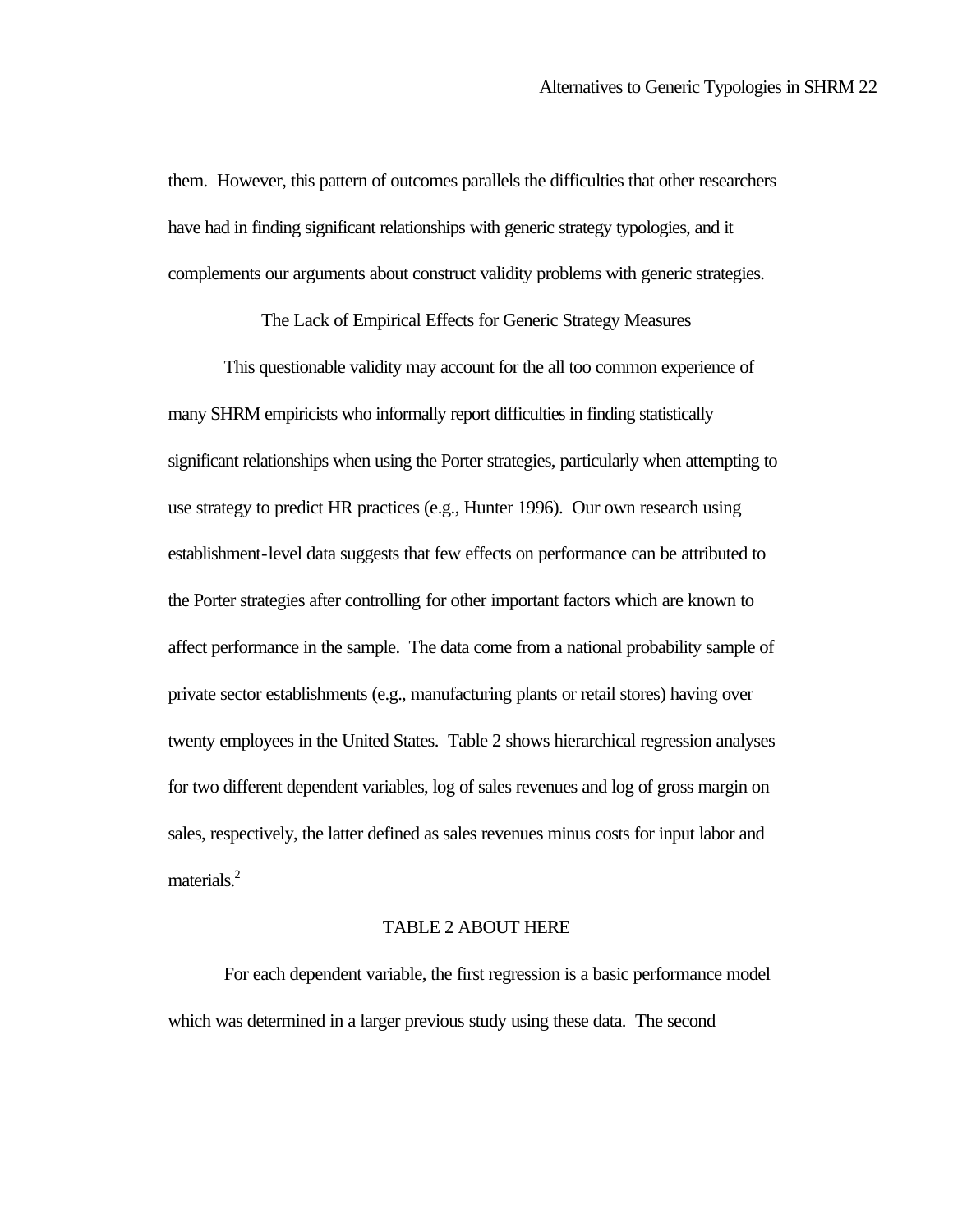them. However, this pattern of outcomes parallels the difficulties that other researchers have had in finding significant relationships with generic strategy typologies, and it complements our arguments about construct validity problems with generic strategies.

## The Lack of Empirical Effects for Generic Strategy Measures

This questionable validity may account for the all too common experience of many SHRM empiricists who informally report difficulties in finding statistically significant relationships when using the Porter strategies, particularly when attempting to use strategy to predict HR practices (e.g., Hunter 1996). Our own research using establishment-level data suggests that few effects on performance can be attributed to the Porter strategies after controlling for other important factors which are known to affect performance in the sample. The data come from a national probability sample of private sector establishments (e.g., manufacturing plants or retail stores) having over twenty employees in the United States. Table 2 shows hierarchical regression analyses for two different dependent variables, log of sales revenues and log of gross margin on sales, respectively, the latter defined as sales revenues minus costs for input labor and materials.[2]

TABLE 2 ABOUT HERE

For each dependent variable, the first regression is a basic performance model which was determined in a larger previous study using these data. The second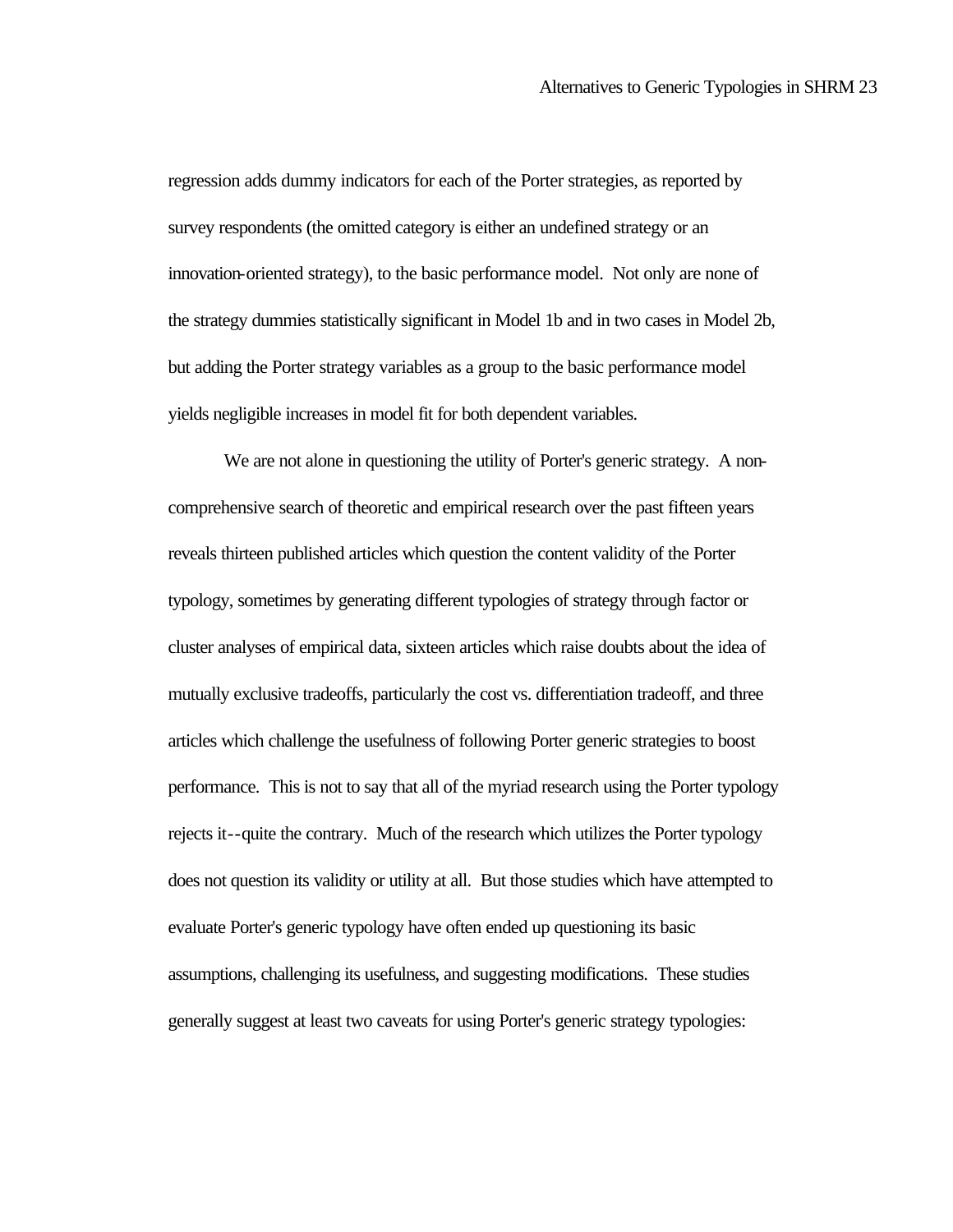regression adds dummy indicators for each of the Porter strategies, as reported by survey respondents (the omitted category is either an undefined strategy or an innovation-oriented strategy), to the basic performance model. Not only are none of the strategy dummies statistically significant in Model 1b and in two cases in Model 2b, but adding the Porter strategy variables as a group to the basic performance model yields negligible increases in model fit for both dependent variables.

We are not alone in questioning the utility of Porter's generic strategy. A non-comprehensive search of theoretic and empirical research over the past fifteen years reveals thirteen published articles which question the content validity of the Porter typology, sometimes by generating different typologies of strategy through factor or cluster analyses of empirical data, sixteen articles which raise doubts about the idea of mutually exclusive tradeoffs, particularly the cost vs. differentiation tradeoff, and three articles which challenge the usefulness of following Porter generic strategies to boost performance. This is not to say that all of the myriad research using the Porter typology rejects it--quite the contrary. Much of the research which utilizes the Porter typology does not question its validity or utility at all. But those studies which have attempted to evaluate Porter's generic typology have often ended up questioning its basic assumptions, challenging its usefulness, and suggesting modifications. These studies generally suggest at least two caveats for using Porter's generic strategy typologies: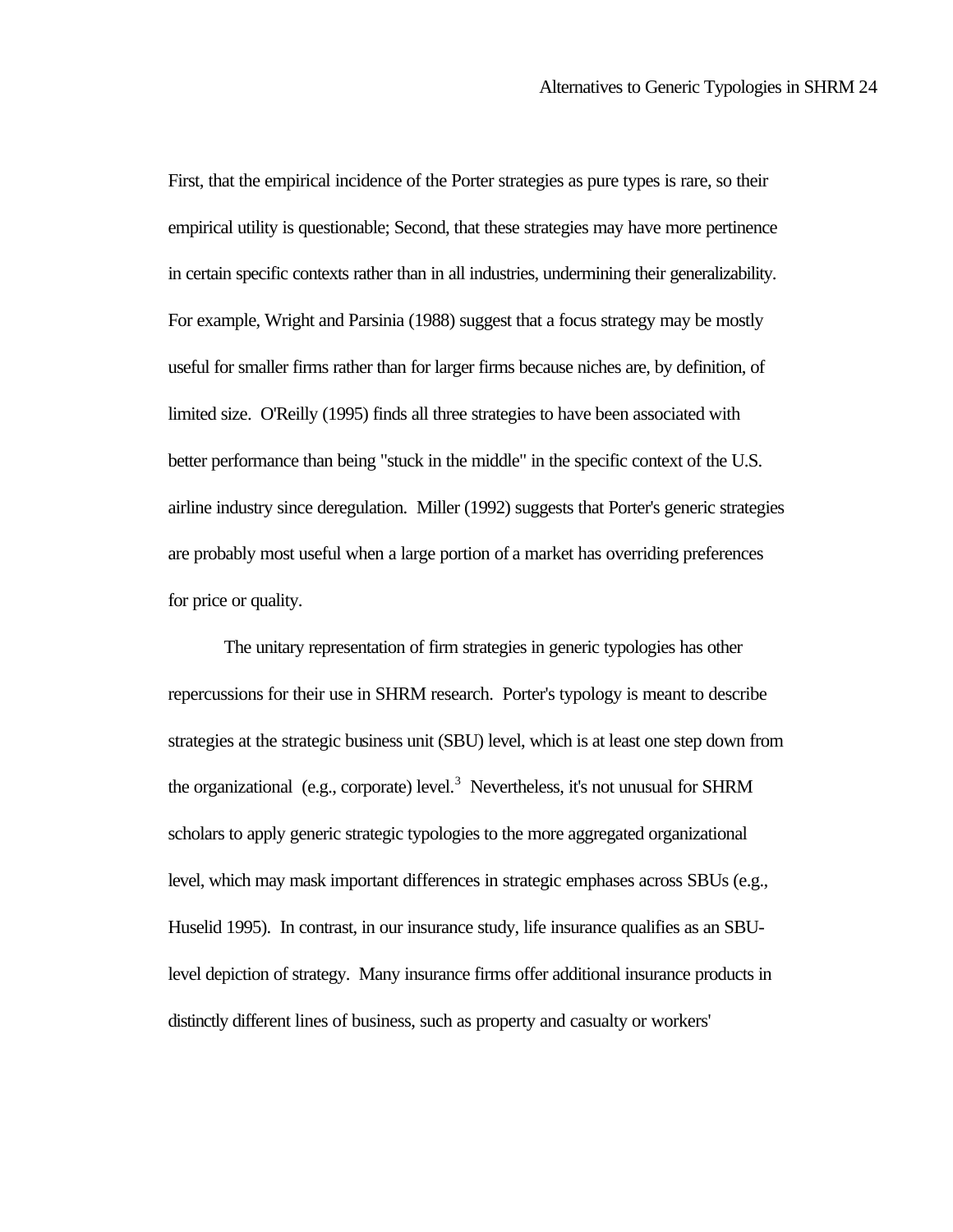First, that the empirical incidence of the Porter strategies as pure types is rare, so their empirical utility is questionable; Second, that these strategies may have more pertinence in certain specific contexts rather than in all industries, undermining their generalizability. For example, Wright and Parsinia (1988) suggest that a focus strategy may be mostly useful for smaller firms rather than for larger firms because niches are, by definition, of limited size. O'Reilly (1995) finds all three strategies to have been associated with better performance than being "stuck in the middle" in the specific context of the U.S. airline industry since deregulation. Miller (1992) suggests that Porter's generic strategies are probably most useful when a large portion of a market has overriding preferences for price or quality.

The unitary representation of firm strategies in generic typologies has other repercussions for their use in SHRM research. Porter's typology is meant to describe strategies at the strategic business unit (SBU) level, which is at least one step down from the organizational (e.g., corporate) level.[3] Nevertheless, it's not unusual for SHRM scholars to apply generic strategic typologies to the more aggregated organizational level, which may mask important differences in strategic emphases across SBUs (e.g., Huselid 1995). In contrast, in our insurance study, life insurance qualifies as an SBU-level depiction of strategy. Many insurance firms offer additional insurance products in distinctly different lines of business, such as property and casualty or workers'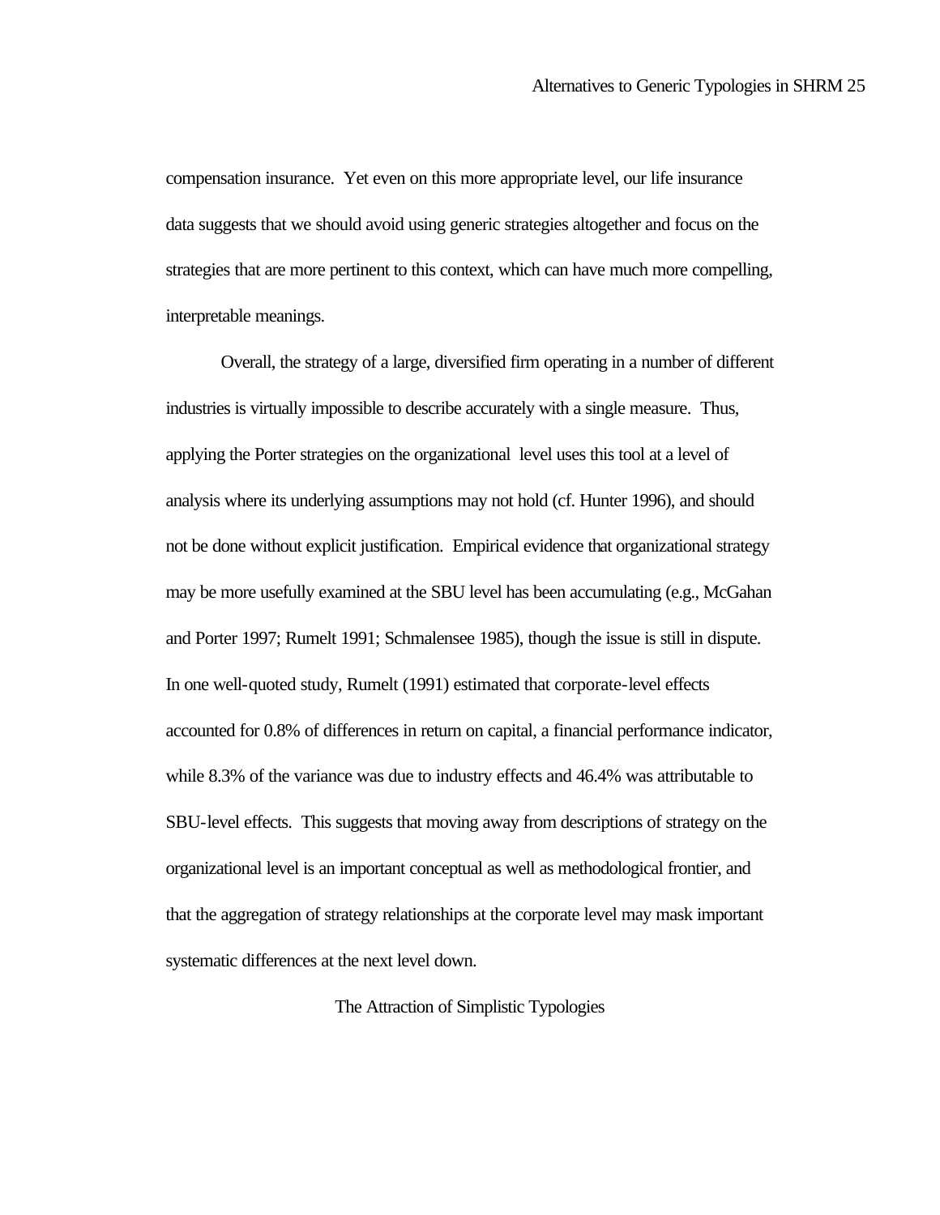compensation insurance. Yet even on this more appropriate level, our life insurance data suggests that we should avoid using generic strategies altogether and focus on the strategies that are more pertinent to this context, which can have much more compelling, interpretable meanings.

Overall, the strategy of a large, diversified firm operating in a number of different industries is virtually impossible to describe accurately with a single measure. Thus, applying the Porter strategies on the organizational level uses this tool at a level of analysis where its underlying assumptions may not hold (cf. Hunter 1996), and should not be done without explicit justification. Empirical evidence that organizational strategy may be more usefully examined at the SBU level has been accumulating (e.g., McGahan and Porter 1997; Rumelt 1991; Schmalensee 1985), though the issue is still in dispute. In one well-quoted study, Rumelt (1991) estimated that corporate-level effects accounted for 0.8% of differences in return on capital, a financial performance indicator, while 8.3% of the variance was due to industry effects and 46.4% was attributable to SBU-level effects. This suggests that moving away from descriptions of strategy on the organizational level is an important conceptual as well as methodological frontier, and that the aggregation of strategy relationships at the corporate level may mask important systematic differences at the next level down.

## The Attraction of Simplistic Typologies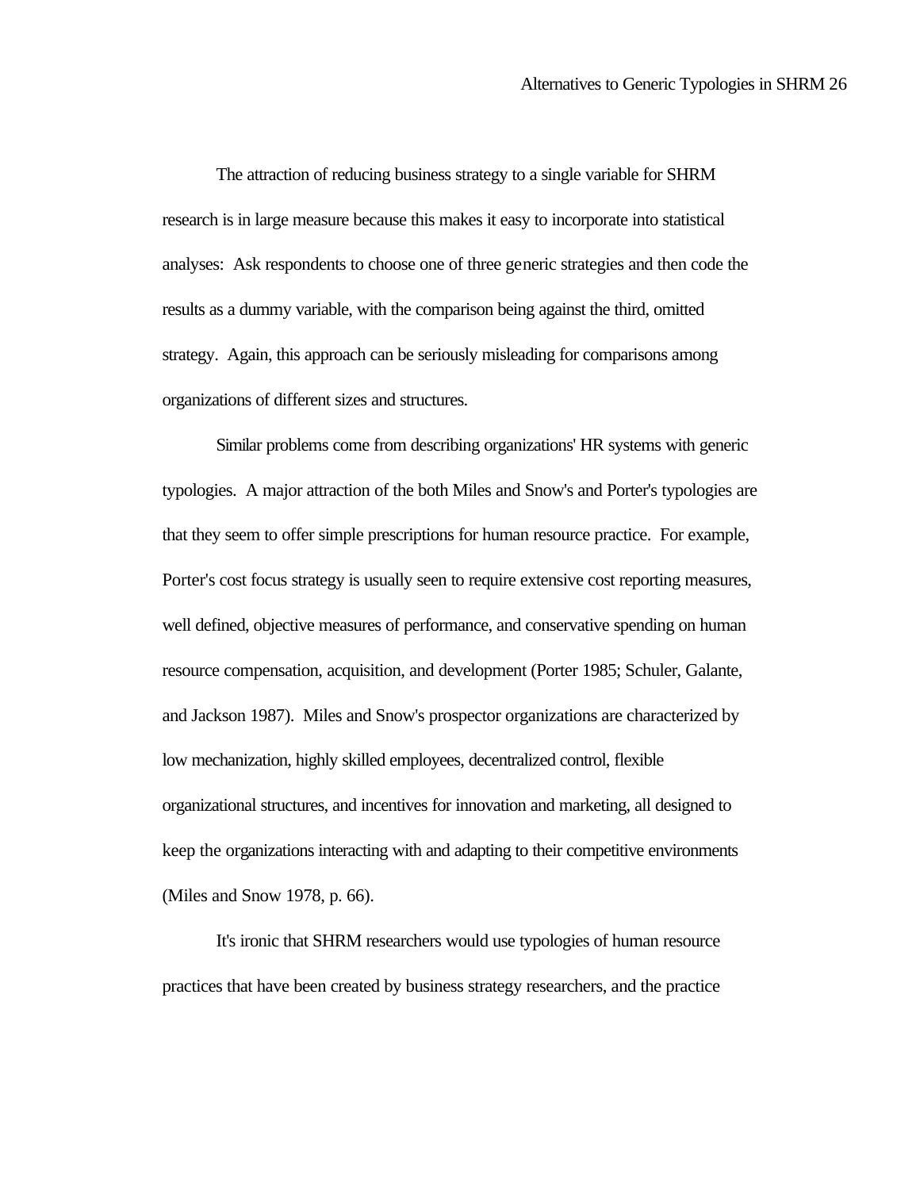The attraction of reducing business strategy to a single variable for SHRM research is in large measure because this makes it easy to incorporate into statistical analyses: Ask respondents to choose one of three generic strategies and then code the results as a dummy variable, with the comparison being against the third, omitted strategy. Again, this approach can be seriously misleading for comparisons among organizations of different sizes and structures.

Similar problems come from describing organizations' HR systems with generic typologies. A major attraction of the both Miles and Snow's and Porter's typologies are that they seem to offer simple prescriptions for human resource practice. For example, Porter's cost focus strategy is usually seen to require extensive cost reporting measures, well defined, objective measures of performance, and conservative spending on human resource compensation, acquisition, and development (Porter 1985; Schuler, Galante, and Jackson 1987). Miles and Snow's prospector organizations are characterized by low mechanization, highly skilled employees, decentralized control, flexible organizational structures, and incentives for innovation and marketing, all designed to keep the organizations interacting with and adapting to their competitive environments (Miles and Snow 1978, p. 66).

It's ironic that SHRM researchers would use typologies of human resource practices that have been created by business strategy researchers, and the practice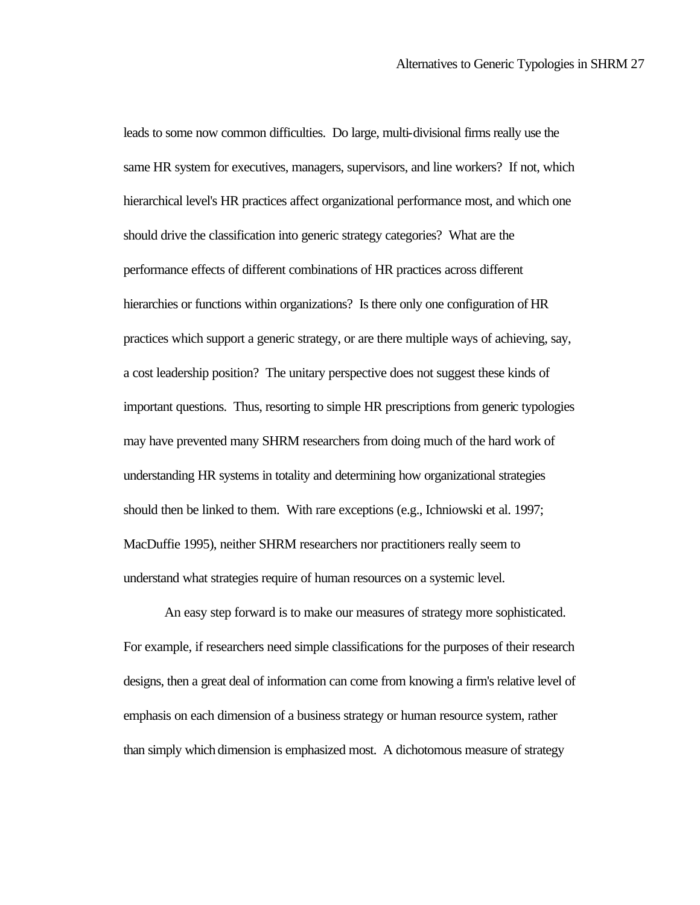leads to some now common difficulties. Do large, multi-divisional firms really use the same HR system for executives, managers, supervisors, and line workers? If not, which hierarchical level's HR practices affect organizational performance most, and which one should drive the classification into generic strategy categories? What are the performance effects of different combinations of HR practices across different hierarchies or functions within organizations? Is there only one configuration of HR practices which support a generic strategy, or are there multiple ways of achieving, say, a cost leadership position? The unitary perspective does not suggest these kinds of important questions. Thus, resorting to simple HR prescriptions from generic typologies may have prevented many SHRM researchers from doing much of the hard work of understanding HR systems in totality and determining how organizational strategies should then be linked to them. With rare exceptions (e.g., Ichniowski et al. 1997; MacDuffie 1995), neither SHRM researchers nor practitioners really seem to understand what strategies require of human resources on a systemic level.

An easy step forward is to make our measures of strategy more sophisticated. For example, if researchers need simple classifications for the purposes of their research designs, then a great deal of information can come from knowing a firm's relative level of emphasis on each dimension of a business strategy or human resource system, rather than simply which dimension is emphasized most. A dichotomous measure of strategy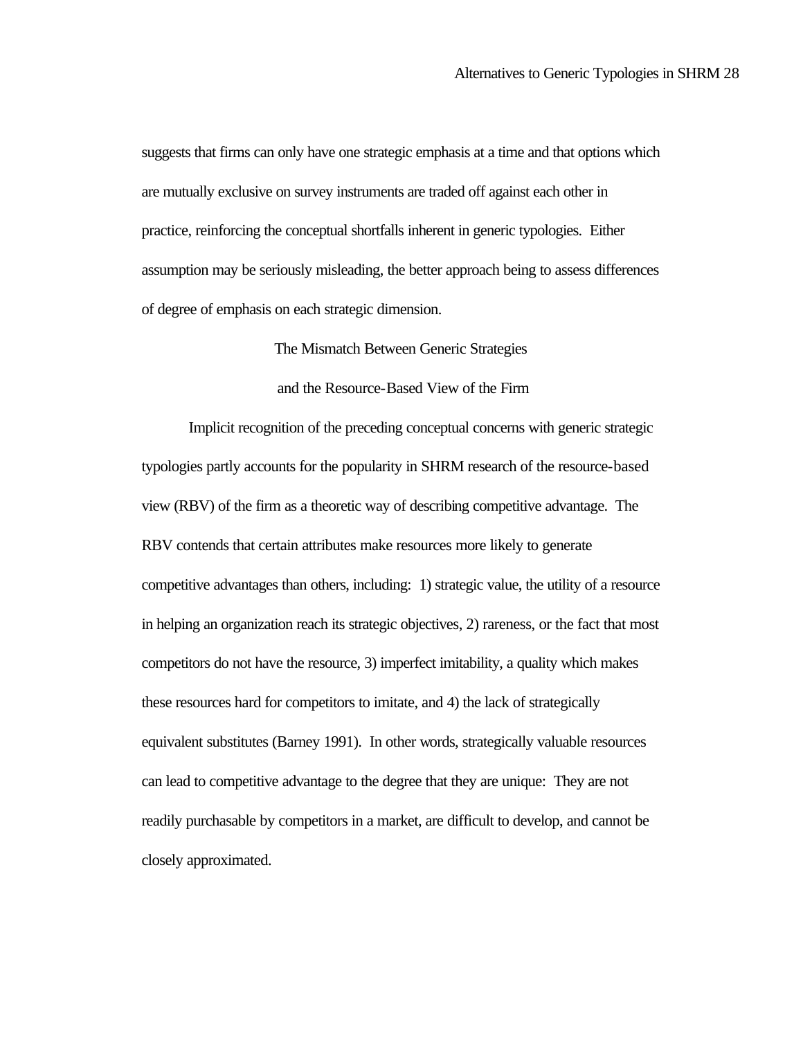suggests that firms can only have one strategic emphasis at a time and that options which are mutually exclusive on survey instruments are traded off against each other in practice, reinforcing the conceptual shortfalls inherent in generic typologies. Either assumption may be seriously misleading, the better approach being to assess differences of degree of emphasis on each strategic dimension.

## The Mismatch Between Generic Strategies and the Resource-Based View of the Firm

Implicit recognition of the preceding conceptual concerns with generic strategic typologies partly accounts for the popularity in SHRM research of the resource-based view (RBV) of the firm as a theoretic way of describing competitive advantage. The RBV contends that certain attributes make resources more likely to generate competitive advantages than others, including: 1) strategic value, the utility of a resource in helping an organization reach its strategic objectives, 2) rareness, or the fact that most competitors do not have the resource, 3) imperfect imitability, a quality which makes these resources hard for competitors to imitate, and 4) the lack of strategically equivalent substitutes (Barney 1991). In other words, strategically valuable resources can lead to competitive advantage to the degree that they are unique: They are not readily purchasable by competitors in a market, are difficult to develop, and cannot be closely approximated.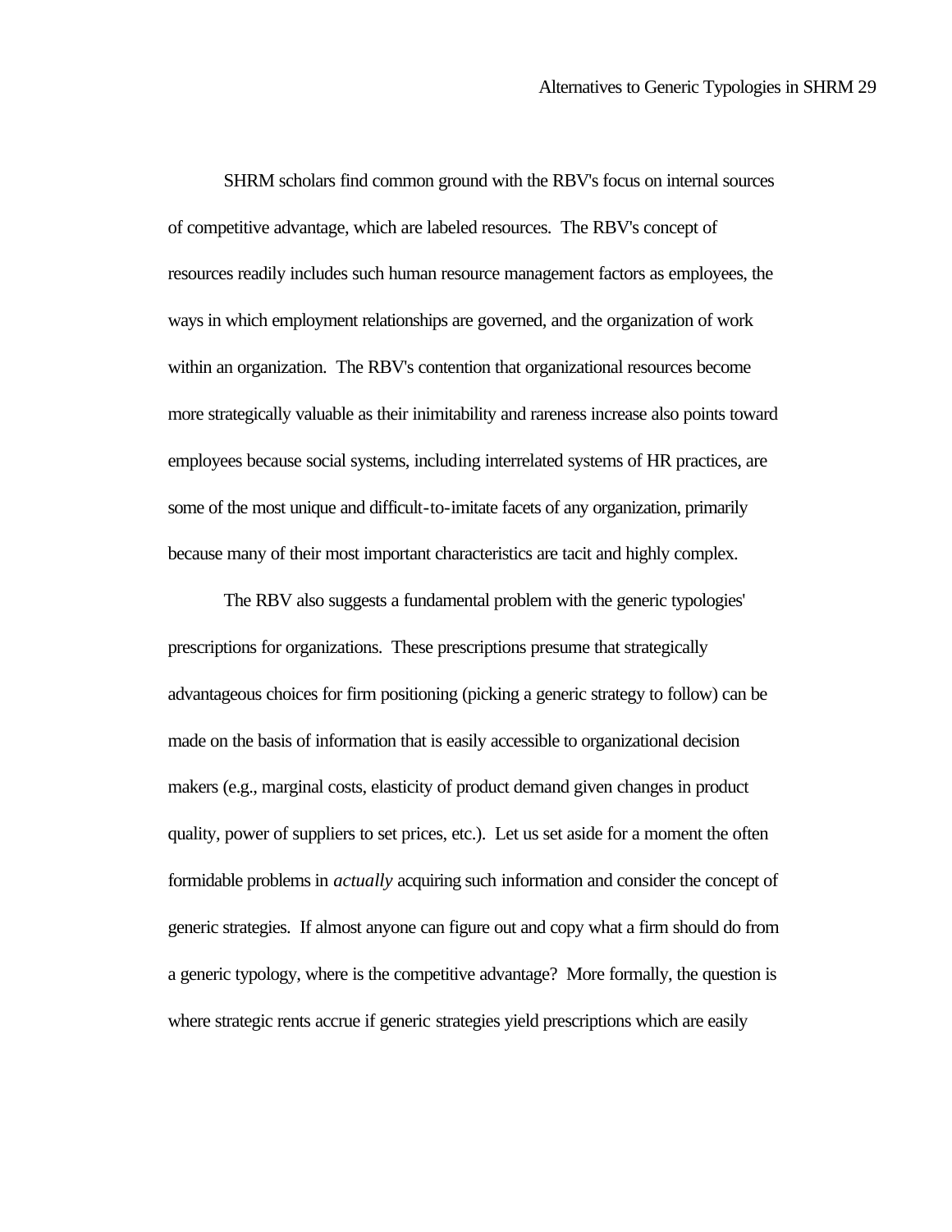SHRM scholars find common ground with the RBV's focus on internal sources of competitive advantage, which are labeled resources. The RBV's concept of resources readily includes such human resource management factors as employees, the ways in which employment relationships are governed, and the organization of work within an organization. The RBV's contention that organizational resources become more strategically valuable as their inimitability and rareness increase also points toward employees because social systems, including interrelated systems of HR practices, are some of the most unique and difficult-to-imitate facets of any organization, primarily because many of their most important characteristics are tacit and highly complex.

The RBV also suggests a fundamental problem with the generic typologies' prescriptions for organizations. These prescriptions presume that strategically advantageous choices for firm positioning (picking a generic strategy to follow) can be made on the basis of information that is easily accessible to organizational decision makers (e.g., marginal costs, elasticity of product demand given changes in product quality, power of suppliers to set prices, etc.). Let us set aside for a moment the often formidable problems in *actually* acquiring such information and consider the concept of generic strategies. If almost anyone can figure out and copy what a firm should do from a generic typology, where is the competitive advantage? More formally, the question is where strategic rents accrue if generic strategies yield prescriptions which are easily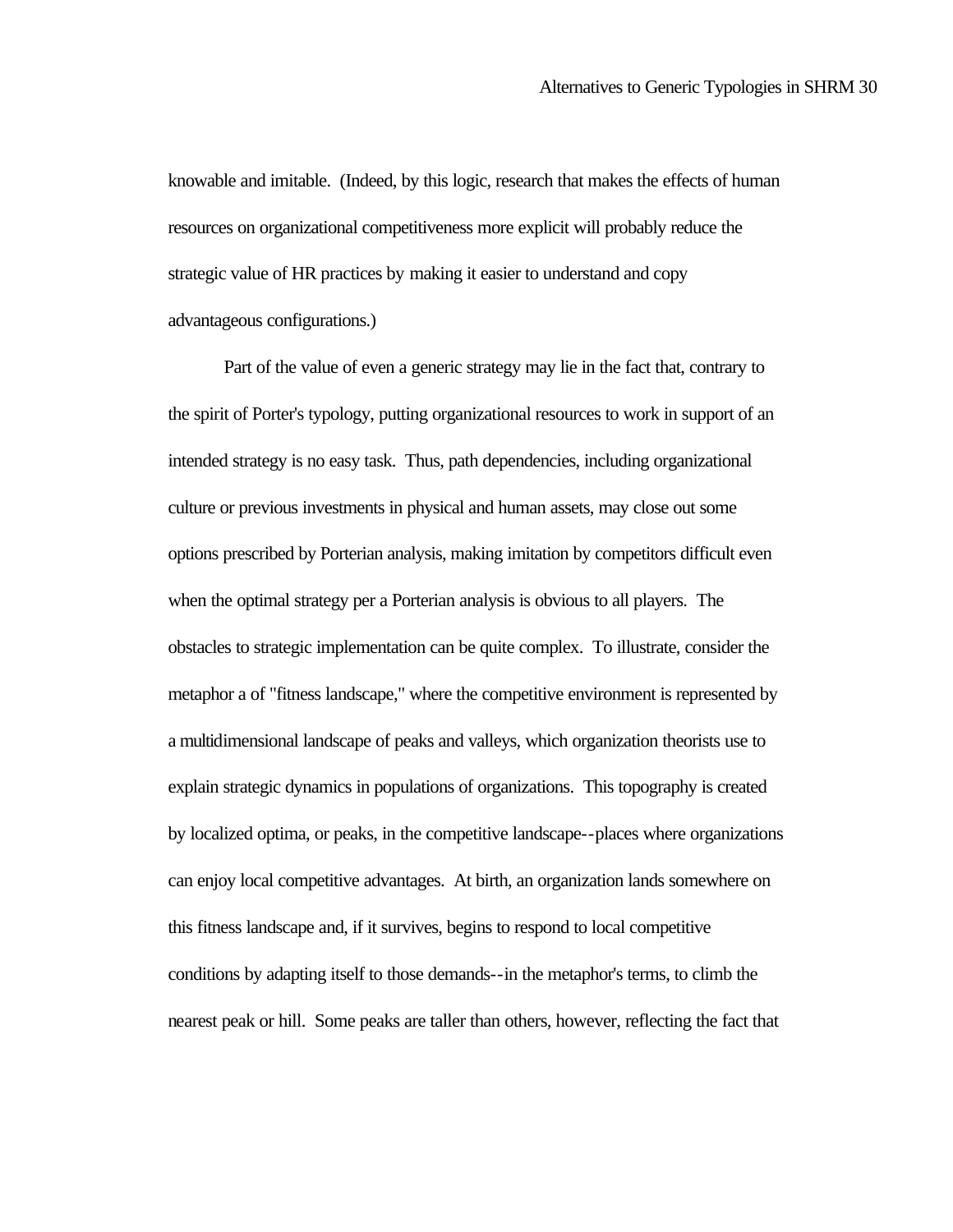knowable and imitable. (Indeed, by this logic, research that makes the effects of human resources on organizational competitiveness more explicit will probably reduce the strategic value of HR practices by making it easier to understand and copy advantageous configurations.)

Part of the value of even a generic strategy may lie in the fact that, contrary to the spirit of Porter's typology, putting organizational resources to work in support of an intended strategy is no easy task. Thus, path dependencies, including organizational culture or previous investments in physical and human assets, may close out some options prescribed by Porterian analysis, making imitation by competitors difficult even when the optimal strategy per a Porterian analysis is obvious to all players. The obstacles to strategic implementation can be quite complex. To illustrate, consider the metaphor a of "fitness landscape," where the competitive environment is represented by a multidimensional landscape of peaks and valleys, which organization theorists use to explain strategic dynamics in populations of organizations. This topography is created by localized optima, or peaks, in the competitive landscape--places where organizations can enjoy local competitive advantages. At birth, an organization lands somewhere on this fitness landscape and, if it survives, begins to respond to local competitive conditions by adapting itself to those demands--in the metaphor's terms, to climb the nearest peak or hill. Some peaks are taller than others, however, reflecting the fact that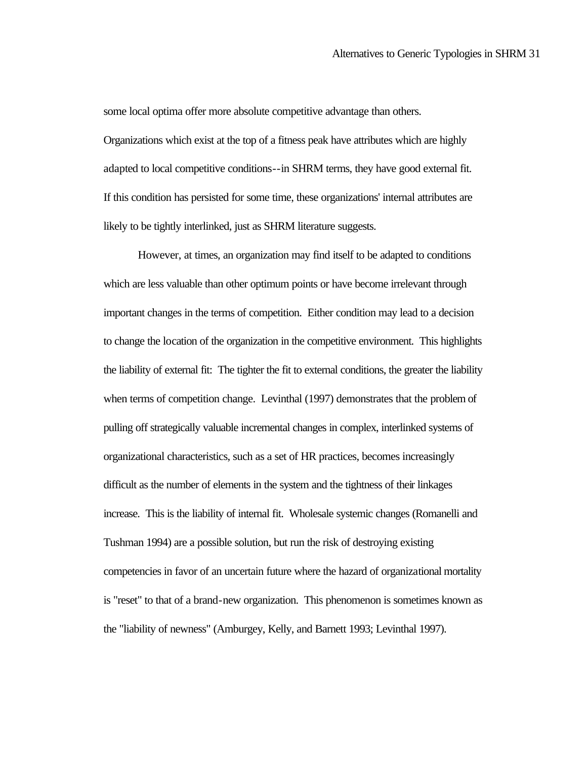some local optima offer more absolute competitive advantage than others. Organizations which exist at the top of a fitness peak have attributes which are highly adapted to local competitive conditions--in SHRM terms, they have good external fit. If this condition has persisted for some time, these organizations' internal attributes are likely to be tightly interlinked, just as SHRM literature suggests.

However, at times, an organization may find itself to be adapted to conditions which are less valuable than other optimum points or have become irrelevant through important changes in the terms of competition. Either condition may lead to a decision to change the location of the organization in the competitive environment. This highlights the liability of external fit: The tighter the fit to external conditions, the greater the liability when terms of competition change. Levinthal (1997) demonstrates that the problem of pulling off strategically valuable incremental changes in complex, interlinked systems of organizational characteristics, such as a set of HR practices, becomes increasingly difficult as the number of elements in the system and the tightness of their linkages increase. This is the liability of internal fit. Wholesale systemic changes (Romanelli and Tushman 1994) are a possible solution, but run the risk of destroying existing competencies in favor of an uncertain future where the hazard of organizational mortality is "reset" to that of a brand-new organization. This phenomenon is sometimes known as the "liability of newness" (Amburgey, Kelly, and Barnett 1993; Levinthal 1997).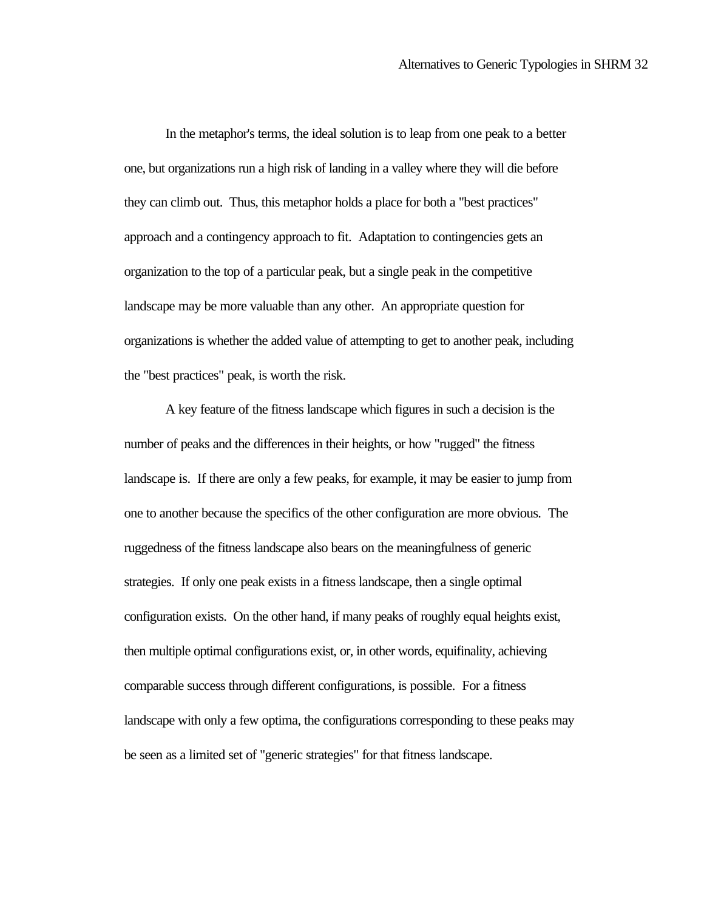In the metaphor's terms, the ideal solution is to leap from one peak to a better one, but organizations run a high risk of landing in a valley where they will die before they can climb out. Thus, this metaphor holds a place for both a "best practices" approach and a contingency approach to fit. Adaptation to contingencies gets an organization to the top of a particular peak, but a single peak in the competitive landscape may be more valuable than any other. An appropriate question for organizations is whether the added value of attempting to get to another peak, including the "best practices" peak, is worth the risk.

A key feature of the fitness landscape which figures in such a decision is the number of peaks and the differences in their heights, or how "rugged" the fitness landscape is. If there are only a few peaks, for example, it may be easier to jump from one to another because the specifics of the other configuration are more obvious. The ruggedness of the fitness landscape also bears on the meaningfulness of generic strategies. If only one peak exists in a fitness landscape, then a single optimal configuration exists. On the other hand, if many peaks of roughly equal heights exist, then multiple optimal configurations exist, or, in other words, equifinality, achieving comparable success through different configurations, is possible. For a fitness landscape with only a few optima, the configurations corresponding to these peaks may be seen as a limited set of "generic strategies" for that fitness landscape.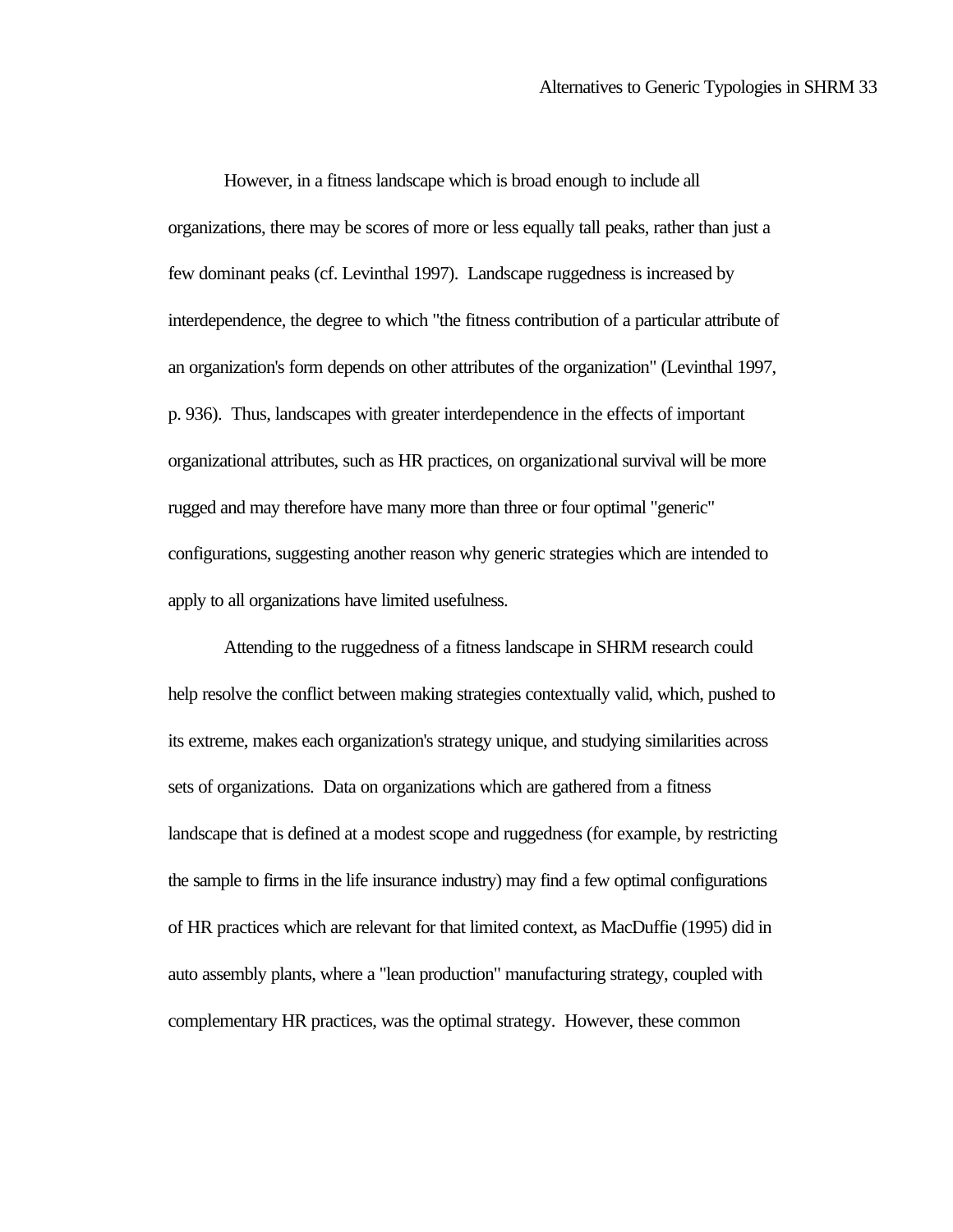However, in a fitness landscape which is broad enough to include all organizations, there may be scores of more or less equally tall peaks, rather than just a few dominant peaks (cf. Levinthal 1997). Landscape ruggedness is increased by interdependence, the degree to which "the fitness contribution of a particular attribute of an organization's form depends on other attributes of the organization" (Levinthal 1997, p. 936). Thus, landscapes with greater interdependence in the effects of important organizational attributes, such as HR practices, on organizational survival will be more rugged and may therefore have many more than three or four optimal "generic" configurations, suggesting another reason why generic strategies which are intended to apply to all organizations have limited usefulness.

Attending to the ruggedness of a fitness landscape in SHRM research could help resolve the conflict between making strategies contextually valid, which, pushed to its extreme, makes each organization's strategy unique, and studying similarities across sets of organizations. Data on organizations which are gathered from a fitness landscape that is defined at a modest scope and ruggedness (for example, by restricting the sample to firms in the life insurance industry) may find a few optimal configurations of HR practices which are relevant for that limited context, as MacDuffie (1995) did in auto assembly plants, where a "lean production" manufacturing strategy, coupled with complementary HR practices, was the optimal strategy. However, these common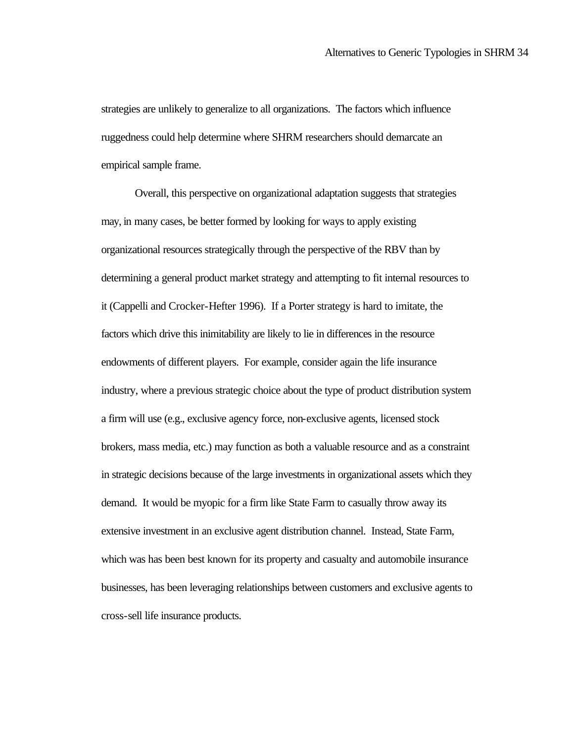strategies are unlikely to generalize to all organizations. The factors which influence ruggedness could help determine where SHRM researchers should demarcate an empirical sample frame.

Overall, this perspective on organizational adaptation suggests that strategies may, in many cases, be better formed by looking for ways to apply existing organizational resources strategically through the perspective of the RBV than by determining a general product market strategy and attempting to fit internal resources to it (Cappelli and Crocker-Hefter 1996). If a Porter strategy is hard to imitate, the factors which drive this inimitability are likely to lie in differences in the resource endowments of different players. For example, consider again the life insurance industry, where a previous strategic choice about the type of product distribution system a firm will use (e.g., exclusive agency force, non-exclusive agents, licensed stock brokers, mass media, etc.) may function as both a valuable resource and as a constraint in strategic decisions because of the large investments in organizational assets which they demand. It would be myopic for a firm like State Farm to casually throw away its extensive investment in an exclusive agent distribution channel. Instead, State Farm, which was has been best known for its property and casualty and automobile insurance businesses, has been leveraging relationships between customers and exclusive agents to cross-sell life insurance products.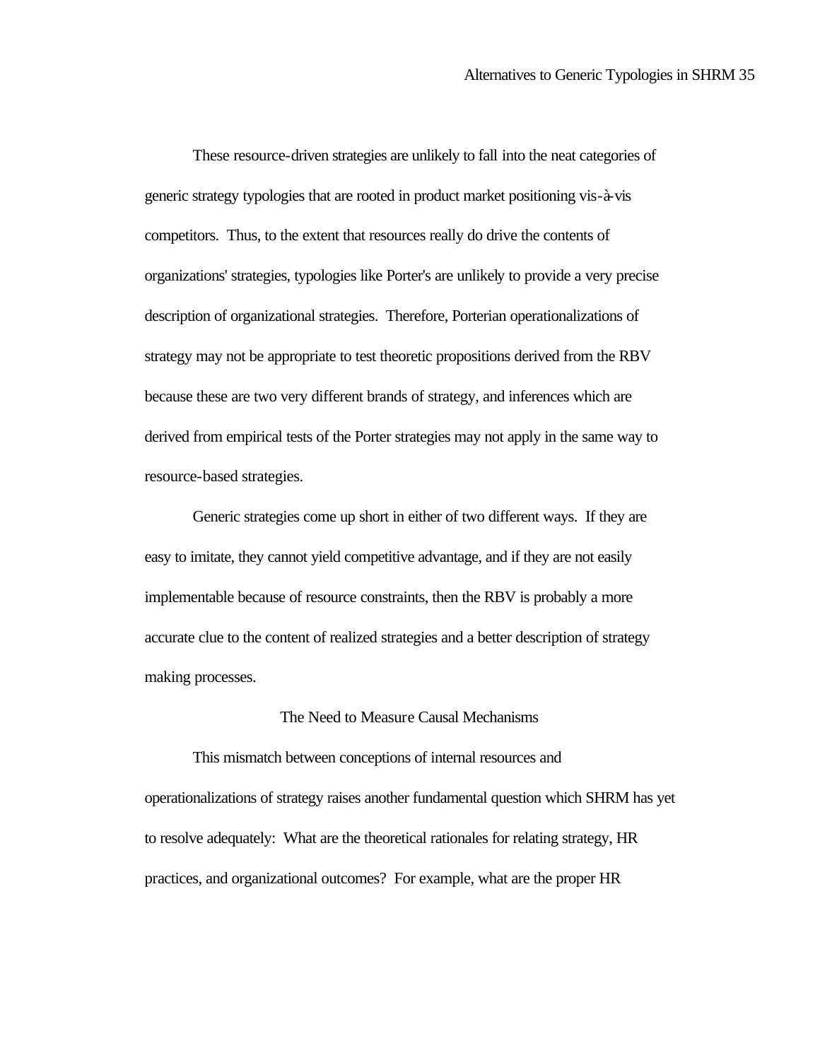These resource-driven strategies are unlikely to fall into the neat categories of generic strategy typologies that are rooted in product market positioning vis-à-vis competitors. Thus, to the extent that resources really do drive the contents of organizations' strategies, typologies like Porter's are unlikely to provide a very precise description of organizational strategies. Therefore, Porterian operationalizations of strategy may not be appropriate to test theoretic propositions derived from the RBV because these are two very different brands of strategy, and inferences which are derived from empirical tests of the Porter strategies may not apply in the same way to resource-based strategies.

Generic strategies come up short in either of two different ways. If they are easy to imitate, they cannot yield competitive advantage, and if they are not easily implementable because of resource constraints, then the RBV is probably a more accurate clue to the content of realized strategies and a better description of strategy making processes.

## The Need to Measure Causal Mechanisms

This mismatch between conceptions of internal resources and operationalizations of strategy raises another fundamental question which SHRM has yet to resolve adequately: What are the theoretical rationales for relating strategy, HR practices, and organizational outcomes? For example, what are the proper HR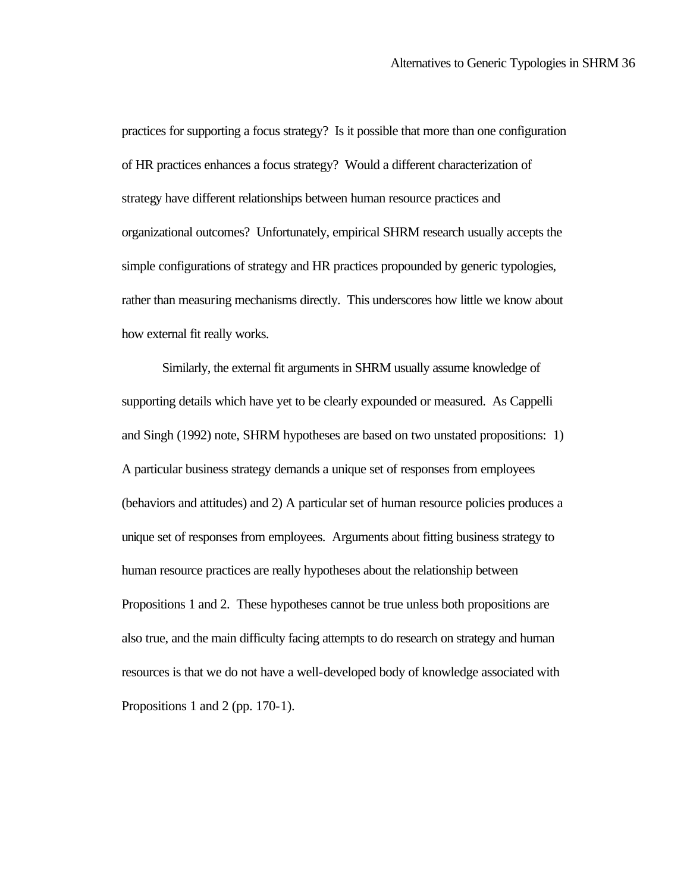practices for supporting a focus strategy? Is it possible that more than one configuration of HR practices enhances a focus strategy? Would a different characterization of strategy have different relationships between human resource practices and organizational outcomes? Unfortunately, empirical SHRM research usually accepts the simple configurations of strategy and HR practices propounded by generic typologies, rather than measuring mechanisms directly. This underscores how little we know about how external fit really works.

Similarly, the external fit arguments in SHRM usually assume knowledge of supporting details which have yet to be clearly expounded or measured. As Cappelli and Singh (1992) note, SHRM hypotheses are based on two unstated propositions: 1) A particular business strategy demands a unique set of responses from employees (behaviors and attitudes) and 2) A particular set of human resource policies produces a unique set of responses from employees. Arguments about fitting business strategy to human resource practices are really hypotheses about the relationship between Propositions 1 and 2. These hypotheses cannot be true unless both propositions are also true, and the main difficulty facing attempts to do research on strategy and human resources is that we do not have a well-developed body of knowledge associated with Propositions 1 and 2 (pp. 170-1).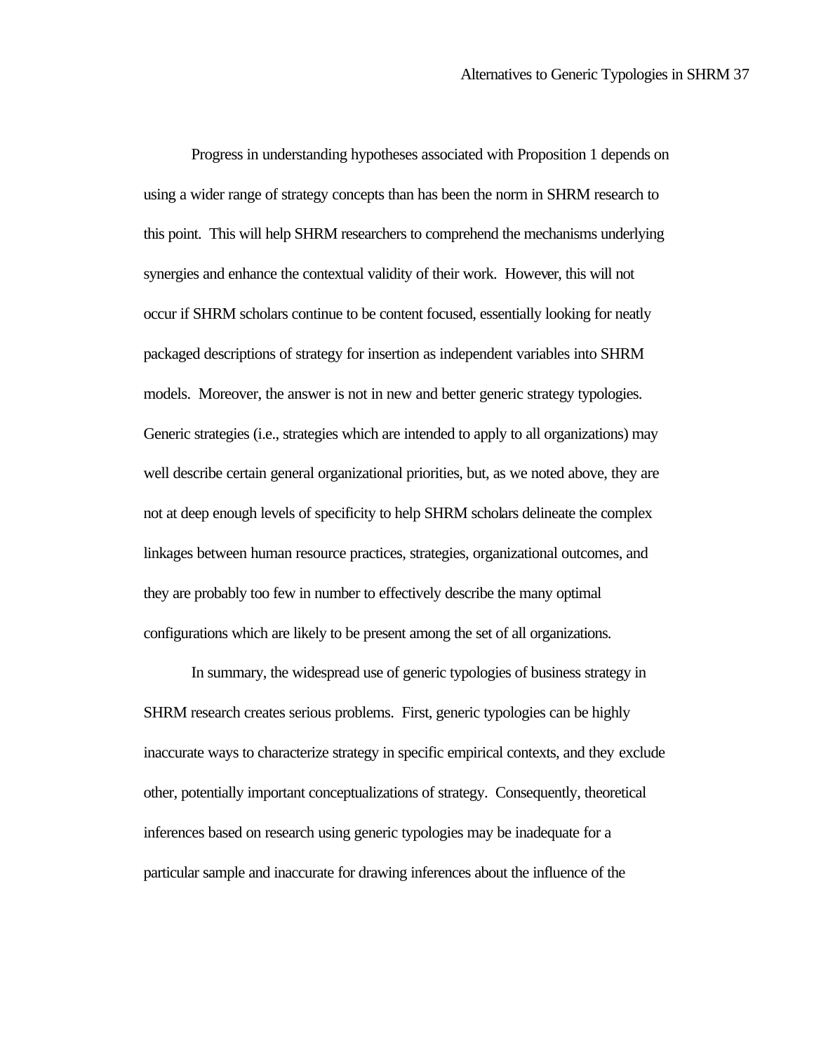Progress in understanding hypotheses associated with Proposition 1 depends on using a wider range of strategy concepts than has been the norm in SHRM research to this point. This will help SHRM researchers to comprehend the mechanisms underlying synergies and enhance the contextual validity of their work. However, this will not occur if SHRM scholars continue to be content focused, essentially looking for neatly packaged descriptions of strategy for insertion as independent variables into SHRM models. Moreover, the answer is not in new and better generic strategy typologies. Generic strategies (i.e., strategies which are intended to apply to all organizations) may well describe certain general organizational priorities, but, as we noted above, they are not at deep enough levels of specificity to help SHRM scholars delineate the complex linkages between human resource practices, strategies, organizational outcomes, and they are probably too few in number to effectively describe the many optimal configurations which are likely to be present among the set of all organizations.

In summary, the widespread use of generic typologies of business strategy in SHRM research creates serious problems. First, generic typologies can be highly inaccurate ways to characterize strategy in specific empirical contexts, and they exclude other, potentially important conceptualizations of strategy. Consequently, theoretical inferences based on research using generic typologies may be inadequate for a particular sample and inaccurate for drawing inferences about the influence of the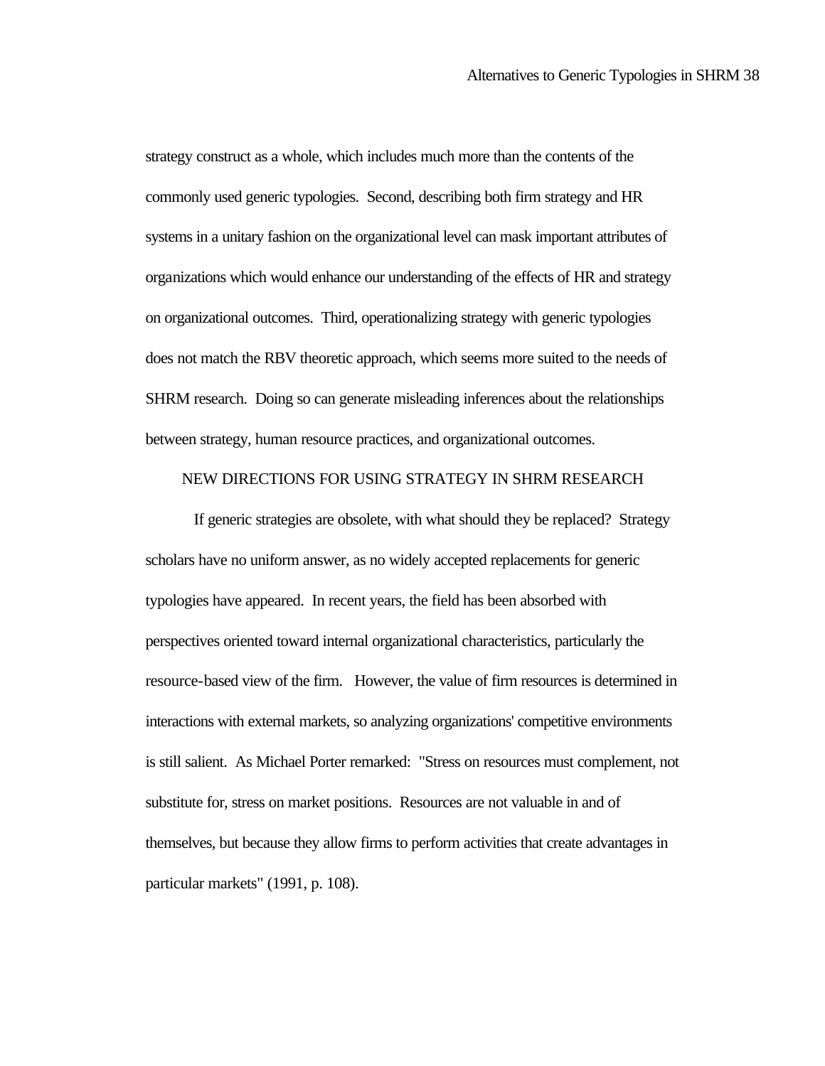strategy construct as a whole, which includes much more than the contents of the commonly used generic typologies. Second, describing both firm strategy and HR systems in a unitary fashion on the organizational level can mask important attributes of organizations which would enhance our understanding of the effects of HR and strategy on organizational outcomes. Third, operationalizing strategy with generic typologies does not match the RBV theoretic approach, which seems more suited to the needs of SHRM research. Doing so can generate misleading inferences about the relationships between strategy, human resource practices, and organizational outcomes.

## NEW DIRECTIONS FOR USING STRATEGY IN SHRM RESEARCH

If generic strategies are obsolete, with what should they be replaced? Strategy scholars have no uniform answer, as no widely accepted replacements for generic typologies have appeared. In recent years, the field has been absorbed with perspectives oriented toward internal organizational characteristics, particularly the resource-based view of the firm. However, the value of firm resources is determined in interactions with external markets, so analyzing organizations' competitive environments is still salient. As Michael Porter remarked: "Stress on resources must complement, not substitute for, stress on market positions. Resources are not valuable in and of themselves, but because they allow firms to perform activities that create advantages in particular markets" (1991, p. 108).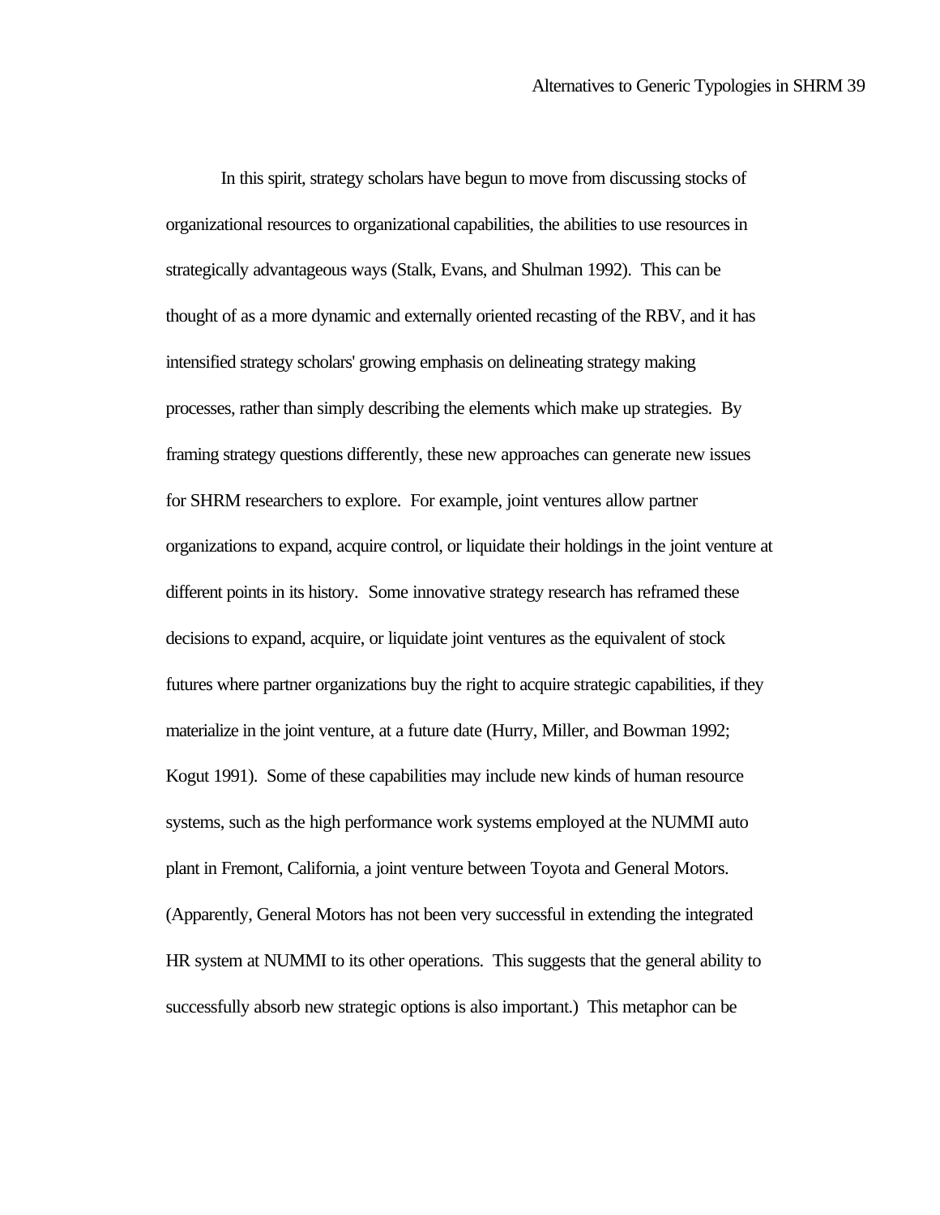In this spirit, strategy scholars have begun to move from discussing stocks of organizational resources to organizational capabilities, the abilities to use resources in strategically advantageous ways (Stalk, Evans, and Shulman 1992). This can be thought of as a more dynamic and externally oriented recasting of the RBV, and it has intensified strategy scholars' growing emphasis on delineating strategy making processes, rather than simply describing the elements which make up strategies. By framing strategy questions differently, these new approaches can generate new issues for SHRM researchers to explore. For example, joint ventures allow partner organizations to expand, acquire control, or liquidate their holdings in the joint venture at different points in its history. Some innovative strategy research has reframed these decisions to expand, acquire, or liquidate joint ventures as the equivalent of stock futures where partner organizations buy the right to acquire strategic capabilities, if they materialize in the joint venture, at a future date (Hurry, Miller, and Bowman 1992; Kogut 1991). Some of these capabilities may include new kinds of human resource systems, such as the high performance work systems employed at the NUMMI auto plant in Fremont, California, a joint venture between Toyota and General Motors. (Apparently, General Motors has not been very successful in extending the integrated HR system at NUMMI to its other operations. This suggests that the general ability to successfully absorb new strategic options is also important.) This metaphor can be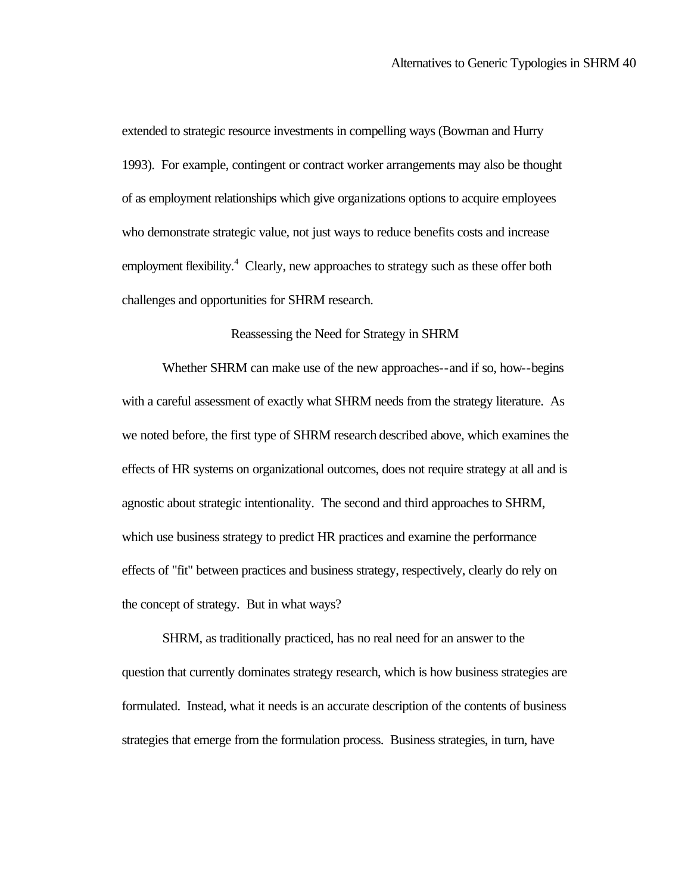extended to strategic resource investments in compelling ways (Bowman and Hurry 1993). For example, contingent or contract worker arrangements may also be thought of as employment relationships which give organizations options to acquire employees who demonstrate strategic value, not just ways to reduce benefits costs and increase employment flexibility.[4] Clearly, new approaches to strategy such as these offer both challenges and opportunities for SHRM research.

## Reassessing the Need for Strategy in SHRM

Whether SHRM can make use of the new approaches--and if so, how--begins with a careful assessment of exactly what SHRM needs from the strategy literature. As we noted before, the first type of SHRM research described above, which examines the effects of HR systems on organizational outcomes, does not require strategy at all and is agnostic about strategic intentionality. The second and third approaches to SHRM, which use business strategy to predict HR practices and examine the performance effects of "fit" between practices and business strategy, respectively, clearly do rely on the concept of strategy. But in what ways?

SHRM, as traditionally practiced, has no real need for an answer to the question that currently dominates strategy research, which is how business strategies are formulated. Instead, what it needs is an accurate description of the contents of business strategies that emerge from the formulation process. Business strategies, in turn, have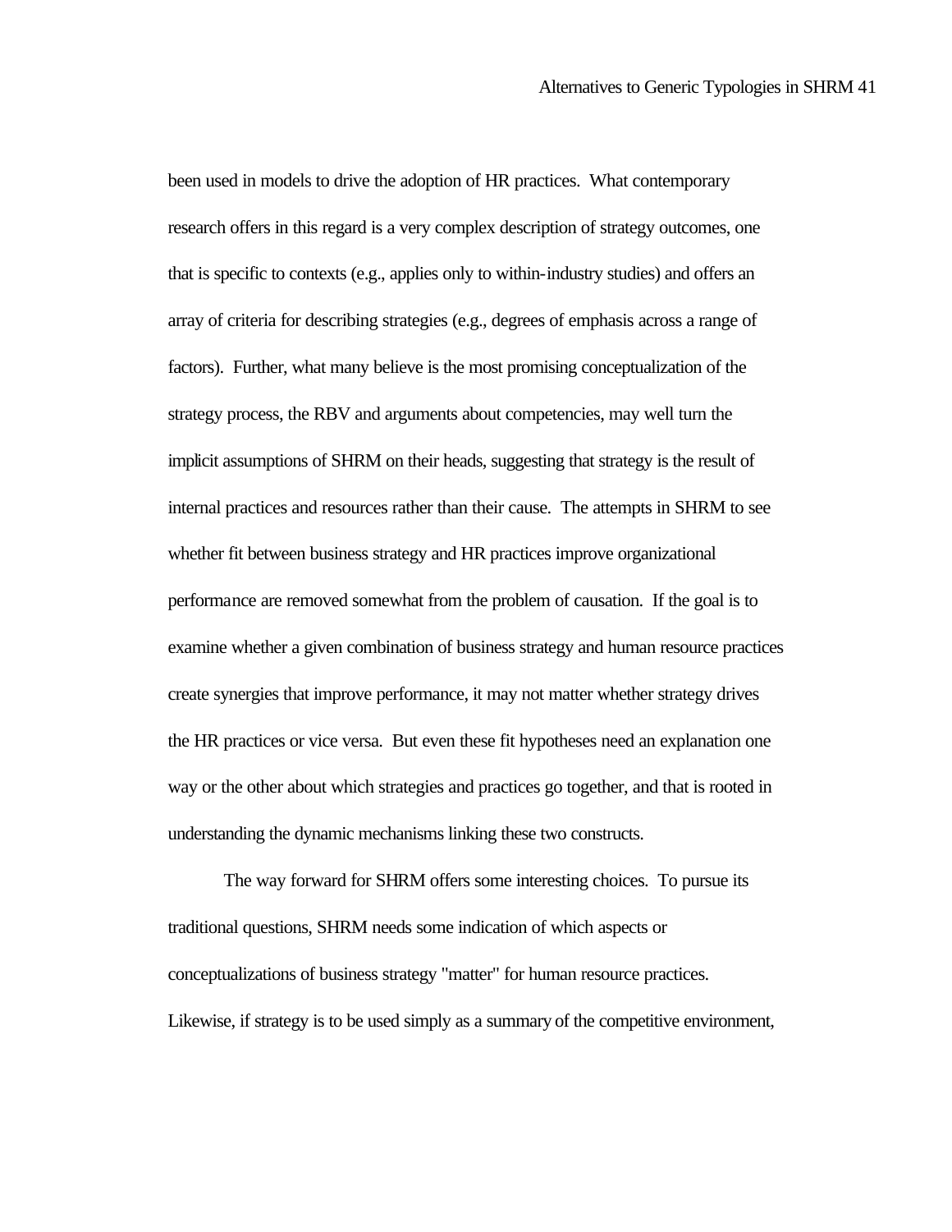been used in models to drive the adoption of HR practices. What contemporary research offers in this regard is a very complex description of strategy outcomes, one that is specific to contexts (e.g., applies only to within-industry studies) and offers an array of criteria for describing strategies (e.g., degrees of emphasis across a range of factors). Further, what many believe is the most promising conceptualization of the strategy process, the RBV and arguments about competencies, may well turn the implicit assumptions of SHRM on their heads, suggesting that strategy is the result of internal practices and resources rather than their cause. The attempts in SHRM to see whether fit between business strategy and HR practices improve organizational performance are removed somewhat from the problem of causation. If the goal is to examine whether a given combination of business strategy and human resource practices create synergies that improve performance, it may not matter whether strategy drives the HR practices or vice versa. But even these fit hypotheses need an explanation one way or the other about which strategies and practices go together, and that is rooted in understanding the dynamic mechanisms linking these two constructs.

The way forward for SHRM offers some interesting choices. To pursue its traditional questions, SHRM needs some indication of which aspects or conceptualizations of business strategy "matter" for human resource practices. Likewise, if strategy is to be used simply as a summary of the competitive environment,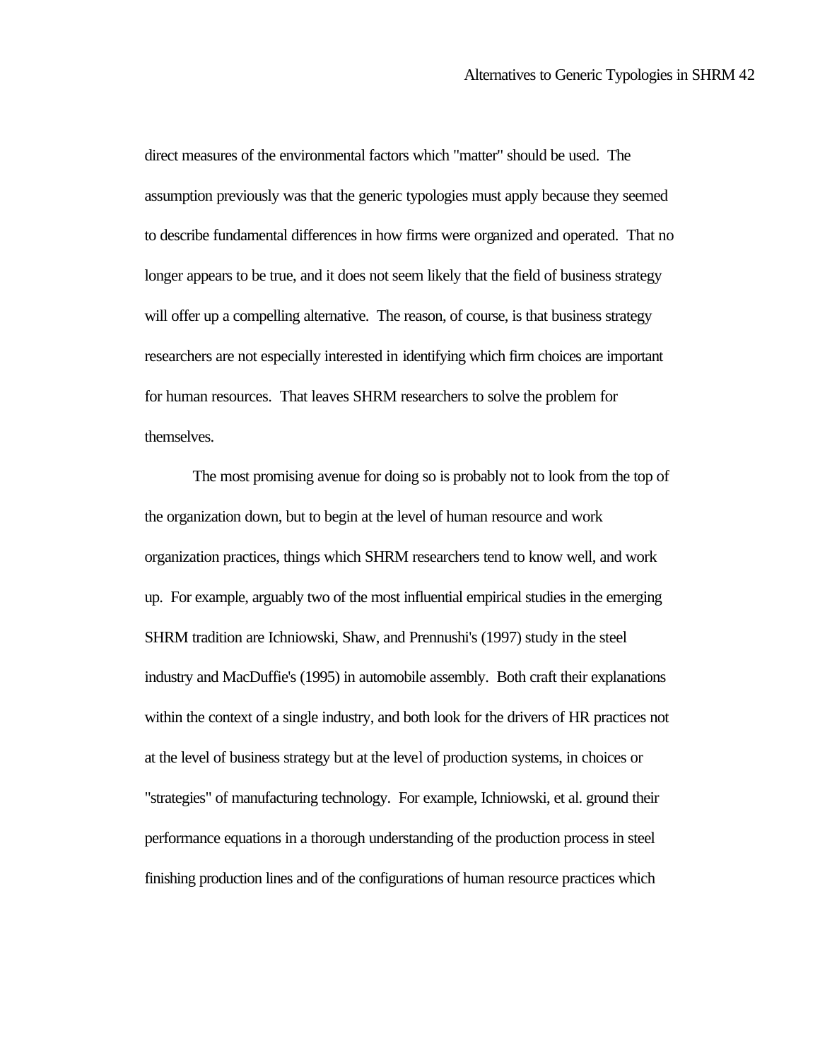direct measures of the environmental factors which "matter" should be used. The assumption previously was that the generic typologies must apply because they seemed to describe fundamental differences in how firms were organized and operated. That no longer appears to be true, and it does not seem likely that the field of business strategy will offer up a compelling alternative. The reason, of course, is that business strategy researchers are not especially interested in identifying which firm choices are important for human resources. That leaves SHRM researchers to solve the problem for themselves.

The most promising avenue for doing so is probably not to look from the top of the organization down, but to begin at the level of human resource and work organization practices, things which SHRM researchers tend to know well, and work up. For example, arguably two of the most influential empirical studies in the emerging SHRM tradition are Ichniowski, Shaw, and Prennushi's (1997) study in the steel industry and MacDuffie's (1995) in automobile assembly. Both craft their explanations within the context of a single industry, and both look for the drivers of HR practices not at the level of business strategy but at the level of production systems, in choices or "strategies" of manufacturing technology. For example, Ichniowski, et al. ground their performance equations in a thorough understanding of the production process in steel finishing production lines and of the configurations of human resource practices which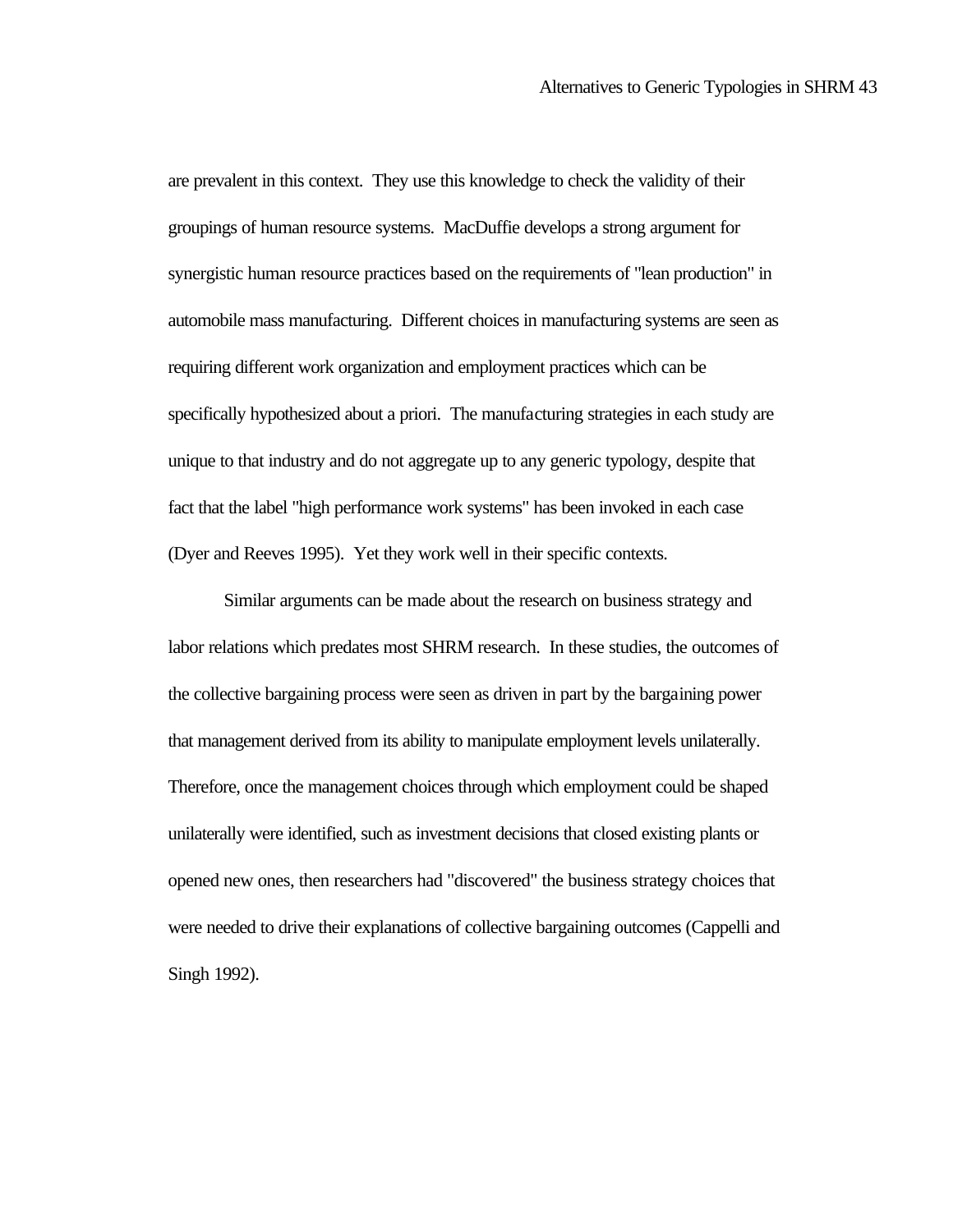are prevalent in this context. They use this knowledge to check the validity of their groupings of human resource systems. MacDuffie develops a strong argument for synergistic human resource practices based on the requirements of "lean production" in automobile mass manufacturing. Different choices in manufacturing systems are seen as requiring different work organization and employment practices which can be specifically hypothesized about a priori. The manufacturing strategies in each study are unique to that industry and do not aggregate up to any generic typology, despite that fact that the label "high performance work systems" has been invoked in each case (Dyer and Reeves 1995). Yet they work well in their specific contexts.

Similar arguments can be made about the research on business strategy and labor relations which predates most SHRM research. In these studies, the outcomes of the collective bargaining process were seen as driven in part by the bargaining power that management derived from its ability to manipulate employment levels unilaterally. Therefore, once the management choices through which employment could be shaped unilaterally were identified, such as investment decisions that closed existing plants or opened new ones, then researchers had "discovered" the business strategy choices that were needed to drive their explanations of collective bargaining outcomes (Cappelli and Singh 1992).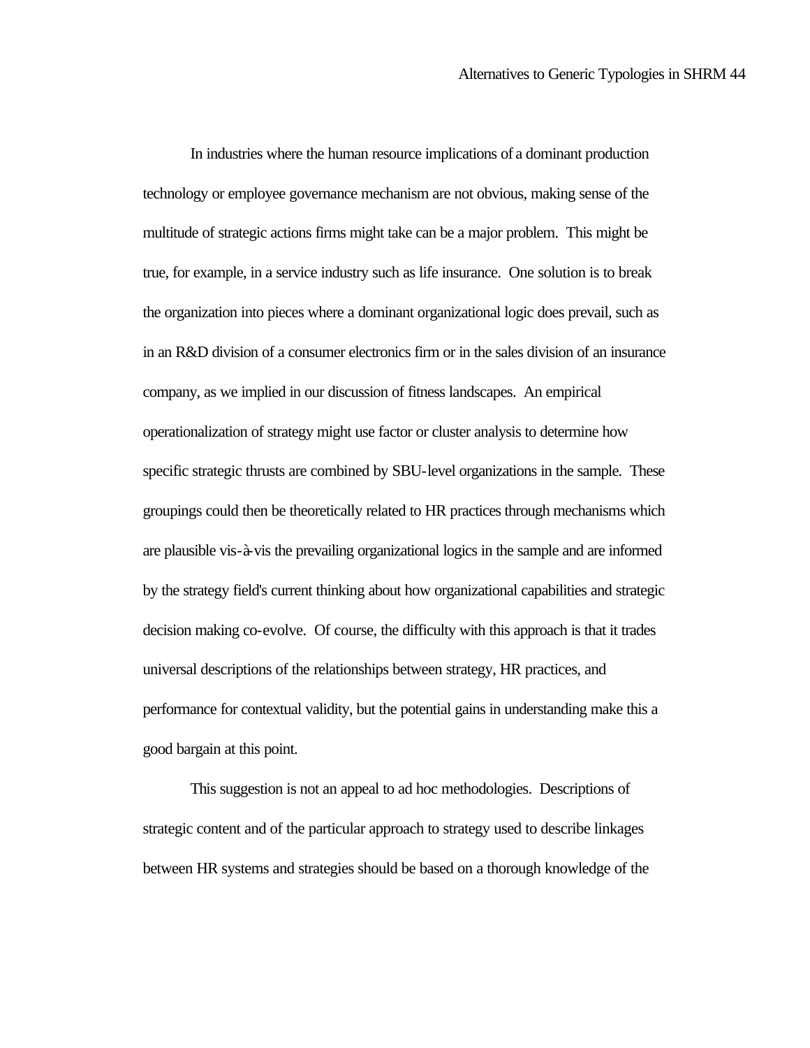In industries where the human resource implications of a dominant production technology or employee governance mechanism are not obvious, making sense of the multitude of strategic actions firms might take can be a major problem. This might be true, for example, in a service industry such as life insurance. One solution is to break the organization into pieces where a dominant organizational logic does prevail, such as in an R&D division of a consumer electronics firm or in the sales division of an insurance company, as we implied in our discussion of fitness landscapes. An empirical operationalization of strategy might use factor or cluster analysis to determine how specific strategic thrusts are combined by SBU-level organizations in the sample. These groupings could then be theoretically related to HR practices through mechanisms which are plausible vis-à-vis the prevailing organizational logics in the sample and are informed by the strategy field's current thinking about how organizational capabilities and strategic decision making co-evolve. Of course, the difficulty with this approach is that it trades universal descriptions of the relationships between strategy, HR practices, and performance for contextual validity, but the potential gains in understanding make this a good bargain at this point.

This suggestion is not an appeal to ad hoc methodologies. Descriptions of strategic content and of the particular approach to strategy used to describe linkages between HR systems and strategies should be based on a thorough knowledge of the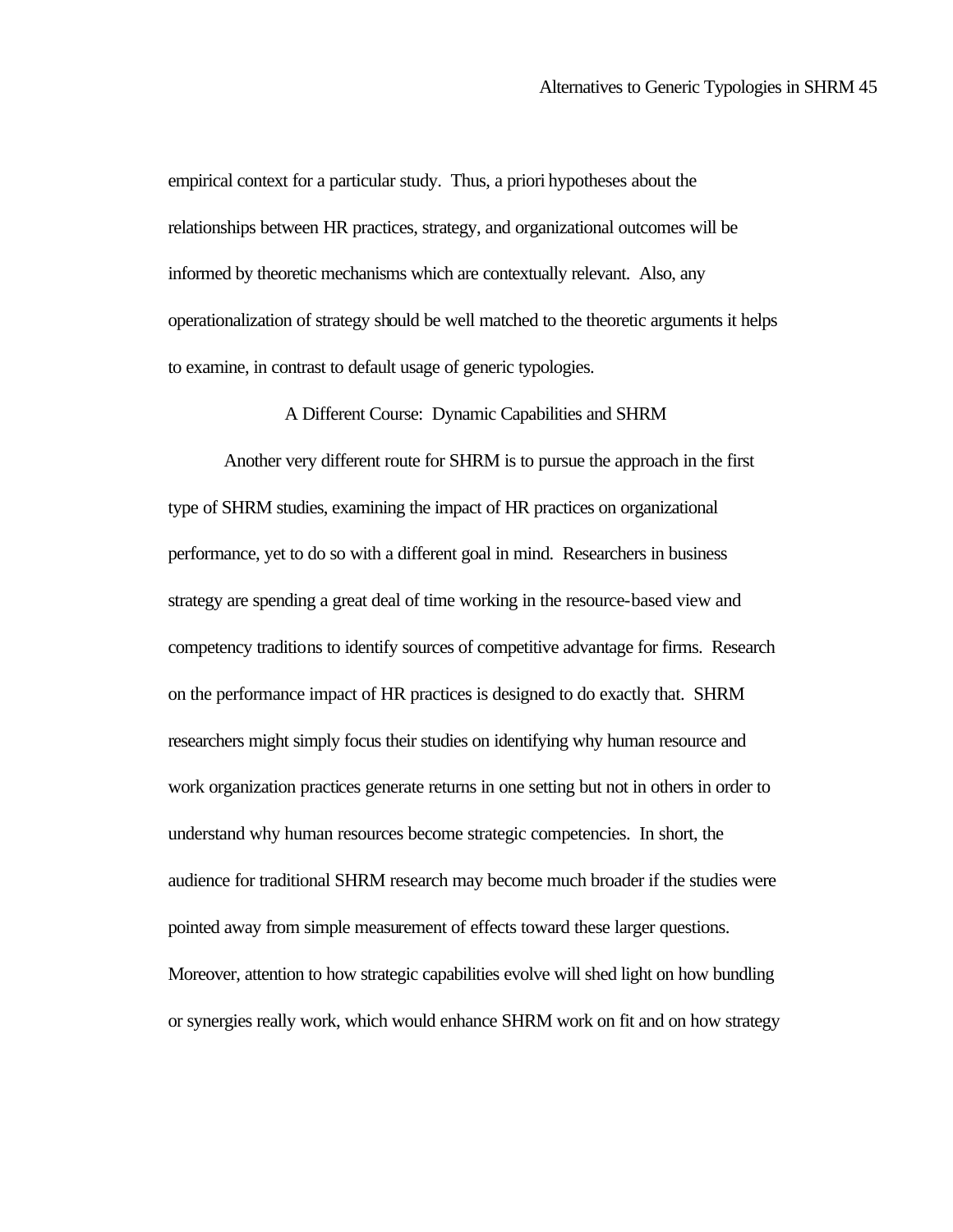empirical context for a particular study. Thus, a priori hypotheses about the relationships between HR practices, strategy, and organizational outcomes will be informed by theoretic mechanisms which are contextually relevant. Also, any operationalization of strategy should be well matched to the theoretic arguments it helps to examine, in contrast to default usage of generic typologies.

## A Different Course: Dynamic Capabilities and SHRM

Another very different route for SHRM is to pursue the approach in the first type of SHRM studies, examining the impact of HR practices on organizational performance, yet to do so with a different goal in mind. Researchers in business strategy are spending a great deal of time working in the resource-based view and competency traditions to identify sources of competitive advantage for firms. Research on the performance impact of HR practices is designed to do exactly that. SHRM researchers might simply focus their studies on identifying why human resource and work organization practices generate returns in one setting but not in others in order to understand why human resources become strategic competencies. In short, the audience for traditional SHRM research may become much broader if the studies were pointed away from simple measurement of effects toward these larger questions. Moreover, attention to how strategic capabilities evolve will shed light on how bundling or synergies really work, which would enhance SHRM work on fit and on how strategy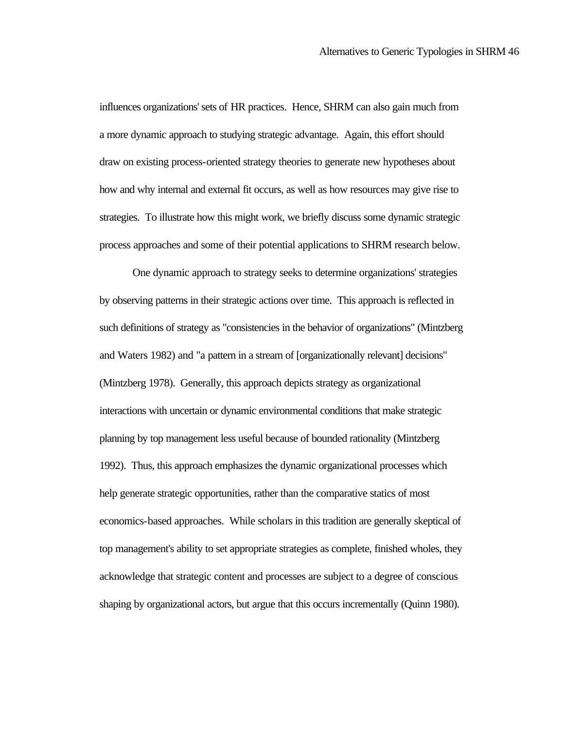influences organizations' sets of HR practices. Hence, SHRM can also gain much from a more dynamic approach to studying strategic advantage. Again, this effort should draw on existing process-oriented strategy theories to generate new hypotheses about how and why internal and external fit occurs, as well as how resources may give rise to strategies. To illustrate how this might work, we briefly discuss some dynamic strategic process approaches and some of their potential applications to SHRM research below.

One dynamic approach to strategy seeks to determine organizations' strategies by observing patterns in their strategic actions over time. This approach is reflected in such definitions of strategy as "consistencies in the behavior of organizations" (Mintzberg and Waters 1982) and "a pattern in a stream of [organizationally relevant] decisions" (Mintzberg 1978). Generally, this approach depicts strategy as organizational interactions with uncertain or dynamic environmental conditions that make strategic planning by top management less useful because of bounded rationality (Mintzberg 1992). Thus, this approach emphasizes the dynamic organizational processes which help generate strategic opportunities, rather than the comparative statics of most economics-based approaches. While scholars in this tradition are generally skeptical of top management's ability to set appropriate strategies as complete, finished wholes, they acknowledge that strategic content and processes are subject to a degree of conscious shaping by organizational actors, but argue that this occurs incrementally (Quinn 1980).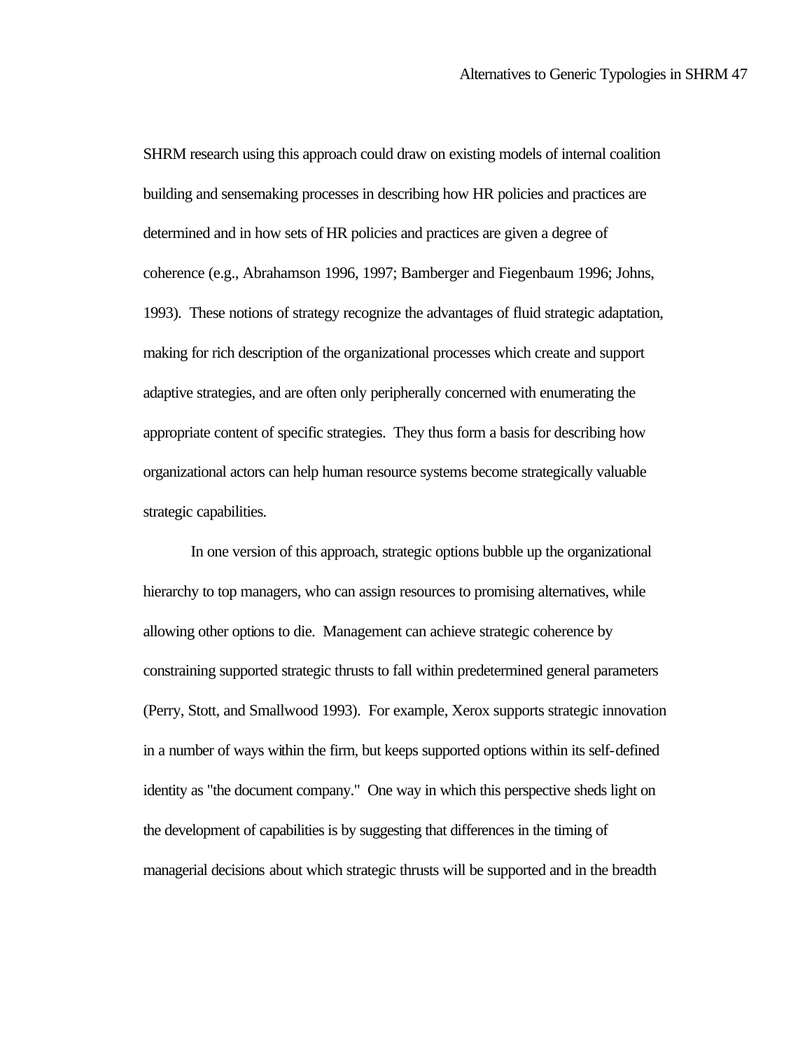SHRM research using this approach could draw on existing models of internal coalition building and sensemaking processes in describing how HR policies and practices are determined and in how sets of HR policies and practices are given a degree of coherence (e.g., Abrahamson 1996, 1997; Bamberger and Fiegenbaum 1996; Johns, 1993). These notions of strategy recognize the advantages of fluid strategic adaptation, making for rich description of the organizational processes which create and support adaptive strategies, and are often only peripherally concerned with enumerating the appropriate content of specific strategies. They thus form a basis for describing how organizational actors can help human resource systems become strategically valuable strategic capabilities.

In one version of this approach, strategic options bubble up the organizational hierarchy to top managers, who can assign resources to promising alternatives, while allowing other options to die. Management can achieve strategic coherence by constraining supported strategic thrusts to fall within predetermined general parameters (Perry, Stott, and Smallwood 1993). For example, Xerox supports strategic innovation in a number of ways within the firm, but keeps supported options within its self-defined identity as "the document company." One way in which this perspective sheds light on the development of capabilities is by suggesting that differences in the timing of managerial decisions about which strategic thrusts will be supported and in the breadth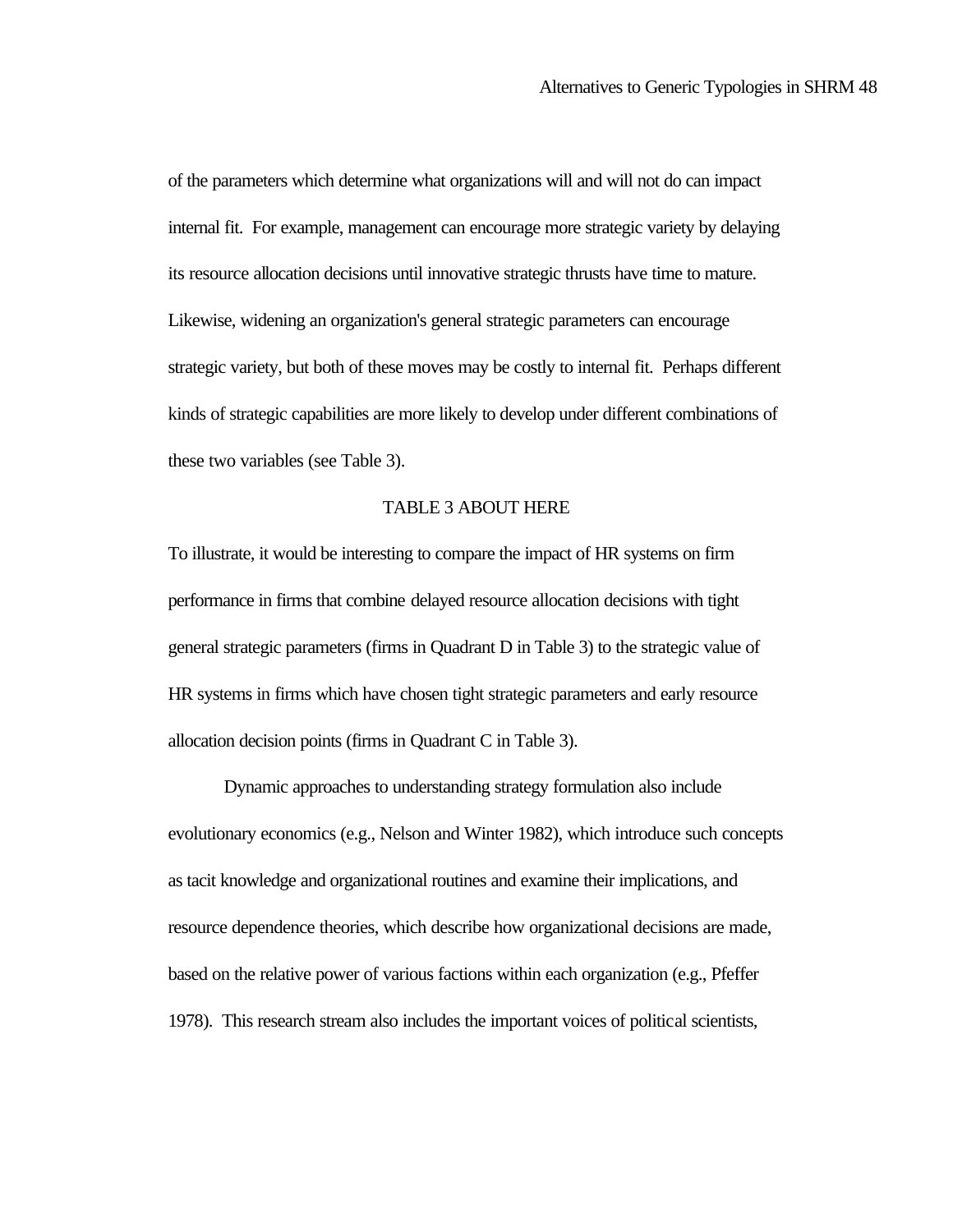of the parameters which determine what organizations will and will not do can impact internal fit. For example, management can encourage more strategic variety by delaying its resource allocation decisions until innovative strategic thrusts have time to mature. Likewise, widening an organization's general strategic parameters can encourage strategic variety, but both of these moves may be costly to internal fit. Perhaps different kinds of strategic capabilities are more likely to develop under different combinations of these two variables (see Table 3).

TABLE 3 ABOUT HERE

To illustrate, it would be interesting to compare the impact of HR systems on firm performance in firms that combine delayed resource allocation decisions with tight general strategic parameters (firms in Quadrant D in Table 3) to the strategic value of HR systems in firms which have chosen tight strategic parameters and early resource allocation decision points (firms in Quadrant C in Table 3).

Dynamic approaches to understanding strategy formulation also include evolutionary economics (e.g., Nelson and Winter 1982), which introduce such concepts as tacit knowledge and organizational routines and examine their implications, and resource dependence theories, which describe how organizational decisions are made, based on the relative power of various factions within each organization (e.g., Pfeffer 1978). This research stream also includes the important voices of political scientists,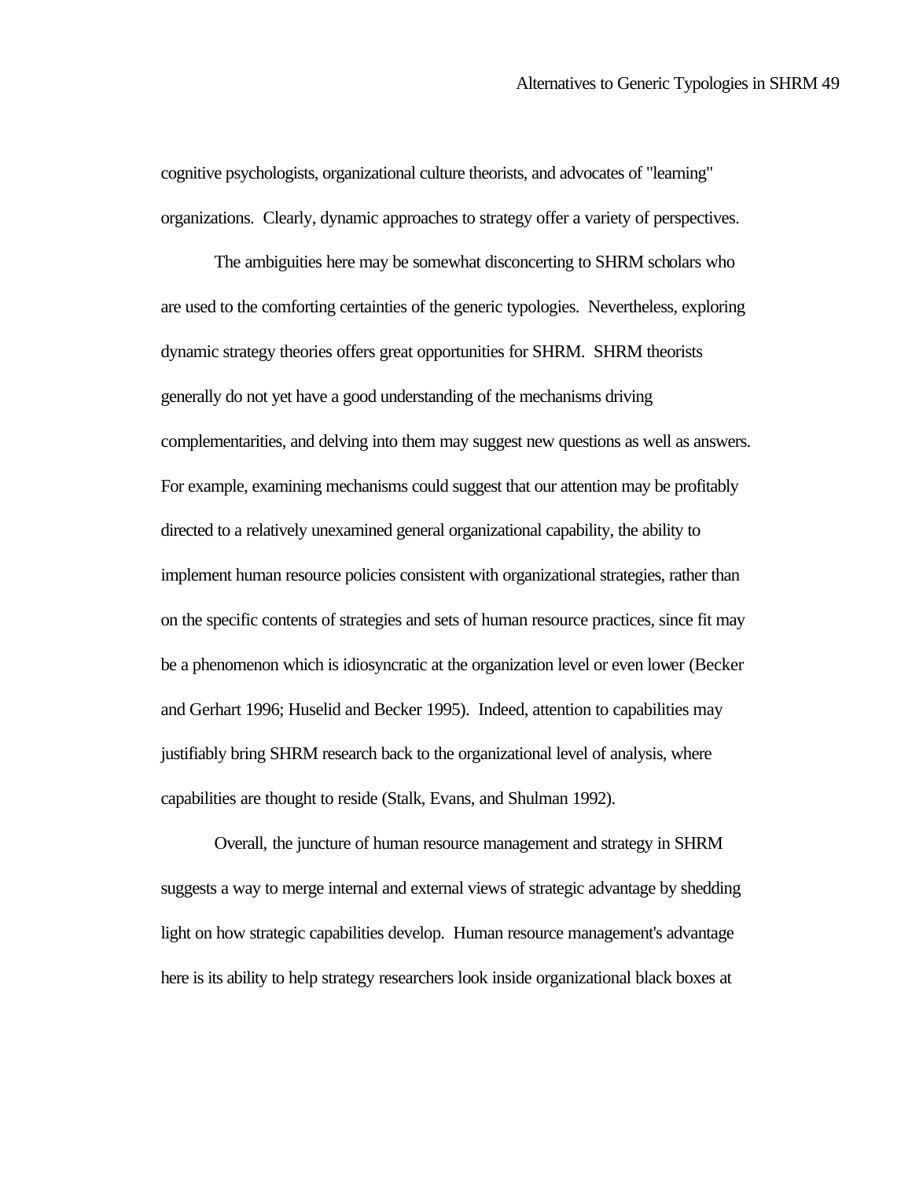cognitive psychologists, organizational culture theorists, and advocates of "learning" organizations. Clearly, dynamic approaches to strategy offer a variety of perspectives.

The ambiguities here may be somewhat disconcerting to SHRM scholars who are used to the comforting certainties of the generic typologies. Nevertheless, exploring dynamic strategy theories offers great opportunities for SHRM. SHRM theorists generally do not yet have a good understanding of the mechanisms driving complementarities, and delving into them may suggest new questions as well as answers. For example, examining mechanisms could suggest that our attention may be profitably directed to a relatively unexamined general organizational capability, the ability to implement human resource policies consistent with organizational strategies, rather than on the specific contents of strategies and sets of human resource practices, since fit may be a phenomenon which is idiosyncratic at the organization level or even lower (Becker and Gerhart 1996; Huselid and Becker 1995). Indeed, attention to capabilities may justifiably bring SHRM research back to the organizational level of analysis, where capabilities are thought to reside (Stalk, Evans, and Shulman 1992).

Overall, the juncture of human resource management and strategy in SHRM suggests a way to merge internal and external views of strategic advantage by shedding light on how strategic capabilities develop. Human resource management's advantage here is its ability to help strategy researchers look inside organizational black boxes at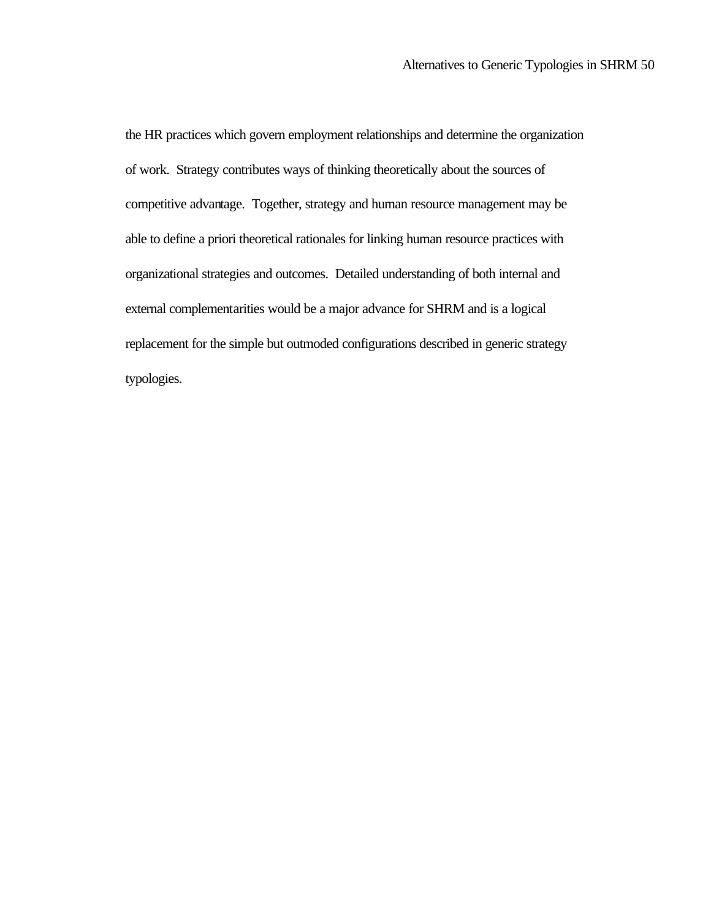the HR practices which govern employment relationships and determine the organization of work. Strategy contributes ways of thinking theoretically about the sources of competitive advantage. Together, strategy and human resource management may be able to define a priori theoretical rationales for linking human resource practices with organizational strategies and outcomes. Detailed understanding of both internal and external complementarities would be a major advance for SHRM and is a logical replacement for the simple but outmoded configurations described in generic strategy typologies.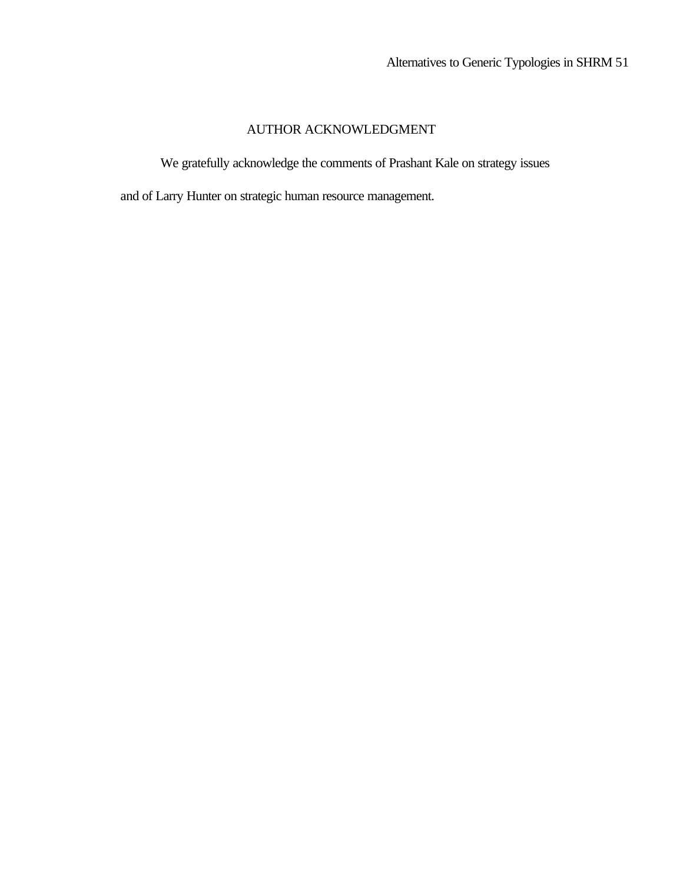# AUTHOR ACKNOWLEDGMENT

We gratefully acknowledge the comments of Prashant Kale on strategy issues and of Larry Hunter on strategic human resource management.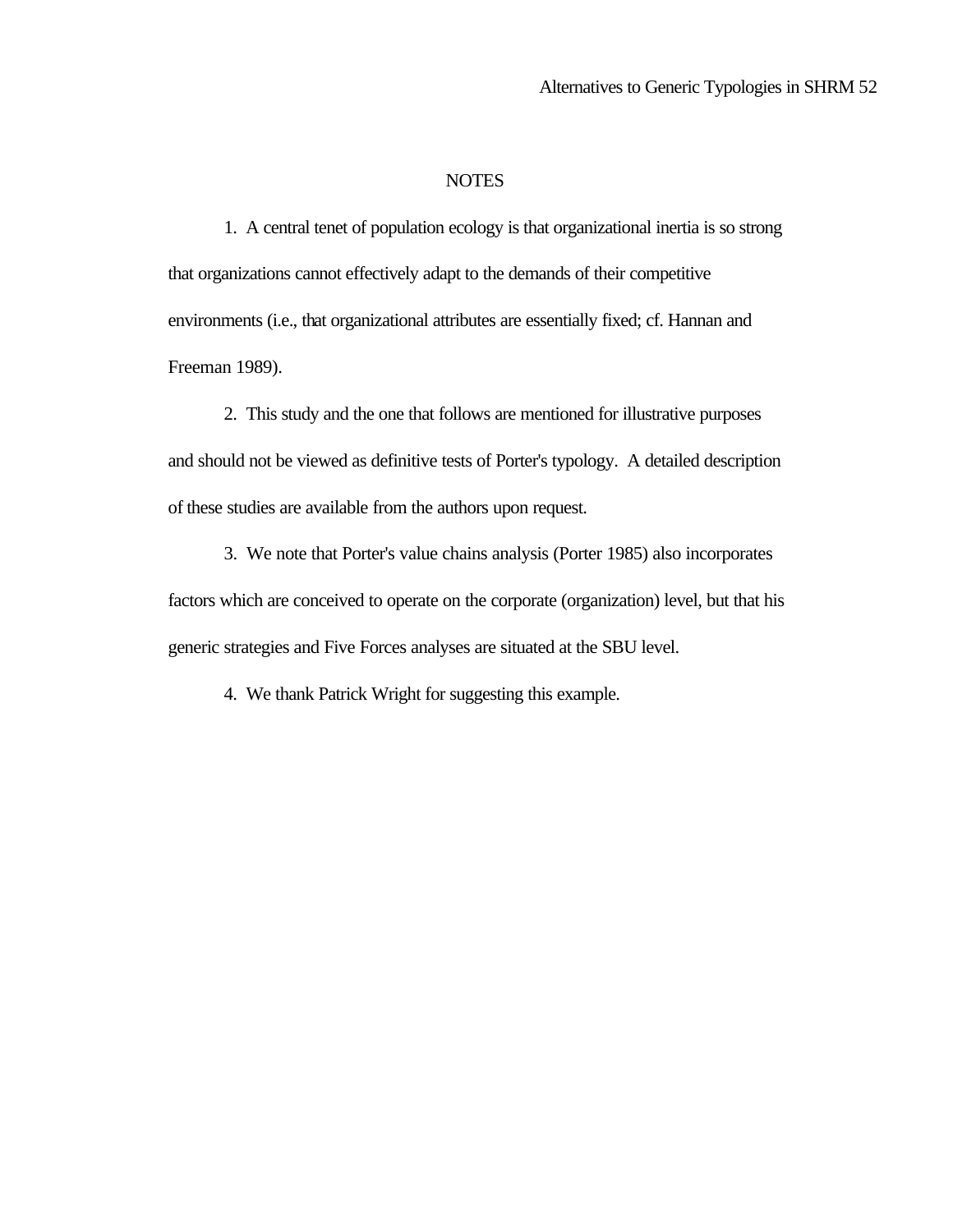## NOTES

1. A central tenet of population ecology is that organizational inertia is so strong that organizations cannot effectively adapt to the demands of their competitive environments (i.e., that organizational attributes are essentially fixed; cf. Hannan and Freeman 1989).

2. This study and the one that follows are mentioned for illustrative purposes and should not be viewed as definitive tests of Porter's typology. A detailed description of these studies are available from the authors upon request.

3. We note that Porter's value chains analysis (Porter 1985) also incorporates factors which are conceived to operate on the corporate (organization) level, but that his generic strategies and Five Forces analyses are situated at the SBU level.

4. We thank Patrick Wright for suggesting this example.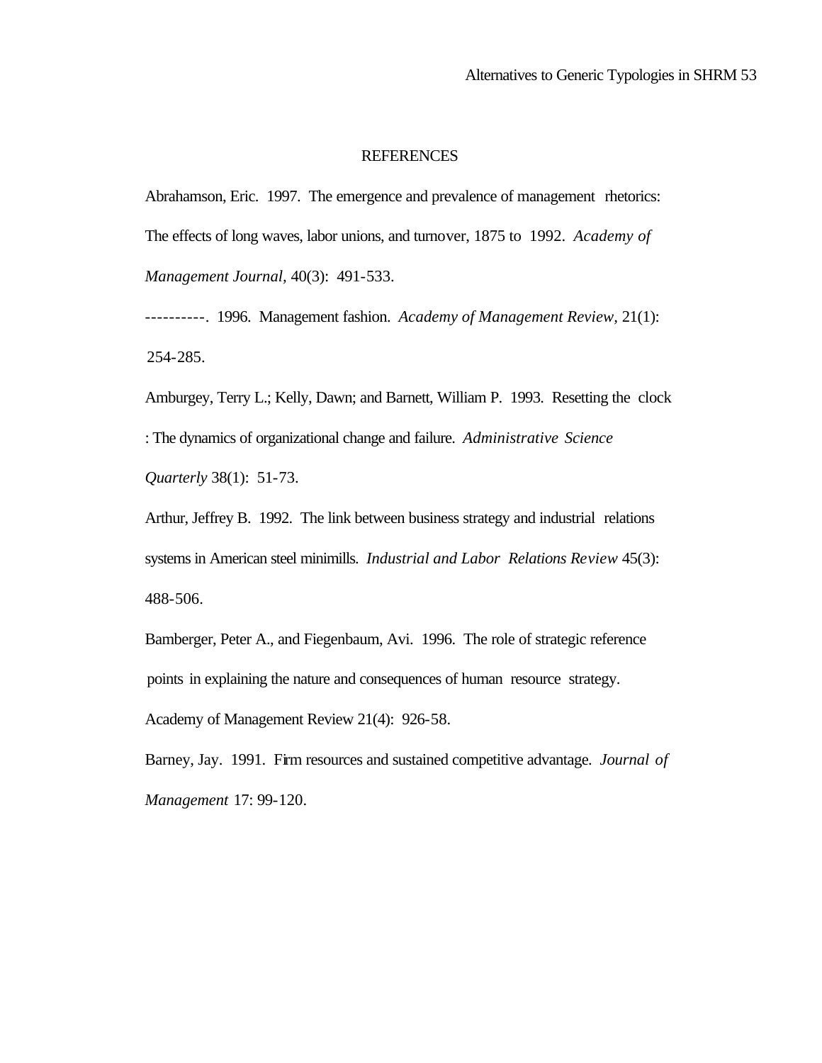# REFERENCES

Abrahamson, Eric. 1997. The emergence and prevalence of management rhetorics: The effects of long waves, labor unions, and turnover, 1875 to 1992. *Academy of Management Journal*, 40(3): 491-533.

----------. 1996. Management fashion. *Academy of Management Review*, 21(1): 254-285.

Amburgey, Terry L.; Kelly, Dawn; and Barnett, William P. 1993. Resetting the clock : The dynamics of organizational change and failure. *Administrative Science Quarterly* 38(1): 51-73.

Arthur, Jeffrey B. 1992. The link between business strategy and industrial relations systems in American steel minimills. *Industrial and Labor Relations Review* 45(3): 488-506.

Bamberger, Peter A., and Fiegenbaum, Avi. 1996. The role of strategic reference points in explaining the nature and consequences of human resource strategy. Academy of Management Review 21(4): 926-58.

Barney, Jay. 1991. Firm resources and sustained competitive advantage. *Journal of Management* 17: 99-120.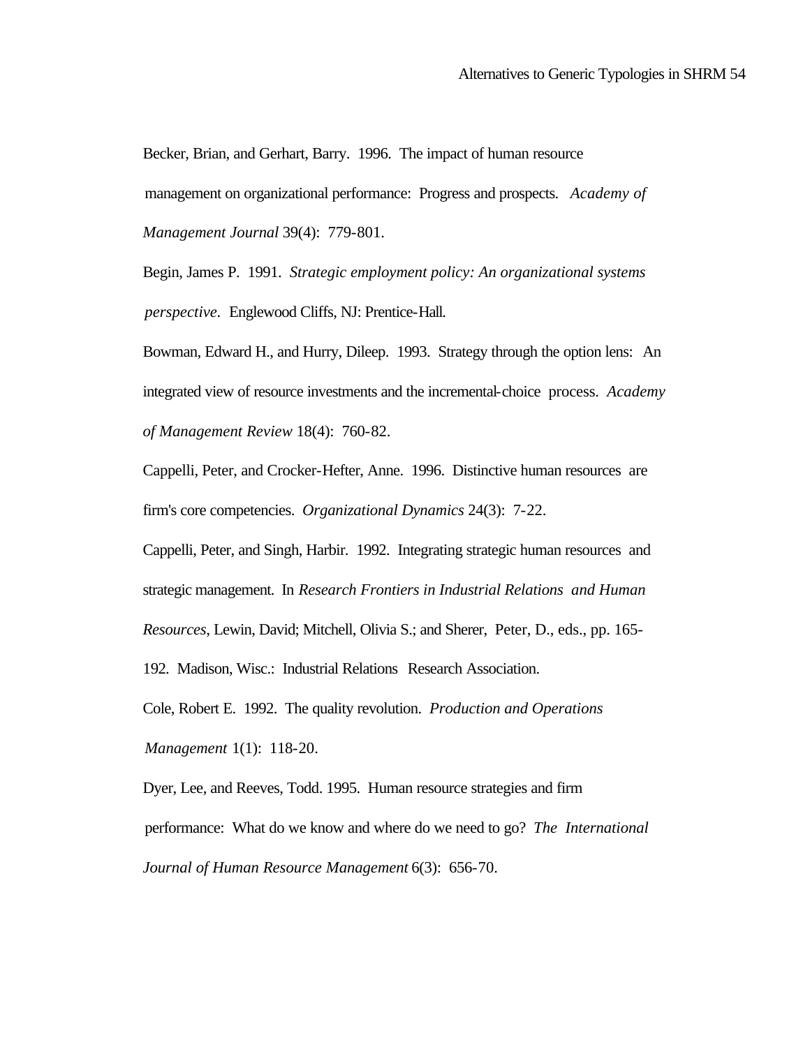Becker, Brian, and Gerhart, Barry. 1996. The impact of human resource management on organizational performance: Progress and prospects. *Academy of Management Journal* 39(4): 779-801.

Begin, James P. 1991. *Strategic employment policy: An organizational systems perspective*. Englewood Cliffs, NJ: Prentice-Hall.

Bowman, Edward H., and Hurry, Dileep. 1993. Strategy through the option lens: An integrated view of resource investments and the incremental-choice process. *Academy of Management Review* 18(4): 760-82.

Cappelli, Peter, and Crocker-Hefter, Anne. 1996. Distinctive human resources are firm's core competencies. *Organizational Dynamics* 24(3): 7-22.

Cappelli, Peter, and Singh, Harbir. 1992. Integrating strategic human resources and strategic management. In *Research Frontiers in Industrial Relations and Human Resources*, Lewin, David; Mitchell, Olivia S.; and Sherer, Peter, D., eds., pp. 165-192. Madison, Wisc.: Industrial Relations Research Association.

Cole, Robert E. 1992. The quality revolution. *Production and Operations Management* 1(1): 118-20.

Dyer, Lee, and Reeves, Todd. 1995. Human resource strategies and firm performance: What do we know and where do we need to go? *The International Journal of Human Resource Management* 6(3): 656-70.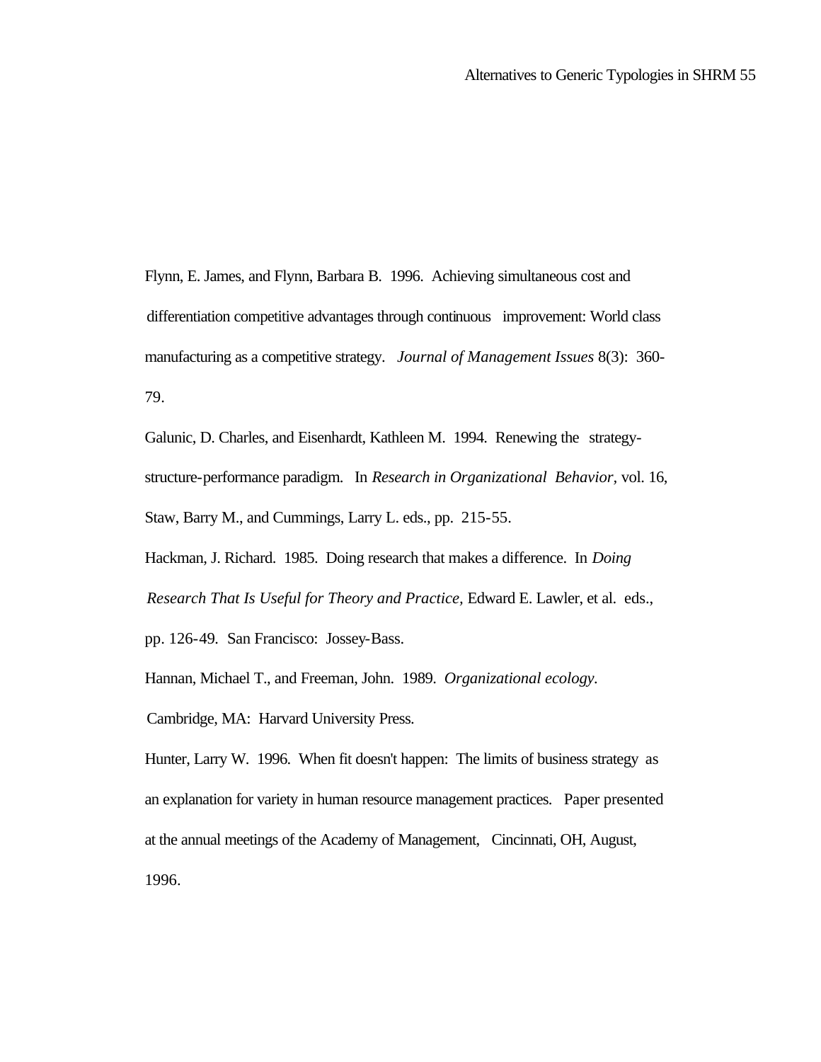Flynn, E. James, and Flynn, Barbara B. 1996. Achieving simultaneous cost and differentiation competitive advantages through continuous improvement: World class manufacturing as a competitive strategy. *Journal of Management Issues* 8(3): 360-79.

Galunic, D. Charles, and Eisenhardt, Kathleen M. 1994. Renewing the strategy-structure-performance paradigm. In *Research in Organizational Behavior*, vol. 16, Staw, Barry M., and Cummings, Larry L. eds., pp. 215-55.

Hackman, J. Richard. 1985. Doing research that makes a difference. In *Doing Research That Is Useful for Theory and Practice*, Edward E. Lawler, et al. eds., pp. 126-49. San Francisco: Jossey-Bass.

Hannan, Michael T., and Freeman, John. 1989. *Organizational ecology*. Cambridge, MA: Harvard University Press.

Hunter, Larry W. 1996. When fit doesn't happen: The limits of business strategy as an explanation for variety in human resource management practices. Paper presented at the annual meetings of the Academy of Management, Cincinnati, OH, August, 1996.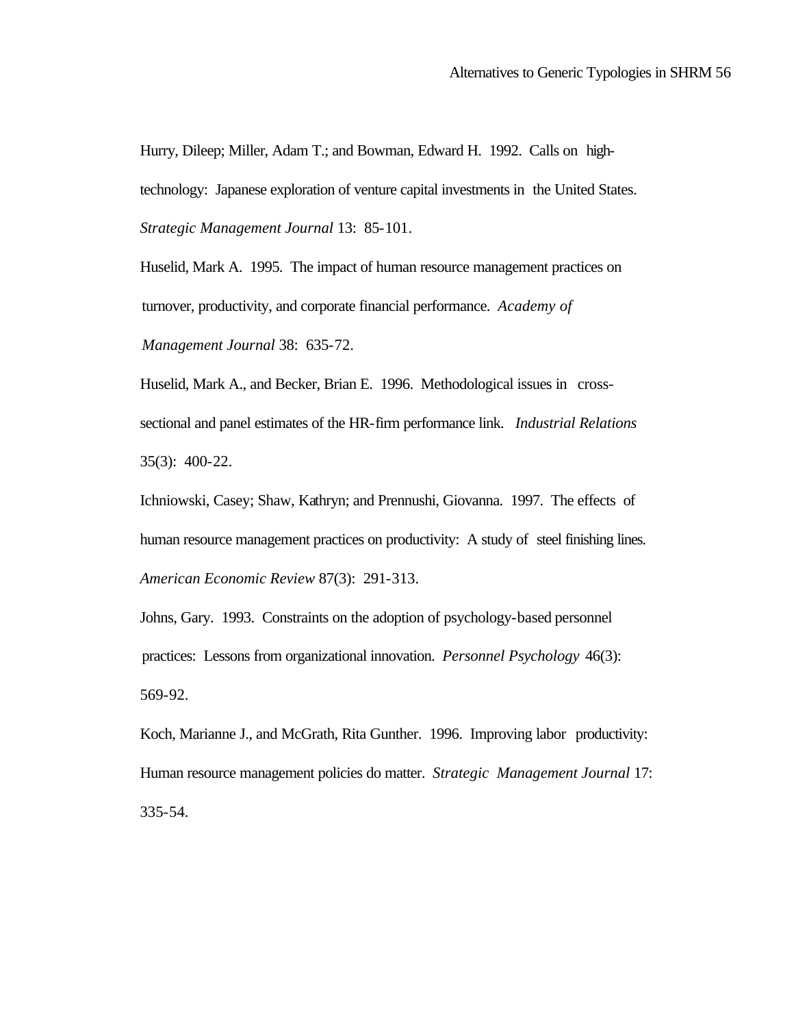Hurry, Dileep; Miller, Adam T.; and Bowman, Edward H. 1992. Calls on high-technology: Japanese exploration of venture capital investments in the United States. *Strategic Management Journal* 13: 85-101.

Huselid, Mark A. 1995. The impact of human resource management practices on turnover, productivity, and corporate financial performance. *Academy of Management Journal* 38: 635-72.

Huselid, Mark A., and Becker, Brian E. 1996. Methodological issues in cross-sectional and panel estimates of the HR-firm performance link. *Industrial Relations* 35(3): 400-22.

Ichniowski, Casey; Shaw, Kathryn; and Prennushi, Giovanna. 1997. The effects of human resource management practices on productivity: A study of steel finishing lines. *American Economic Review* 87(3): 291-313.

Johns, Gary. 1993. Constraints on the adoption of psychology-based personnel practices: Lessons from organizational innovation. *Personnel Psychology* 46(3): 569-92.

Koch, Marianne J., and McGrath, Rita Gunther. 1996. Improving labor productivity: Human resource management policies do matter. *Strategic Management Journal* 17: 335-54.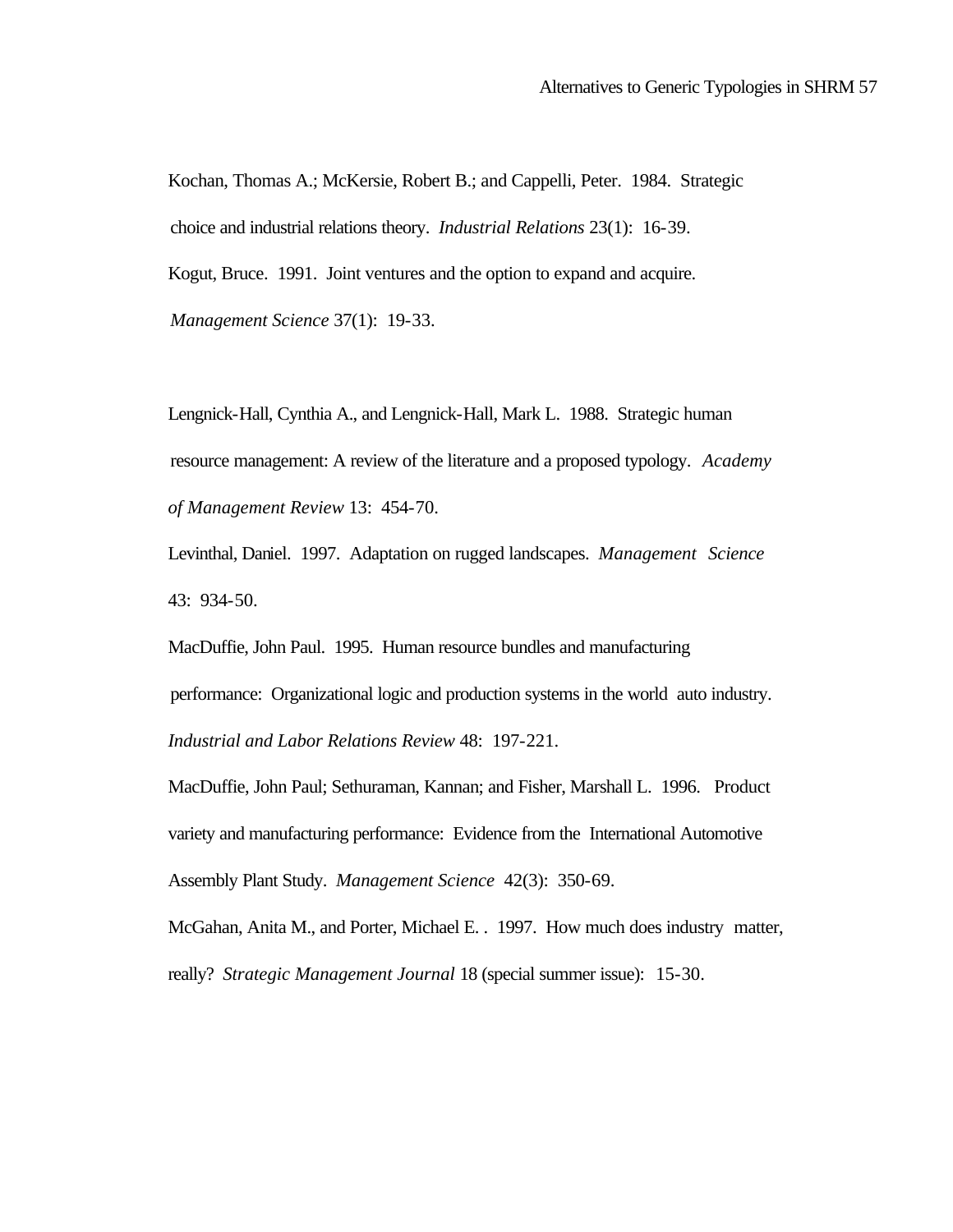Kochan, Thomas A.; McKersie, Robert B.; and Cappelli, Peter. 1984. Strategic choice and industrial relations theory. *Industrial Relations* 23(1): 16-39.

Kogut, Bruce. 1991. Joint ventures and the option to expand and acquire. *Management Science* 37(1): 19-33.

Lengnick-Hall, Cynthia A., and Lengnick-Hall, Mark L. 1988. Strategic human resource management: A review of the literature and a proposed typology. *Academy of Management Review* 13: 454-70.

Levinthal, Daniel. 1997. Adaptation on rugged landscapes. *Management Science* 43: 934-50.

MacDuffie, John Paul. 1995. Human resource bundles and manufacturing performance: Organizational logic and production systems in the world auto industry. *Industrial and Labor Relations Review* 48: 197-221.

MacDuffie, John Paul; Sethuraman, Kannan; and Fisher, Marshall L. 1996. Product variety and manufacturing performance: Evidence from the International Automotive Assembly Plant Study. *Management Science* 42(3): 350-69.

McGahan, Anita M., and Porter, Michael E. . 1997. How much does industry matter, really? *Strategic Management Journal* 18 (special summer issue): 15-30.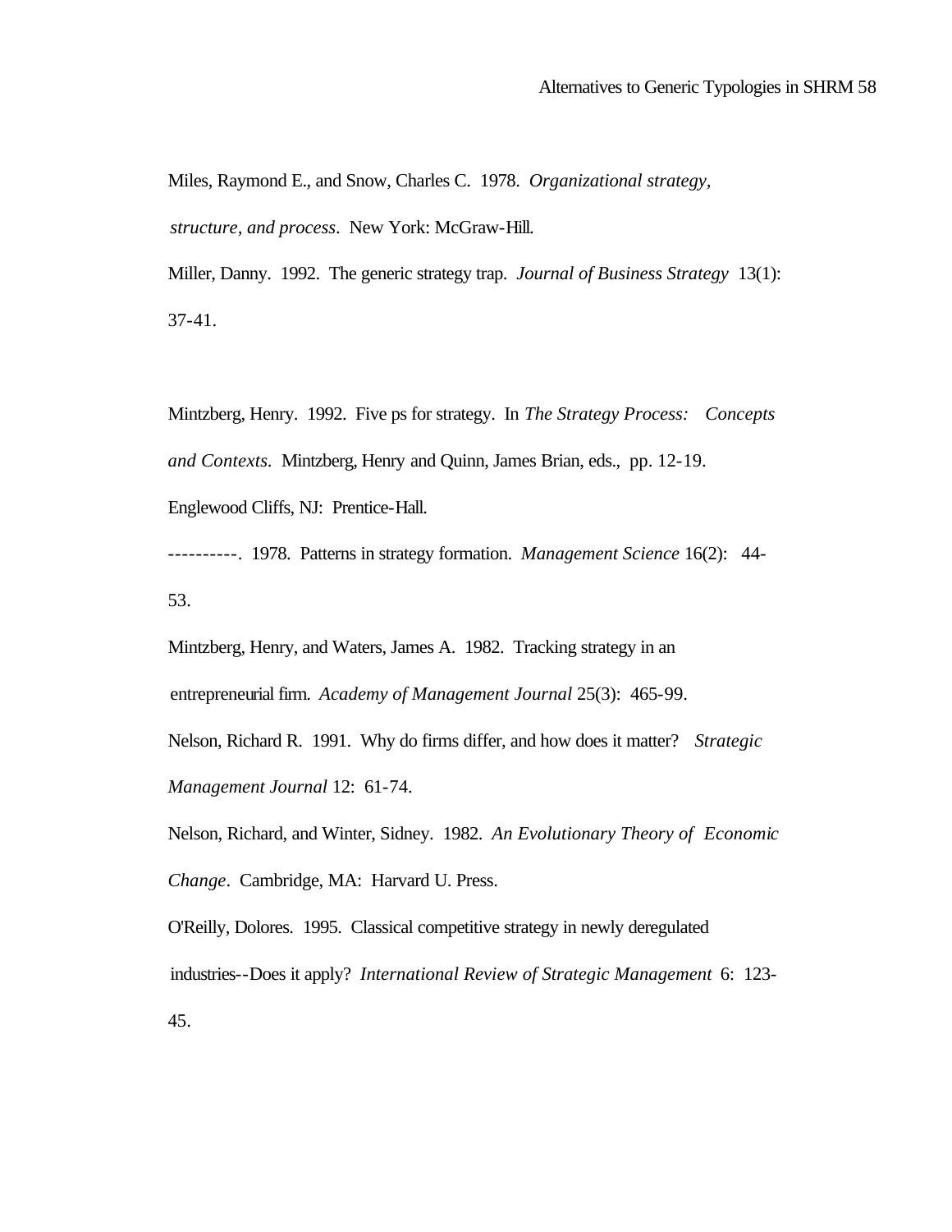Miles, Raymond E., and Snow, Charles C. 1978. *Organizational strategy, structure, and process*. New York: McGraw-Hill.

Miller, Danny. 1992. The generic strategy trap. *Journal of Business Strategy* 13(1): 37-41.

Mintzberg, Henry. 1992. Five ps for strategy. In *The Strategy Process: Concepts and Contexts*. Mintzberg, Henry and Quinn, James Brian, eds., pp. 12-19. Englewood Cliffs, NJ: Prentice-Hall.

----------. 1978. Patterns in strategy formation. *Management Science* 16(2): 44-53.

Mintzberg, Henry, and Waters, James A. 1982. Tracking strategy in an entrepreneurial firm. *Academy of Management Journal* 25(3): 465-99.

Nelson, Richard R. 1991. Why do firms differ, and how does it matter? *Strategic Management Journal* 12: 61-74.

Nelson, Richard, and Winter, Sidney. 1982. *An Evolutionary Theory of Economic Change*. Cambridge, MA: Harvard U. Press.

O'Reilly, Dolores. 1995. Classical competitive strategy in newly deregulated industries--Does it apply? *International Review of Strategic Management* 6: 123-45.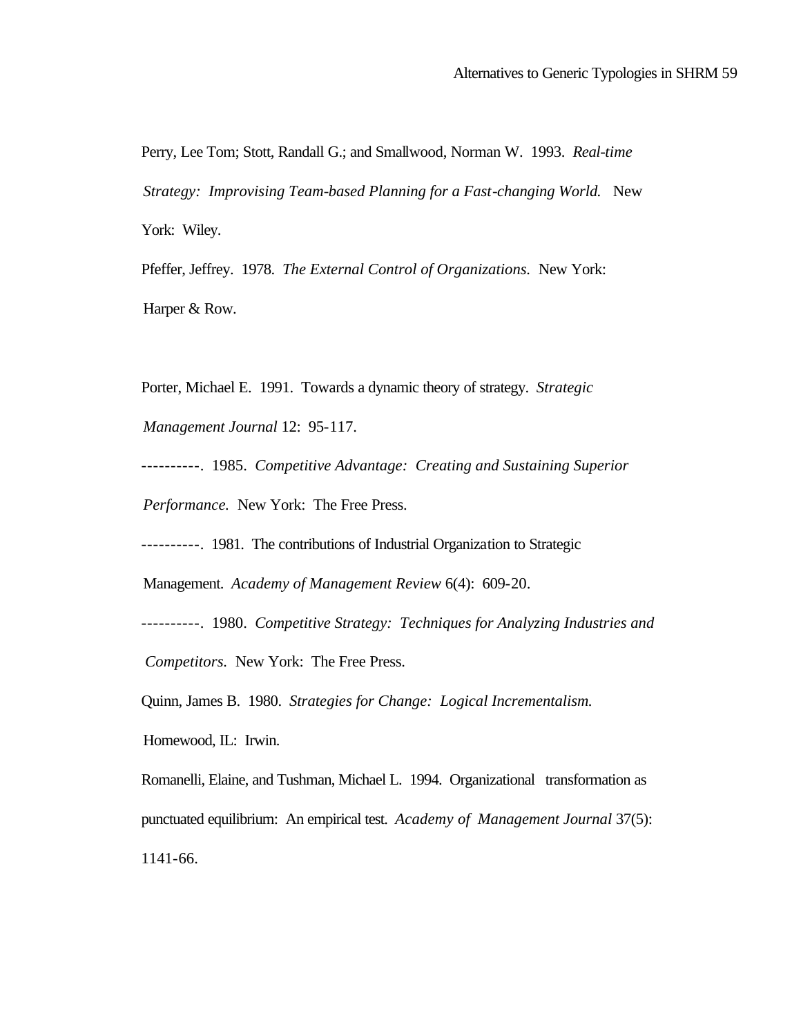Perry, Lee Tom; Stott, Randall G.; and Smallwood, Norman W. 1993. *Real-time Strategy: Improvising Team-based Planning for a Fast-changing World.* New York: Wiley.

Pfeffer, Jeffrey. 1978. *The External Control of Organizations.* New York: Harper & Row.

Porter, Michael E. 1991. Towards a dynamic theory of strategy. *Strategic Management Journal* 12: 95-117.

----------. 1985. *Competitive Advantage: Creating and Sustaining Superior Performance.* New York: The Free Press.

----------. 1981. The contributions of Industrial Organization to Strategic Management. *Academy of Management Review* 6(4): 609-20.

----------. 1980. *Competitive Strategy: Techniques for Analyzing Industries and Competitors.* New York: The Free Press.

Quinn, James B. 1980. *Strategies for Change: Logical Incrementalism.* Homewood, IL: Irwin.

Romanelli, Elaine, and Tushman, Michael L. 1994. Organizational transformation as punctuated equilibrium: An empirical test. *Academy of Management Journal* 37(5): 1141-66.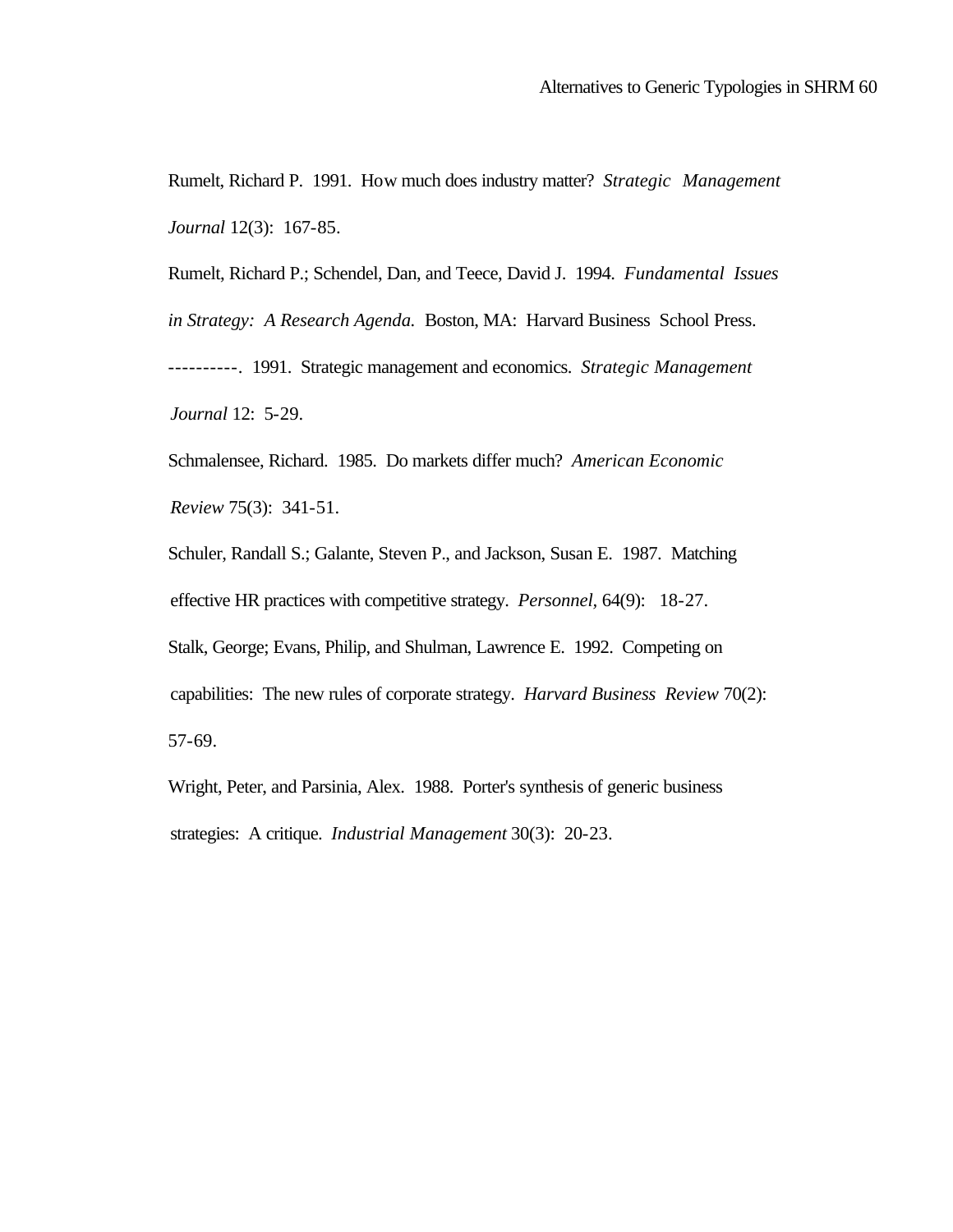Rumelt, Richard P. 1991. How much does industry matter? *Strategic Management Journal* 12(3): 167-85.

Rumelt, Richard P.; Schendel, Dan, and Teece, David J. 1994. *Fundamental Issues in Strategy: A Research Agenda.* Boston, MA: Harvard Business School Press.

----------. 1991. Strategic management and economics. *Strategic Management Journal* 12: 5-29.

Schmalensee, Richard. 1985. Do markets differ much? *American Economic Review* 75(3): 341-51.

Schuler, Randall S.; Galante, Steven P., and Jackson, Susan E. 1987. Matching effective HR practices with competitive strategy. *Personnel*, 64(9): 18-27.

Stalk, George; Evans, Philip, and Shulman, Lawrence E. 1992. Competing on capabilities: The new rules of corporate strategy. *Harvard Business Review* 70(2): 57-69.

Wright, Peter, and Parsinia, Alex. 1988. Porter's synthesis of generic business strategies: A critique. *Industrial Management* 30(3): 20-23.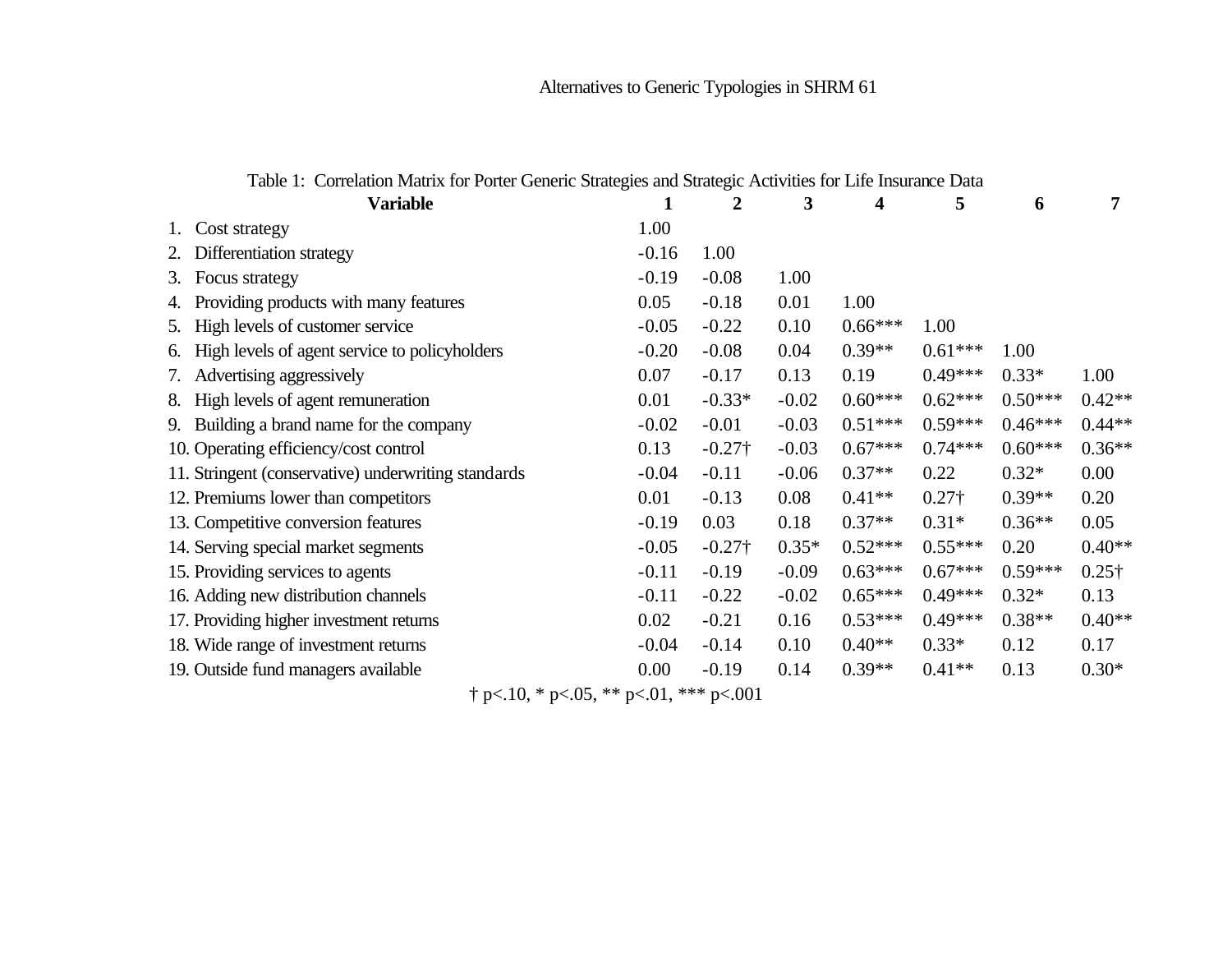Table 1: Correlation Matrix for Porter Generic Strategies and Strategic Activities for Life Insurance Data

| Variable | 1 | 2 | 3 | 4 | 5 | 6 | 7 |
|---|---|---|---|---|---|---|---|
| 1. Cost strategy | 1.00 | | | | | | |
| 2. Differentiation strategy | -0.16 | 1.00 | | | | | |
| 3. Focus strategy | -0.19 | -0.08 | 1.00 | | | | |
| 4. Providing products with many features | 0.05 | -0.18 | 0.01 | 1.00 | | | |
| 5. High levels of customer service | -0.05 | -0.22 | 0.10 | 0.66*** | 1.00 | | |
| 6. High levels of agent service to policyholders | -0.20 | -0.08 | 0.04 | 0.39** | 0.61*** | 1.00 | |
| 7. Advertising aggressively | 0.07 | -0.17 | 0.13 | 0.19 | 0.49*** | 0.33* | 1.00 |
| 8. High levels of agent remuneration | 0.01 | -0.33* | -0.02 | 0.60*** | 0.62*** | 0.50*** | 0.42** |
| 9. Building a brand name for the company | -0.02 | -0.01 | -0.03 | 0.51*** | 0.59*** | 0.46*** | 0.44** |
| 10. Operating efficiency/cost control | 0.13 | -0.27† | -0.03 | 0.67*** | 0.74*** | 0.60*** | 0.36** |
| 11. Stringent (conservative) underwriting standards | -0.04 | -0.11 | -0.06 | 0.37** | 0.22 | 0.32* | 0.00 |
| 12. Premiums lower than competitors | 0.01 | -0.13 | 0.08 | 0.41** | 0.27† | 0.39** | 0.20 |
| 13. Competitive conversion features | -0.19 | 0.03 | 0.18 | 0.37** | 0.31* | 0.36** | 0.05 |
| 14. Serving special market segments | -0.05 | -0.27† | 0.35* | 0.52*** | 0.55*** | 0.20 | 0.40** |
| 15. Providing services to agents | -0.11 | -0.19 | -0.09 | 0.63*** | 0.67*** | 0.59*** | 0.25† |
| 16. Adding new distribution channels | -0.11 | -0.22 | -0.02 | 0.65*** | 0.49*** | 0.32* | 0.13 |
| 17. Providing higher investment returns | 0.02 | -0.21 | 0.16 | 0.53*** | 0.49*** | 0.38** | 0.40** |
| 18. Wide range of investment returns | -0.04 | -0.14 | 0.10 | 0.40** | 0.33* | 0.12 | 0.17 |
| 19. Outside fund managers available | 0.00 | -0.19 | 0.14 | 0.39** | 0.41** | 0.13 | 0.30* |

† p<.10, * p<.05, ** p<.01, *** p<.001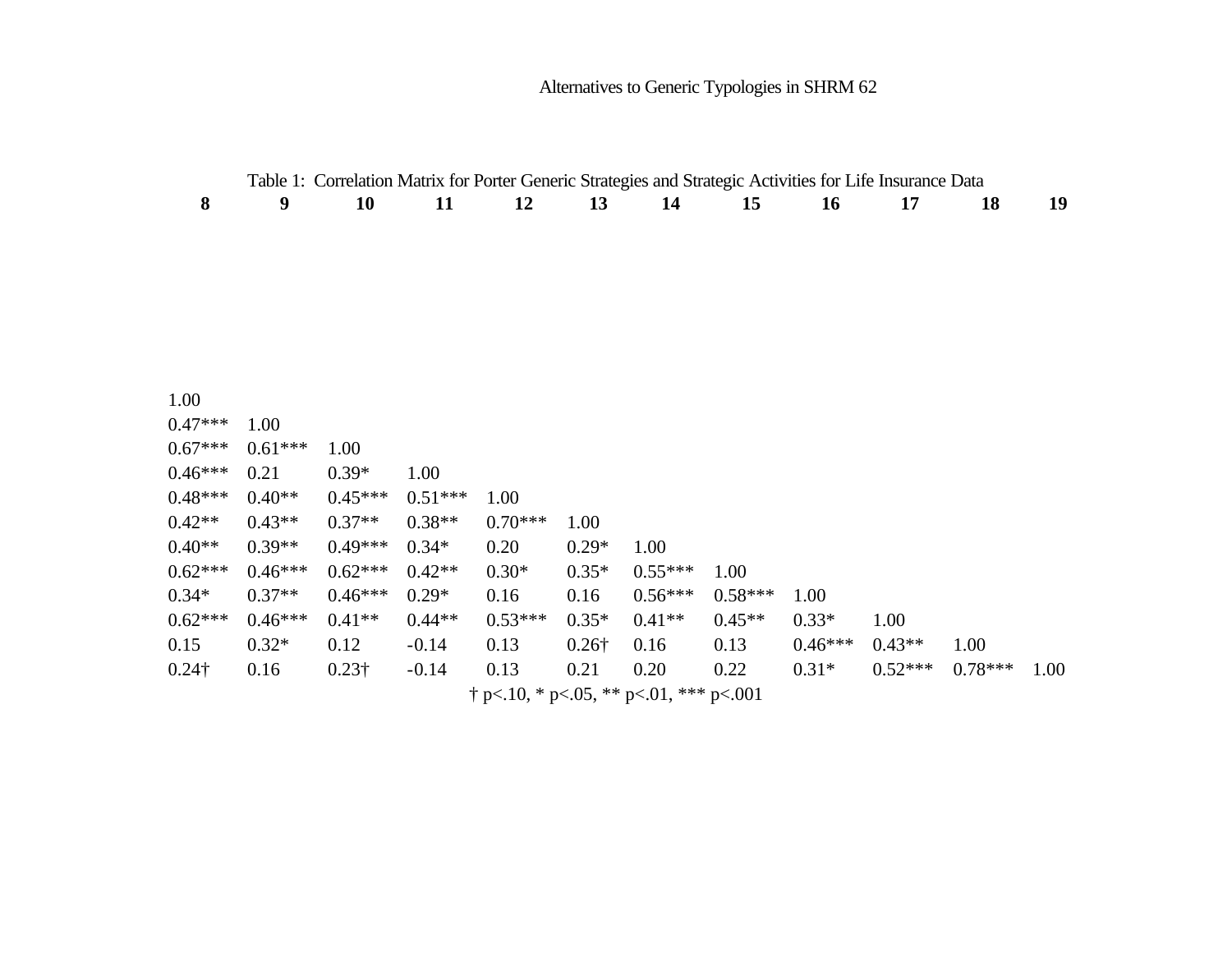Table 1: Correlation Matrix for Porter Generic Strategies and Strategic Activities for Life Insurance Data

| 8 | 9 | 10 | 11 | 12 | 13 | 14 | 15 | 16 | 17 | 18 | 19 |
|---|---|---|---|---|---|---|---|---|---|---|---|
| 1.00 | | | | | | | | | | | |
| 0.47*** | 1.00 | | | | | | | | | | |
| 0.67*** | 0.61*** | 1.00 | | | | | | | | | |
| 0.46*** | 0.21 | 0.39* | 1.00 | | | | | | | | |
| 0.48*** | 0.40** | 0.45*** | 0.51*** | 1.00 | | | | | | | |
| 0.42** | 0.43** | 0.37** | 0.38** | 0.70*** | 1.00 | | | | | | |
| 0.40** | 0.39** | 0.49*** | 0.34* | 0.20 | 0.29* | 1.00 | | | | | |
| 0.62*** | 0.46*** | 0.62*** | 0.42** | 0.30* | 0.35* | 0.55*** | 1.00 | | | | |
| 0.34* | 0.37** | 0.46*** | 0.29* | 0.16 | 0.16 | 0.56*** | 0.58*** | 1.00 | | | |
| 0.62*** | 0.46*** | 0.41** | 0.44** | 0.53*** | 0.35* | 0.41** | 0.45** | 0.33* | 1.00 | | |
| 0.15 | 0.32* | 0.12 | -0.14 | 0.13 | 0.26† | 0.16 | 0.13 | 0.46*** | 0.43** | 1.00 | |
| 0.24† | 0.16 | 0.23† | -0.14 | 0.13 | 0.21 | 0.20 | 0.22 | 0.31* | 0.52*** | 0.78*** | 1.00 |

† p<.10, * p<.05, ** p<.01, *** p<.001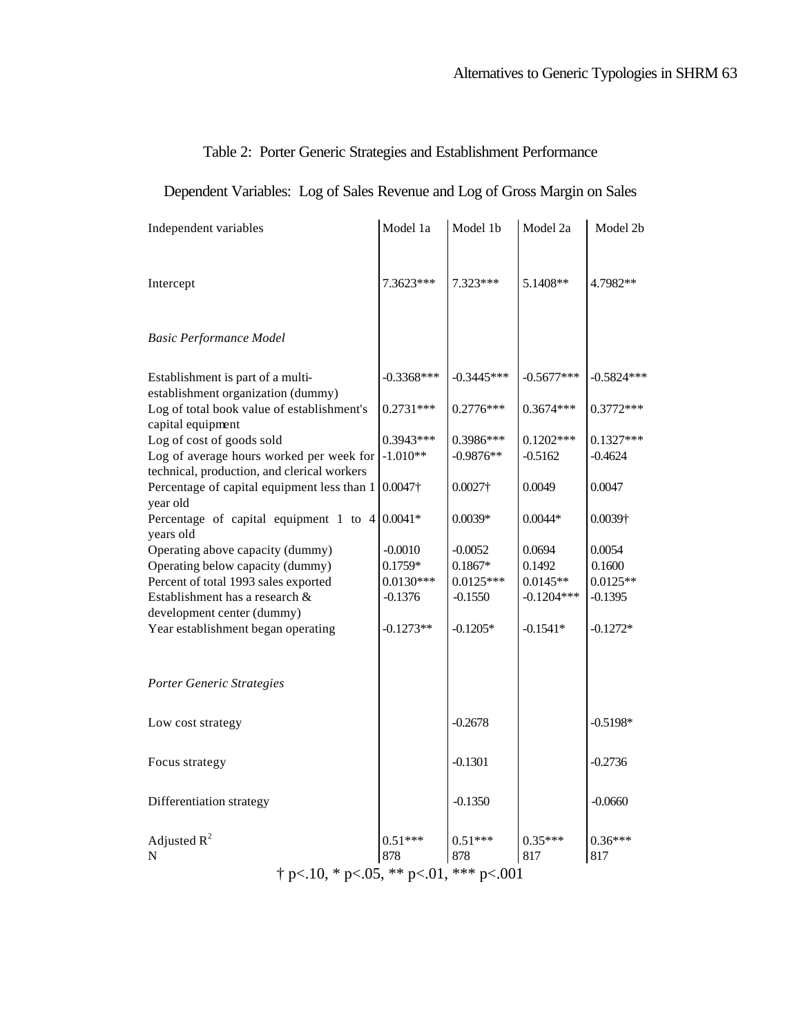Table 2: Porter Generic Strategies and Establishment Performance

Dependent Variables: Log of Sales Revenue and Log of Gross Margin on Sales

| Independent variables | Model 1a | Model 1b | Model 2a | Model 2b |
|---|---|---|---|---|
| Intercept | 7.3623*** | 7.323*** | 5.1408** | 4.7982** |
| *Basic Performance Model* | | | | |
| Establishment is part of a multi-establishment organization (dummy) | -0.3368*** | -0.3445*** | -0.5677*** | -0.5824*** |
| Log of total book value of establishment's capital equipment | 0.2731*** | 0.2776*** | 0.3674*** | 0.3772*** |
| Log of cost of goods sold | 0.3943*** | 0.3986*** | 0.1202*** | 0.1327*** |
| Log of average hours worked per week for technical, production, and clerical workers | -1.010** | -0.9876** | -0.5162 | -0.4624 |
| Percentage of capital equipment less than 1 year old | 0.0047† | 0.0027† | 0.0049 | 0.0047 |
| Percentage of capital equipment 1 to 4 years old | 0.0041* | 0.0039* | 0.0044* | 0.0039† |
| Operating above capacity (dummy) | -0.0010 | -0.0052 | 0.0694 | 0.0054 |
| Operating below capacity (dummy) | 0.1759* | 0.1867* | 0.1492 | 0.1600 |
| Percent of total 1993 sales exported | 0.0130*** | 0.0125*** | 0.0145** | 0.0125** |
| Establishment has a research & development center (dummy) | -0.1376 | -0.1550 | -0.1204*** | -0.1395 |
| Year establishment began operating | -0.1273** | -0.1205* | -0.1541* | -0.1272* |
| *Porter Generic Strategies* | | | | |
| Low cost strategy | | -0.2678 | | -0.5198* |
| Focus strategy | | -0.1301 | | -0.2736 |
| Differentiation strategy | | -0.1350 | | -0.0660 |
| Adjusted $R^2$ | 0.51*** | 0.51*** | 0.35*** | 0.36*** |
| N | 878 | 878 | 817 | 817 |

† $p<.10$, * $p<.05$, ** $p<.01$, *** $p<.001$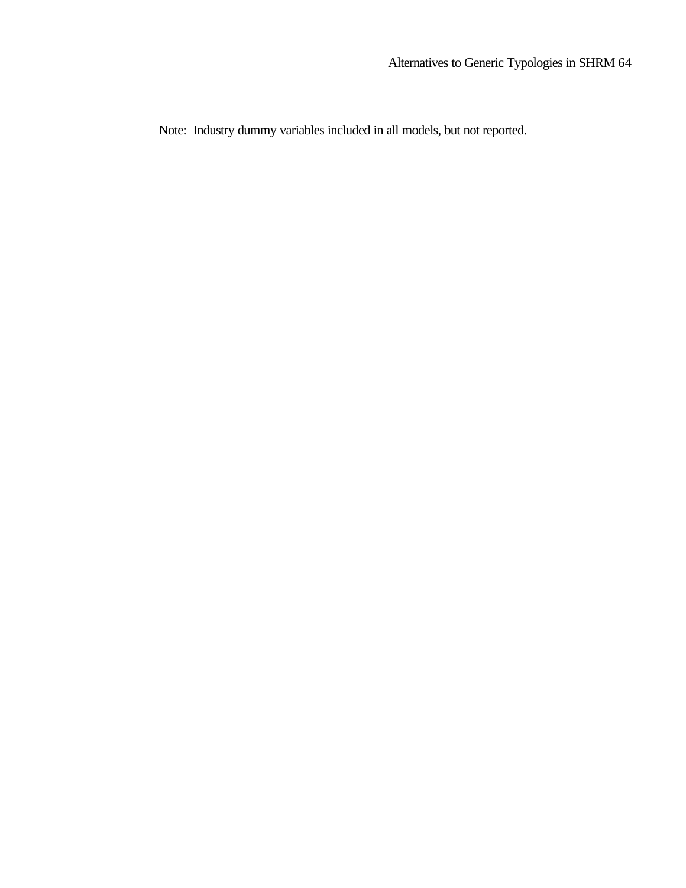Note: Industry dummy variables included in all models, but not reported.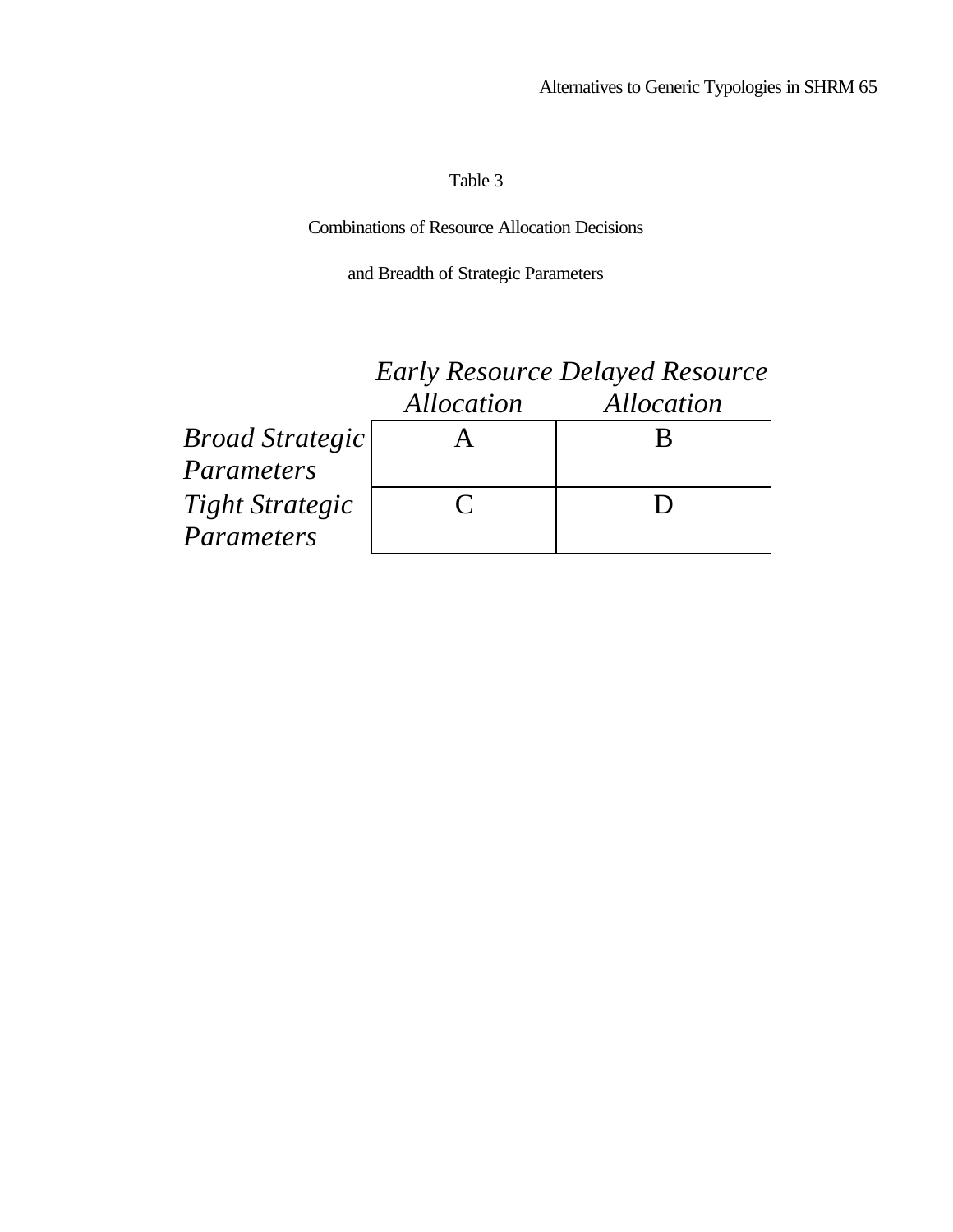Table 3

Combinations of Resource Allocation Decisions

and Breadth of Strategic Parameters

| | *Early Resource Allocation* | *Delayed Resource Allocation* |
|---|---|---|
| *Broad Strategic Parameters* | A | B |
| *Tight Strategic Parameters* | C | D |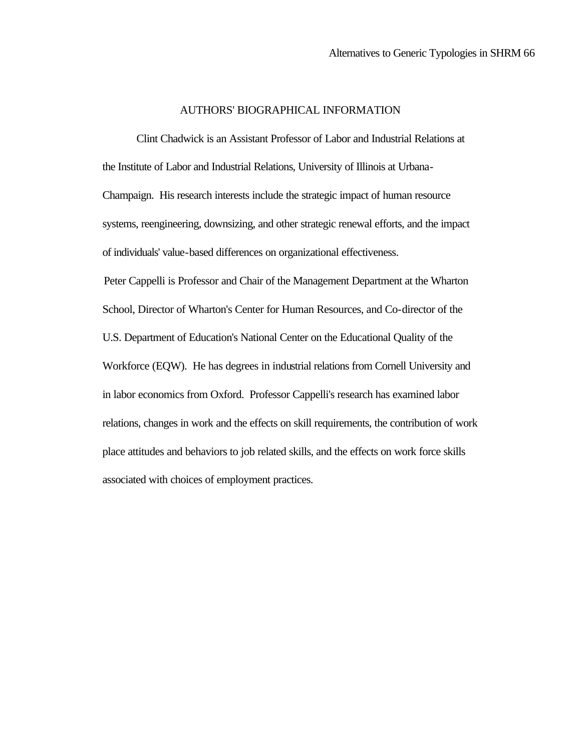# AUTHORS' BIOGRAPHICAL INFORMATION

Clint Chadwick is an Assistant Professor of Labor and Industrial Relations at the Institute of Labor and Industrial Relations, University of Illinois at Urbana-Champaign. His research interests include the strategic impact of human resource systems, reengineering, downsizing, and other strategic renewal efforts, and the impact of individuals' value-based differences on organizational effectiveness.

Peter Cappelli is Professor and Chair of the Management Department at the Wharton School, Director of Wharton's Center for Human Resources, and Co-director of the U.S. Department of Education's National Center on the Educational Quality of the Workforce (EQW). He has degrees in industrial relations from Cornell University and in labor economics from Oxford. Professor Cappelli's research has examined labor relations, changes in work and the effects on skill requirements, the contribution of work place attitudes and behaviors to job related skills, and the effects on work force skills associated with choices of employment practices.